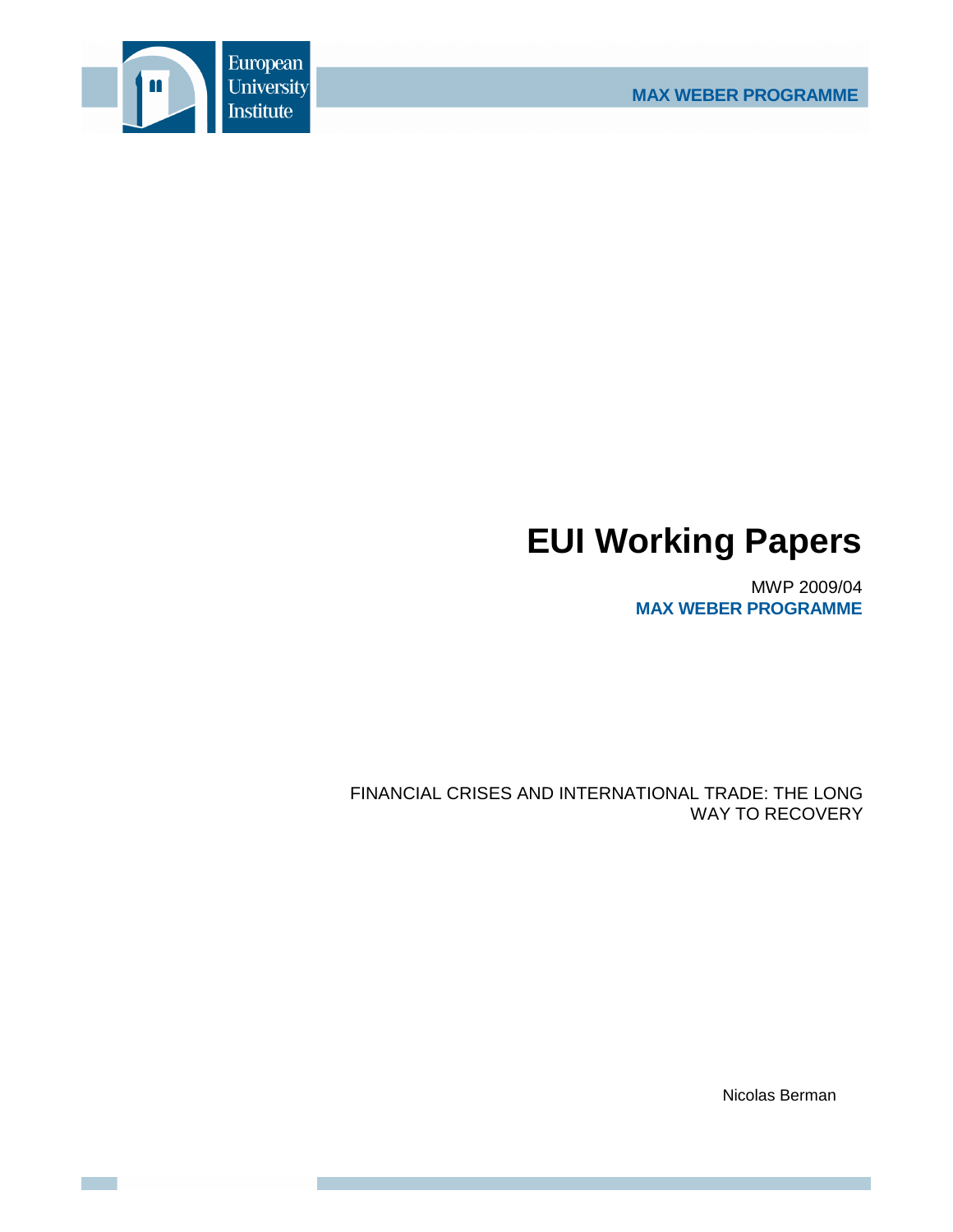European University Institute

MAX WEBER PROGRAMME

# EUI Working Papers

MWP 2009/04
**MAX WEBER PROGRAMME**

FINANCIAL CRISES AND INTERNATIONAL TRADE: THE LONG WAY TO RECOVERY

Nicolas Berman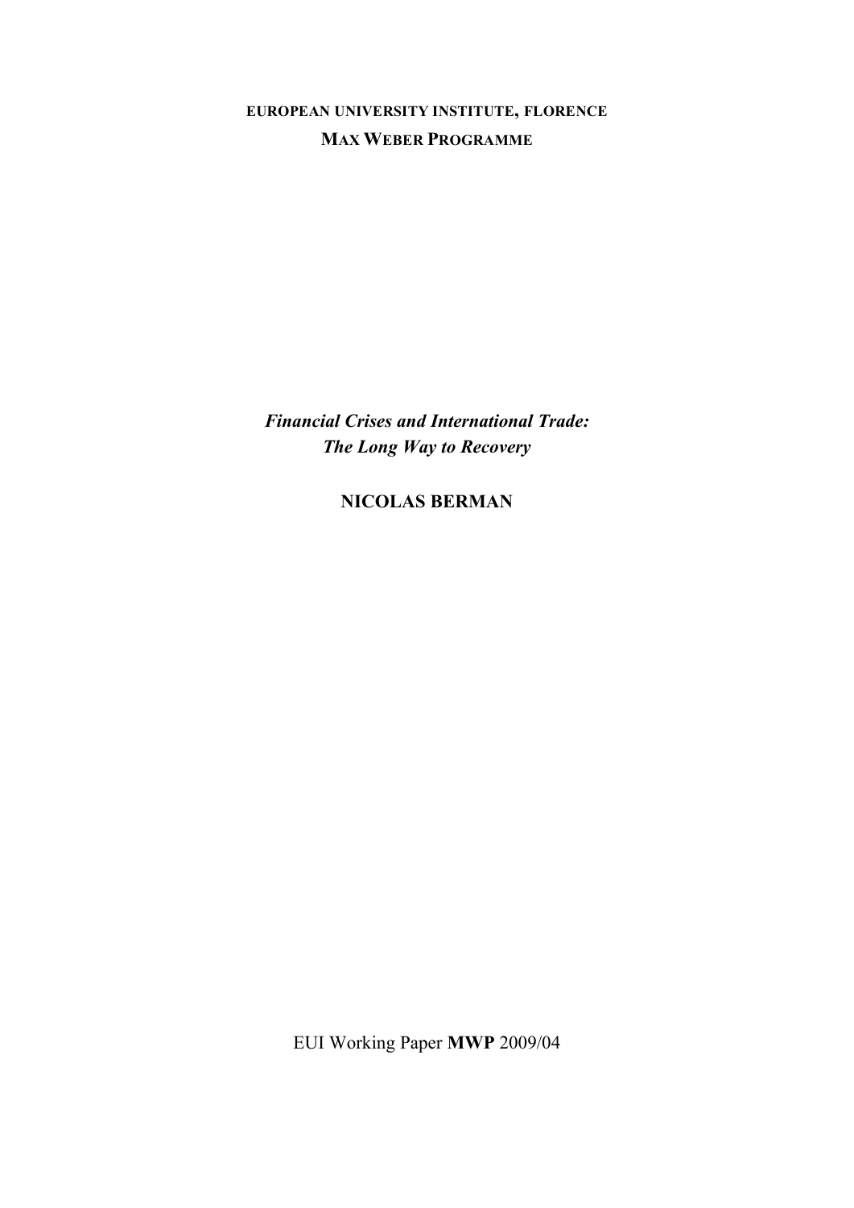**EUROPEAN UNIVERSITY INSTITUTE, FLORENCE**

**MAX WEBER PROGRAMME**

***Financial Crises and International Trade: The Long Way to Recovery***

**NICOLAS BERMAN**

EUI Working Paper **MWP** 2009/04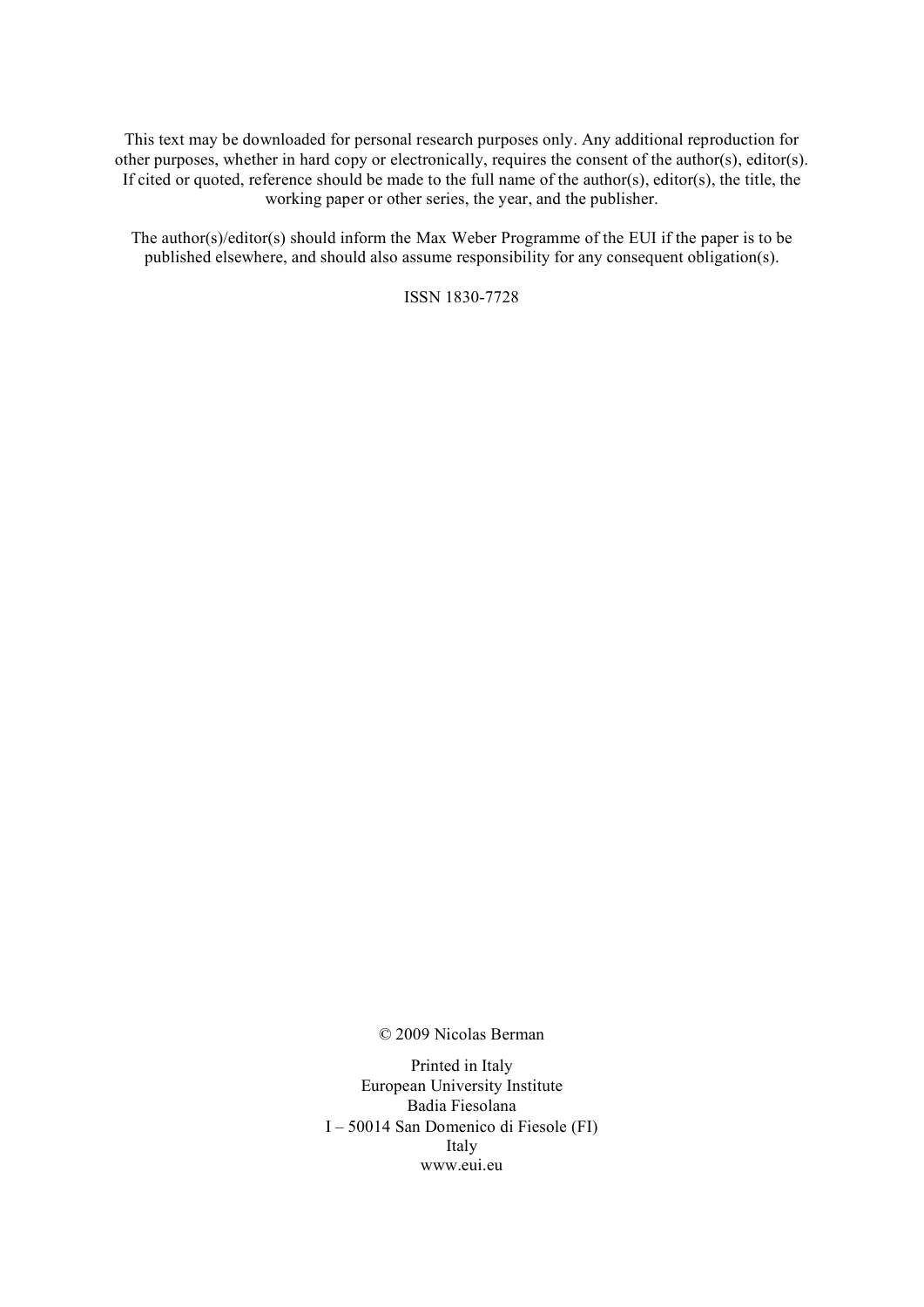This text may be downloaded for personal research purposes only. Any additional reproduction for other purposes, whether in hard copy or electronically, requires the consent of the author(s), editor(s). If cited or quoted, reference should be made to the full name of the author(s), editor(s), the title, the working paper or other series, the year, and the publisher.

The author(s)/editor(s) should inform the Max Weber Programme of the EUI if the paper is to be published elsewhere, and should also assume responsibility for any consequent obligation(s).

ISSN 1830-7728

© 2009 Nicolas Berman

Printed in Italy
European University Institute
Badia Fiesolana
I – 50014 San Domenico di Fiesole (FI)
Italy
www.eui.eu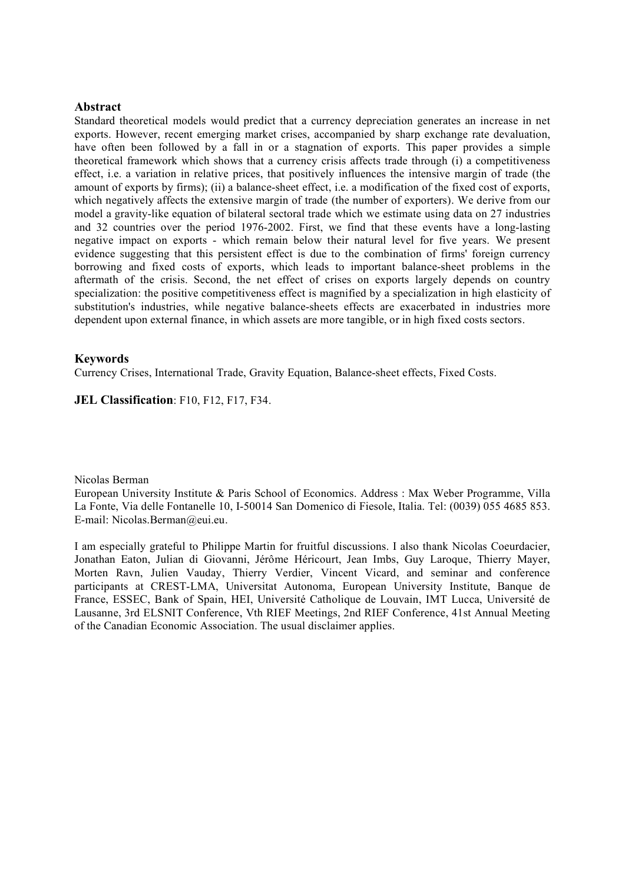## Abstract

Standard theoretical models would predict that a currency depreciation generates an increase in net exports. However, recent emerging market crises, accompanied by sharp exchange rate devaluation, have often been followed by a fall in or a stagnation of exports. This paper provides a simple theoretical framework which shows that a currency crisis affects trade through (i) a competitiveness effect, i.e. a variation in relative prices, that positively influences the intensive margin of trade (the amount of exports by firms); (ii) a balance-sheet effect, i.e. a modification of the fixed cost of exports, which negatively affects the extensive margin of trade (the number of exporters). We derive from our model a gravity-like equation of bilateral sectoral trade which we estimate using data on 27 industries and 32 countries over the period 1976-2002. First, we find that these events have a long-lasting negative impact on exports - which remain below their natural level for five years. We present evidence suggesting that this persistent effect is due to the combination of firms' foreign currency borrowing and fixed costs of exports, which leads to important balance-sheet problems in the aftermath of the crisis. Second, the net effect of crises on exports largely depends on country specialization: the positive competitiveness effect is magnified by a specialization in high elasticity of substitution's industries, while negative balance-sheets effects are exacerbated in industries more dependent upon external finance, in which assets are more tangible, or in high fixed costs sectors.

## Keywords

Currency Crises, International Trade, Gravity Equation, Balance-sheet effects, Fixed Costs.

**JEL Classification**: F10, F12, F17, F34.

Nicolas Berman

European University Institute & Paris School of Economics. Address : Max Weber Programme, Villa La Fonte, Via delle Fontanelle 10, I-50014 San Domenico di Fiesole, Italia. Tel: (0039) 055 4685 853. E-mail: Nicolas.Berman@eui.eu.

I am especially grateful to Philippe Martin for fruitful discussions. I also thank Nicolas Coeurdacier, Jonathan Eaton, Julian di Giovanni, Jérôme Héricourt, Jean Imbs, Guy Laroque, Thierry Mayer, Morten Ravn, Julien Vauday, Thierry Verdier, Vincent Vicard, and seminar and conference participants at CREST-LMA, Universitat Autonoma, European University Institute, Banque de France, ESSEC, Bank of Spain, HEI, Université Catholique de Louvain, IMT Lucca, Université de Lausanne, 3rd ELSNIT Conference, Vth RIEF Meetings, 2nd RIEF Conference, 41st Annual Meeting of the Canadian Economic Association. The usual disclaimer applies.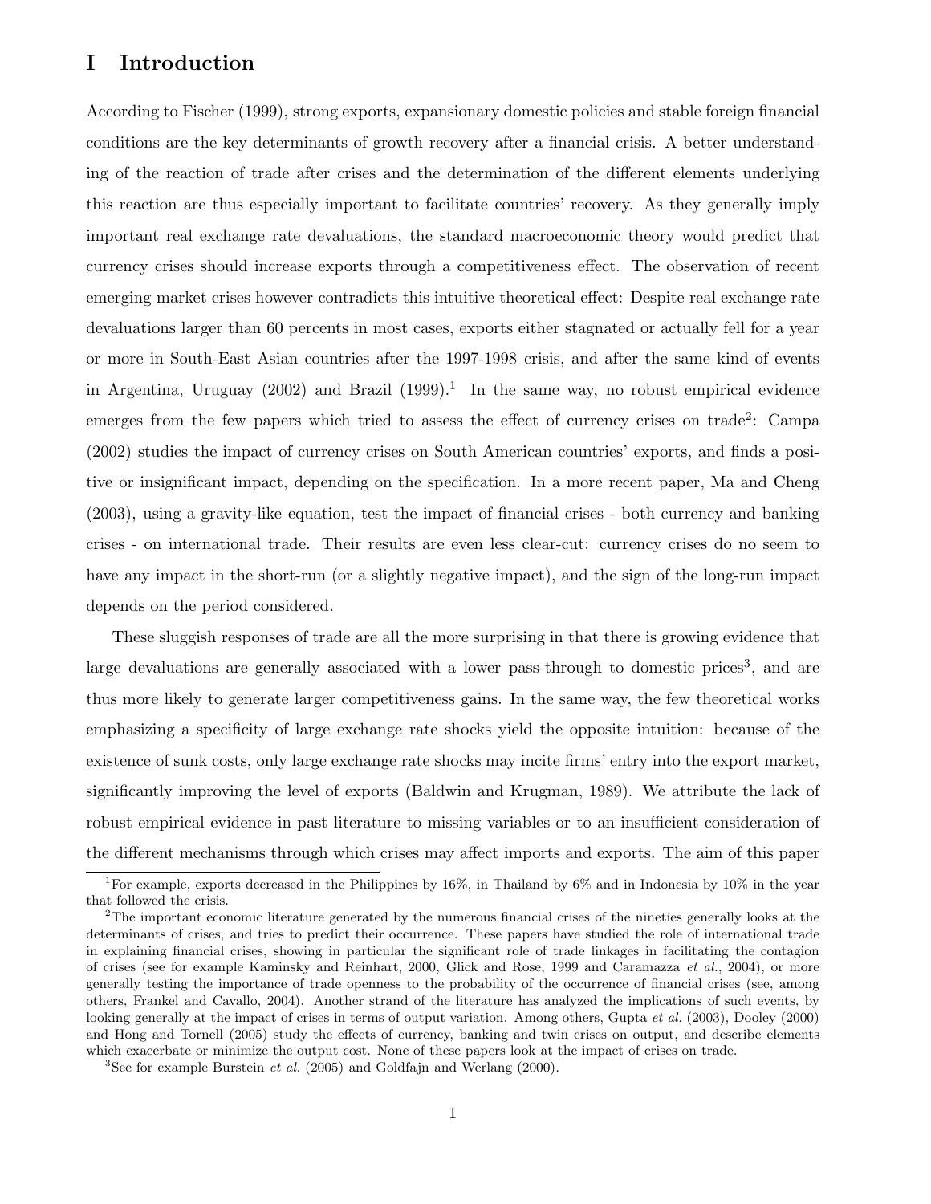# I Introduction

According to Fischer (1999), strong exports, expansionary domestic policies and stable foreign financial conditions are the key determinants of growth recovery after a financial crisis. A better understanding of the reaction of trade after crises and the determination of the different elements underlying this reaction are thus especially important to facilitate countries' recovery. As they generally imply important real exchange rate devaluations, the standard macroeconomic theory would predict that currency crises should increase exports through a competitiveness effect. The observation of recent emerging market crises however contradicts this intuitive theoretical effect: Despite real exchange rate devaluations larger than 60 percents in most cases, exports either stagnated or actually fell for a year or more in South-East Asian countries after the 1997-1998 crisis, and after the same kind of events in Argentina, Uruguay (2002) and Brazil (1999).[1] In the same way, no robust empirical evidence emerges from the few papers which tried to assess the effect of currency crises on trade[2]: Campa (2002) studies the impact of currency crises on South American countries' exports, and finds a positive or insignificant impact, depending on the specification. In a more recent paper, Ma and Cheng (2003), using a gravity-like equation, test the impact of financial crises - both currency and banking crises - on international trade. Their results are even less clear-cut: currency crises do no seem to have any impact in the short-run (or a slightly negative impact), and the sign of the long-run impact depends on the period considered.

These sluggish responses of trade are all the more surprising in that there is growing evidence that large devaluations are generally associated with a lower pass-through to domestic prices[3], and are thus more likely to generate larger competitiveness gains. In the same way, the few theoretical works emphasizing a specificity of large exchange rate shocks yield the opposite intuition: because of the existence of sunk costs, only large exchange rate shocks may incite firms' entry into the export market, significantly improving the level of exports (Baldwin and Krugman, 1989). We attribute the lack of robust empirical evidence in past literature to missing variables or to an insufficient consideration of the different mechanisms through which crises may affect imports and exports. The aim of this paper

[1] For example, exports decreased in the Philippines by 16%, in Thailand by 6% and in Indonesia by 10% in the year that followed the crisis.

[2] The important economic literature generated by the numerous financial crises of the nineties generally looks at the determinants of crises, and tries to predict their occurrence. These papers have studied the role of international trade in explaining financial crises, showing in particular the significant role of trade linkages in facilitating the contagion of crises (see for example Kaminsky and Reinhart, 2000, Glick and Rose, 1999 and Caramazza *et al.*, 2004), or more generally testing the importance of trade openness to the probability of the occurrence of financial crises (see, among others, Frankel and Cavallo, 2004). Another strand of the literature has analyzed the implications of such events, by looking generally at the impact of crises in terms of output variation. Among others, Gupta *et al.* (2003), Dooley (2000) and Hong and Tornell (2005) study the effects of currency, banking and twin crises on output, and describe elements which exacerbate or minimize the output cost. None of these papers look at the impact of crises on trade.

[3] See for example Burstein *et al.* (2005) and Goldfajn and Werlang (2000).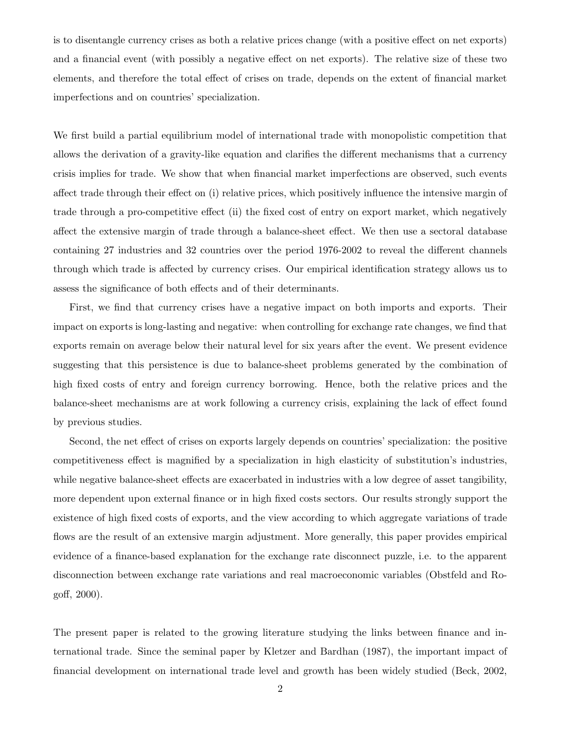is to disentangle currency crises as both a relative prices change (with a positive effect on net exports) and a financial event (with possibly a negative effect on net exports). The relative size of these two elements, and therefore the total effect of crises on trade, depends on the extent of financial market imperfections and on countries' specialization.

We first build a partial equilibrium model of international trade with monopolistic competition that allows the derivation of a gravity-like equation and clarifies the different mechanisms that a currency crisis implies for trade. We show that when financial market imperfections are observed, such events affect trade through their effect on (i) relative prices, which positively influence the intensive margin of trade through a pro-competitive effect (ii) the fixed cost of entry on export market, which negatively affect the extensive margin of trade through a balance-sheet effect. We then use a sectoral database containing 27 industries and 32 countries over the period 1976-2002 to reveal the different channels through which trade is affected by currency crises. Our empirical identification strategy allows us to assess the significance of both effects and of their determinants.

First, we find that currency crises have a negative impact on both imports and exports. Their impact on exports is long-lasting and negative: when controlling for exchange rate changes, we find that exports remain on average below their natural level for six years after the event. We present evidence suggesting that this persistence is due to balance-sheet problems generated by the combination of high fixed costs of entry and foreign currency borrowing. Hence, both the relative prices and the balance-sheet mechanisms are at work following a currency crisis, explaining the lack of effect found by previous studies.

Second, the net effect of crises on exports largely depends on countries' specialization: the positive competitiveness effect is magnified by a specialization in high elasticity of substitution's industries, while negative balance-sheet effects are exacerbated in industries with a low degree of asset tangibility, more dependent upon external finance or in high fixed costs sectors. Our results strongly support the existence of high fixed costs of exports, and the view according to which aggregate variations of trade flows are the result of an extensive margin adjustment. More generally, this paper provides empirical evidence of a finance-based explanation for the exchange rate disconnect puzzle, i.e. to the apparent disconnection between exchange rate variations and real macroeconomic variables (Obstfeld and Rogoff, 2000).

The present paper is related to the growing literature studying the links between finance and international trade. Since the seminal paper by Kletzer and Bardhan (1987), the important impact of financial development on international trade level and growth has been widely studied (Beck, 2002,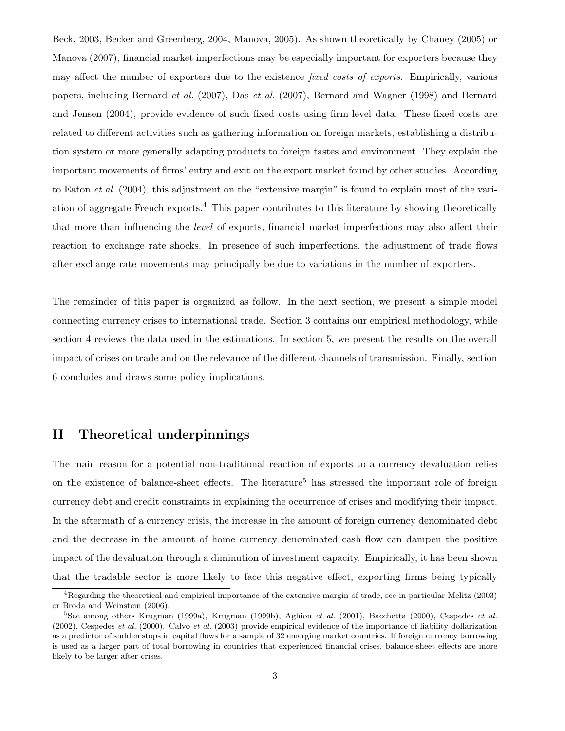Beck, 2003, Becker and Greenberg, 2004, Manova, 2005). As shown theoretically by Chaney (2005) or Manova (2007), financial market imperfections may be especially important for exporters because they may affect the number of exporters due to the existence *fixed costs of exports*. Empirically, various papers, including Bernard *et al.* (2007), Das *et al.* (2007), Bernard and Wagner (1998) and Bernard and Jensen (2004), provide evidence of such fixed costs using firm-level data. These fixed costs are related to different activities such as gathering information on foreign markets, establishing a distribution system or more generally adapting products to foreign tastes and environment. They explain the important movements of firms' entry and exit on the export market found by other studies. According to Eaton *et al.* (2004), this adjustment on the "extensive margin" is found to explain most of the variation of aggregate French exports.[4] This paper contributes to this literature by showing theoretically that more than influencing the *level* of exports, financial market imperfections may also affect their reaction to exchange rate shocks. In presence of such imperfections, the adjustment of trade flows after exchange rate movements may principally be due to variations in the number of exporters.

The remainder of this paper is organized as follow. In the next section, we present a simple model connecting currency crises to international trade. Section 3 contains our empirical methodology, while section 4 reviews the data used in the estimations. In section 5, we present the results on the overall impact of crises on trade and on the relevance of the different channels of transmission. Finally, section 6 concludes and draws some policy implications.

## II Theoretical underpinnings

The main reason for a potential non-traditional reaction of exports to a currency devaluation relies on the existence of balance-sheet effects. The literature[5] has stressed the important role of foreign currency debt and credit constraints in explaining the occurrence of crises and modifying their impact. In the aftermath of a currency crisis, the increase in the amount of foreign currency denominated debt and the decrease in the amount of home currency denominated cash flow can dampen the positive impact of the devaluation through a diminution of investment capacity. Empirically, it has been shown that the tradable sector is more likely to face this negative effect, exporting firms being typically

[4] Regarding the theoretical and empirical importance of the extensive margin of trade, see in particular Melitz (2003) or Broda and Weinstein (2006).

[5] See among others Krugman (1999a), Krugman (1999b), Aghion *et al.* (2001), Bacchetta (2000), Cespedes *et al.* (2002), Cespedes *et al.* (2000). Calvo *et al.* (2003) provide empirical evidence of the importance of liability dollarization as a predictor of sudden stops in capital flows for a sample of 32 emerging market countries. If foreign currency borrowing is used as a larger part of total borrowing in countries that experienced financial crises, balance-sheet effects are more likely to be larger after crises.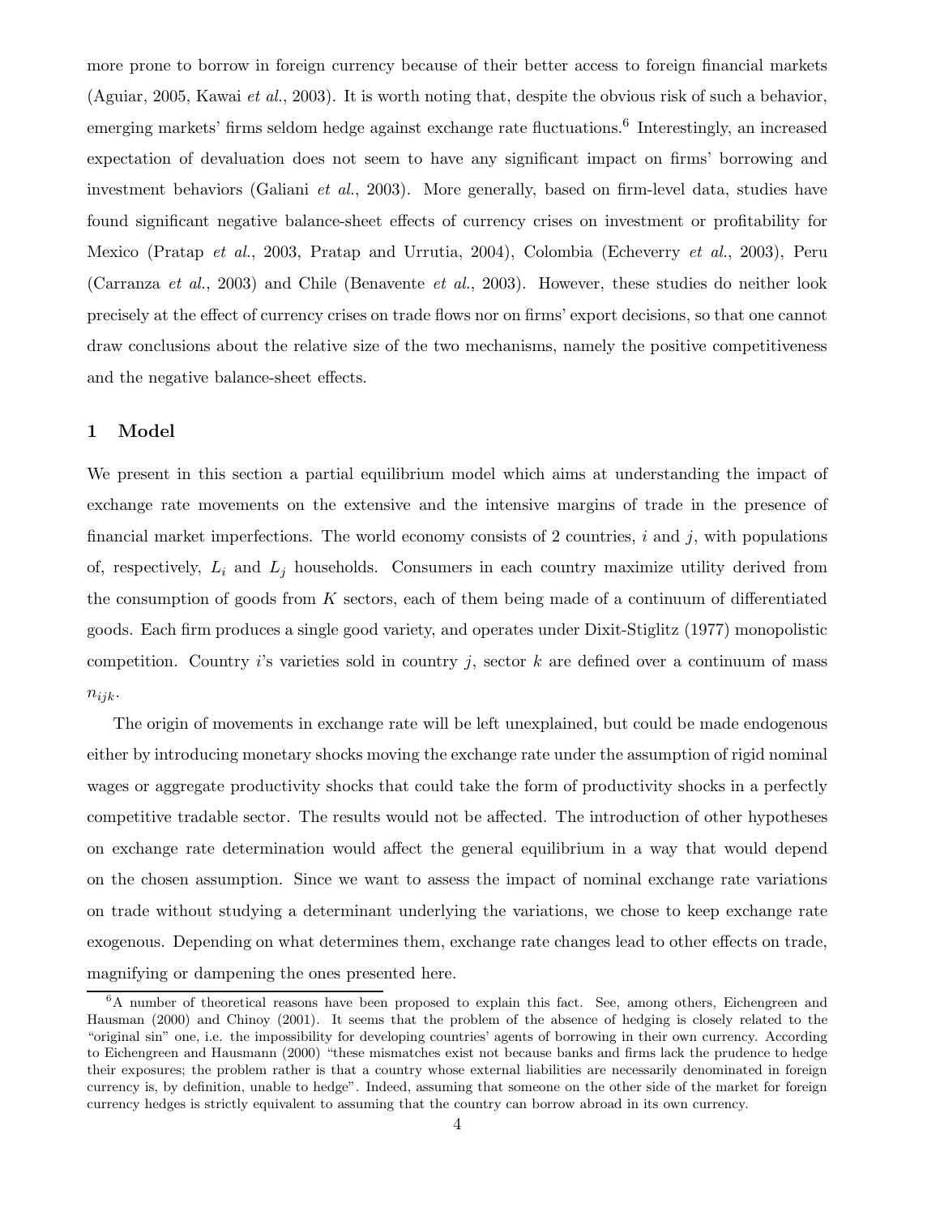more prone to borrow in foreign currency because of their better access to foreign financial markets (Aguiar, 2005, Kawai *et al.*, 2003). It is worth noting that, despite the obvious risk of such a behavior, emerging markets' firms seldom hedge against exchange rate fluctuations.[6] Interestingly, an increased expectation of devaluation does not seem to have any significant impact on firms' borrowing and investment behaviors (Galiani *et al.*, 2003). More generally, based on firm-level data, studies have found significant negative balance-sheet effects of currency crises on investment or profitability for Mexico (Pratap *et al.*, 2003, Pratap and Urrutia, 2004), Colombia (Echeverry *et al.*, 2003), Peru (Carranza *et al.*, 2003) and Chile (Benavente *et al.*, 2003). However, these studies do neither look precisely at the effect of currency crises on trade flows nor on firms' export decisions, so that one cannot draw conclusions about the relative size of the two mechanisms, namely the positive competitiveness and the negative balance-sheet effects.

# 1 Model

We present in this section a partial equilibrium model which aims at understanding the impact of exchange rate movements on the extensive and the intensive margins of trade in the presence of financial market imperfections. The world economy consists of 2 countries, $i$ and $j$, with populations of, respectively, $L_i$ and $L_j$ households. Consumers in each country maximize utility derived from the consumption of goods from $K$ sectors, each of them being made of a continuum of differentiated goods. Each firm produces a single good variety, and operates under Dixit-Stiglitz (1977) monopolistic competition. Country $i$'s varieties sold in country $j$, sector $k$ are defined over a continuum of mass $n_{ijk}$.

The origin of movements in exchange rate will be left unexplained, but could be made endogenous either by introducing monetary shocks moving the exchange rate under the assumption of rigid nominal wages or aggregate productivity shocks that could take the form of productivity shocks in a perfectly competitive tradable sector. The results would not be affected. The introduction of other hypotheses on exchange rate determination would affect the general equilibrium in a way that would depend on the chosen assumption. Since we want to assess the impact of nominal exchange rate variations on trade without studying a determinant underlying the variations, we chose to keep exchange rate exogenous. Depending on what determines them, exchange rate changes lead to other effects on trade, magnifying or dampening the ones presented here.

[6] A number of theoretical reasons have been proposed to explain this fact. See, among others, Eichengreen and Hausman (2000) and Chinoy (2001). It seems that the problem of the absence of hedging is closely related to the "original sin" one, i.e. the impossibility for developing countries' agents of borrowing in their own currency. According to Eichengreen and Hausmann (2000) "these mismatches exist not because banks and firms lack the prudence to hedge their exposures; the problem rather is that a country whose external liabilities are necessarily denominated in foreign currency is, by definition, unable to hedge". Indeed, assuming that someone on the other side of the market for foreign currency hedges is strictly equivalent to assuming that the country can borrow abroad in its own currency.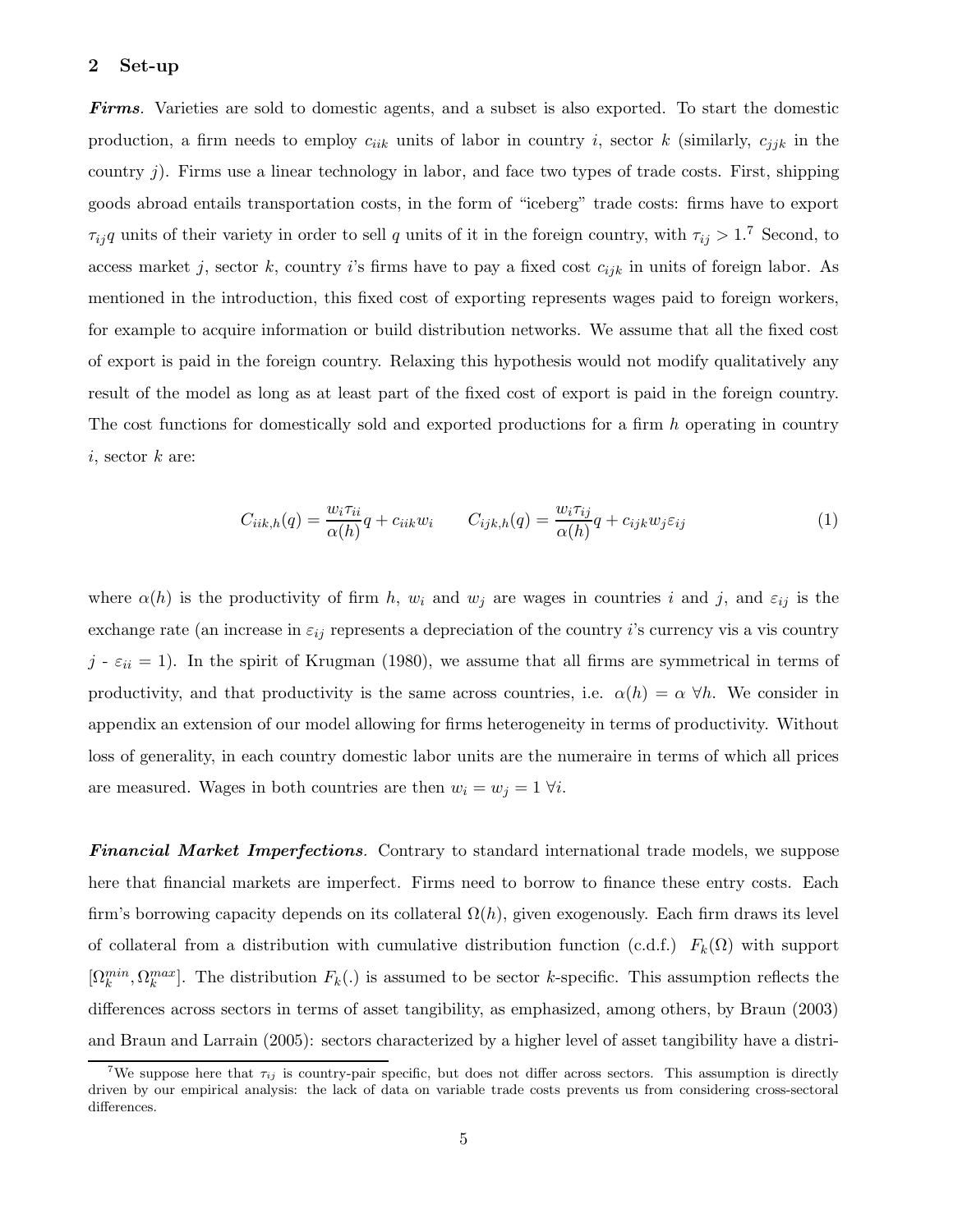## 2 Set-up

***Firms***. Varieties are sold to domestic agents, and a subset is also exported. To start the domestic production, a firm needs to employ $c_{iik}$ units of labor in country $i$, sector $k$ (similarly, $c_{jjk}$ in the country $j$). Firms use a linear technology in labor, and face two types of trade costs. First, shipping goods abroad entails transportation costs, in the form of "iceberg" trade costs: firms have to export $\tau_{ij}q$ units of their variety in order to sell $q$ units of it in the foreign country, with $\tau_{ij} > 1$.[7] Second, to access market $j$, sector $k$, country $i$'s firms have to pay a fixed cost $c_{ijk}$ in units of foreign labor. As mentioned in the introduction, this fixed cost of exporting represents wages paid to foreign workers, for example to acquire information or build distribution networks. We assume that all the fixed cost of export is paid in the foreign country. Relaxing this hypothesis would not modify qualitatively any result of the model as long as at least part of the fixed cost of export is paid in the foreign country. The cost functions for domestically sold and exported productions for a firm $h$ operating in country $i$, sector $k$ are:

$$C_{iik,h}(q) = \frac{w_i \tau_{ii}}{\alpha(h)} q + c_{iik} w_i \qquad C_{ijk,h}(q) = \frac{w_i \tau_{ij}}{\alpha(h)} q + c_{ijk} w_j \varepsilon_{ij} \tag{1}$$

where $\alpha(h)$ is the productivity of firm $h$, $w_i$ and $w_j$ are wages in countries $i$ and $j$, and $\varepsilon_{ij}$ is the exchange rate (an increase in $\varepsilon_{ij}$ represents a depreciation of the country $i$'s currency vis a vis country $j$ - $\varepsilon_{ii} = 1$). In the spirit of Krugman (1980), we assume that all firms are symmetrical in terms of productivity, and that productivity is the same across countries, i.e. $\alpha(h) = \alpha \ \forall h$. We consider in appendix an extension of our model allowing for firms heterogeneity in terms of productivity. Without loss of generality, in each country domestic labor units are the numeraire in terms of which all prices are measured. Wages in both countries are then $w_i = w_j = 1 \ \forall i$.

***Financial Market Imperfections***. Contrary to standard international trade models, we suppose here that financial markets are imperfect. Firms need to borrow to finance these entry costs. Each firm's borrowing capacity depends on its collateral $\Omega(h)$, given exogenously. Each firm draws its level of collateral from a distribution with cumulative distribution function (c.d.f.) $F_k(\Omega)$ with support $[\Omega_k^{min}, \Omega_k^{max}]$. The distribution $F_k(.)$ is assumed to be sector $k$-specific. This assumption reflects the differences across sectors in terms of asset tangibility, as emphasized, among others, by Braun (2003) and Braun and Larrain (2005): sectors characterized by a higher level of asset tangibility have a distri-

[7] We suppose here that $\tau_{ij}$ is country-pair specific, but does not differ across sectors. This assumption is directly driven by our empirical analysis: the lack of data on variable trade costs prevents us from considering cross-sectoral differences.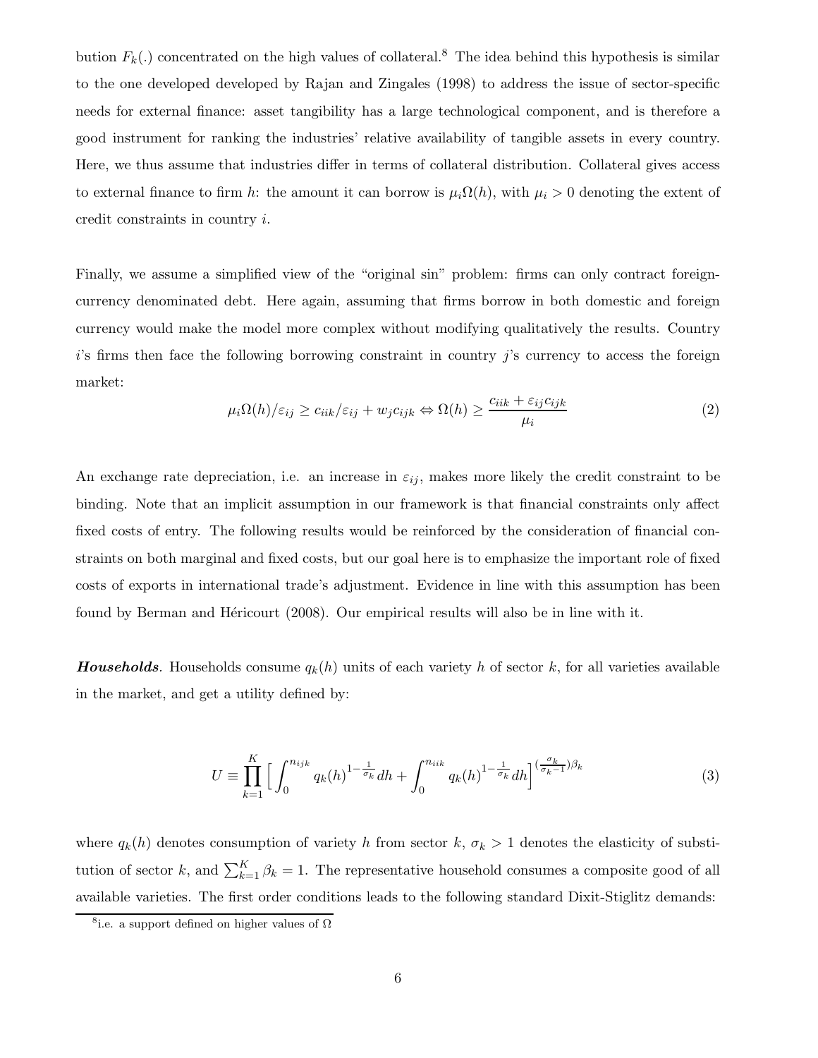bution $F_k(.)$ concentrated on the high values of collateral.[8] The idea behind this hypothesis is similar to the one developed developed by Rajan and Zingales (1998) to address the issue of sector-specific needs for external finance: asset tangibility has a large technological component, and is therefore a good instrument for ranking the industries' relative availability of tangible assets in every country. Here, we thus assume that industries differ in terms of collateral distribution. Collateral gives access to external finance to firm $h$: the amount it can borrow is $\mu_i \Omega(h)$, with $\mu_i > 0$ denoting the extent of credit constraints in country $i$.

Finally, we assume a simplified view of the "original sin" problem: firms can only contract foreign-currency denominated debt. Here again, assuming that firms borrow in both domestic and foreign currency would make the model more complex without modifying qualitatively the results. Country $i$'s firms then face the following borrowing constraint in country $j$'s currency to access the foreign market:

$$\mu_i \Omega(h)/\varepsilon_{ij} \geq c_{iik}/\varepsilon_{ij} + w_j c_{ijk} \Leftrightarrow \Omega(h) \geq \frac{c_{iik} + \varepsilon_{ij} c_{ijk}}{\mu_i} \tag{2}$$

An exchange rate depreciation, i.e. an increase in $\varepsilon_{ij}$, makes more likely the credit constraint to be binding. Note that an implicit assumption in our framework is that financial constraints only affect fixed costs of entry. The following results would be reinforced by the consideration of financial constraints on both marginal and fixed costs, but our goal here is to emphasize the important role of fixed costs of exports in international trade's adjustment. Evidence in line with this assumption has been found by Berman and Héricourt (2008). Our empirical results will also be in line with it.

***Households***. Households consume $q_k(h)$ units of each variety $h$ of sector $k$, for all varieties available in the market, and get a utility defined by:

$$U \equiv \prod_{k=1}^{K} \Big[ \int_0^{n_{ijk}} q_k(h)^{1-\frac{1}{\sigma_k}} dh + \int_0^{n_{iik}} q_k(h)^{1-\frac{1}{\sigma_k}} dh \Big]^{(\frac{\sigma_k}{\sigma_k - 1})\beta_k} \tag{3}$$

where $q_k(h)$ denotes consumption of variety $h$ from sector $k$, $\sigma_k > 1$ denotes the elasticity of substitution of sector $k$, and $\sum_{k=1}^{K} \beta_k = 1$. The representative household consumes a composite good of all available varieties. The first order conditions leads to the following standard Dixit-Stiglitz demands:

[8] i.e. a support defined on higher values of $\Omega$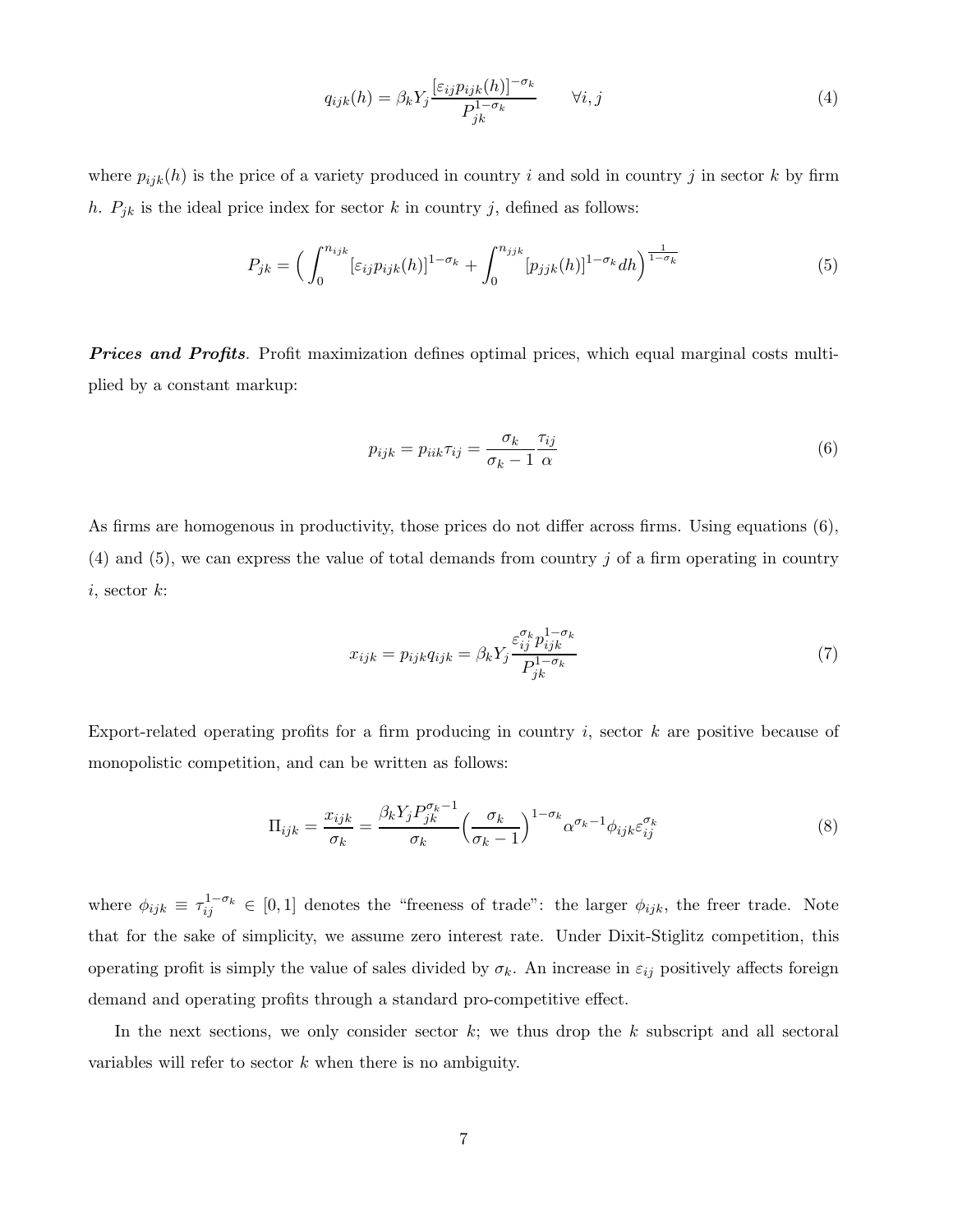$$q_{ijk}(h) = \beta_k Y_j \frac{[\varepsilon_{ij} p_{ijk}(h)]^{-\sigma_k}}{P_{jk}^{1-\sigma_k}} \qquad \forall i, j \tag{4}$$

where $p_{ijk}(h)$ is the price of a variety produced in country $i$ and sold in country $j$ in sector $k$ by firm $h$. $P_{jk}$ is the ideal price index for sector $k$ in country $j$, defined as follows:

$$P_{jk} = \Big( \int_0^{n_{ijk}} [\varepsilon_{ij} p_{ijk}(h)]^{1-\sigma_k} + \int_0^{n_{jjk}} [p_{jjk}(h)]^{1-\sigma_k} dh \Big)^{\frac{1}{1-\sigma_k}} \tag{5}$$

***Prices and Profits***. Profit maximization defines optimal prices, which equal marginal costs multiplied by a constant markup:

$$p_{ijk} = p_{iik} \tau_{ij} = \frac{\sigma_k}{\sigma_k - 1} \frac{\tau_{ij}}{\alpha} \tag{6}$$

As firms are homogenous in productivity, those prices do not differ across firms. Using equations (6), (4) and (5), we can express the value of total demands from country $j$ of a firm operating in country $i$, sector $k$:

$$x_{ijk} = p_{ijk} q_{ijk} = \beta_k Y_j \frac{\varepsilon_{ij}^{\sigma_k} p_{ijk}^{1-\sigma_k}}{P_{jk}^{1-\sigma_k}} \tag{7}$$

Export-related operating profits for a firm producing in country $i$, sector $k$ are positive because of monopolistic competition, and can be written as follows:

$$\Pi_{ijk} = \frac{x_{ijk}}{\sigma_k} = \frac{\beta_k Y_j P_{jk}^{\sigma_k - 1}}{\sigma_k} \Big( \frac{\sigma_k}{\sigma_k - 1} \Big)^{1-\sigma_k} \alpha^{\sigma_k - 1} \phi_{ijk} \varepsilon_{ij}^{\sigma_k} \tag{8}$$

where $\phi_{ijk} \equiv \tau_{ij}^{1-\sigma_k} \in [0, 1]$ denotes the "freeness of trade": the larger $\phi_{ijk}$, the freer trade. Note that for the sake of simplicity, we assume zero interest rate. Under Dixit-Stiglitz competition, this operating profit is simply the value of sales divided by $\sigma_k$. An increase in $\varepsilon_{ij}$ positively affects foreign demand and operating profits through a standard pro-competitive effect.

In the next sections, we only consider sector $k$; we thus drop the $k$ subscript and all sectoral variables will refer to sector $k$ when there is no ambiguity.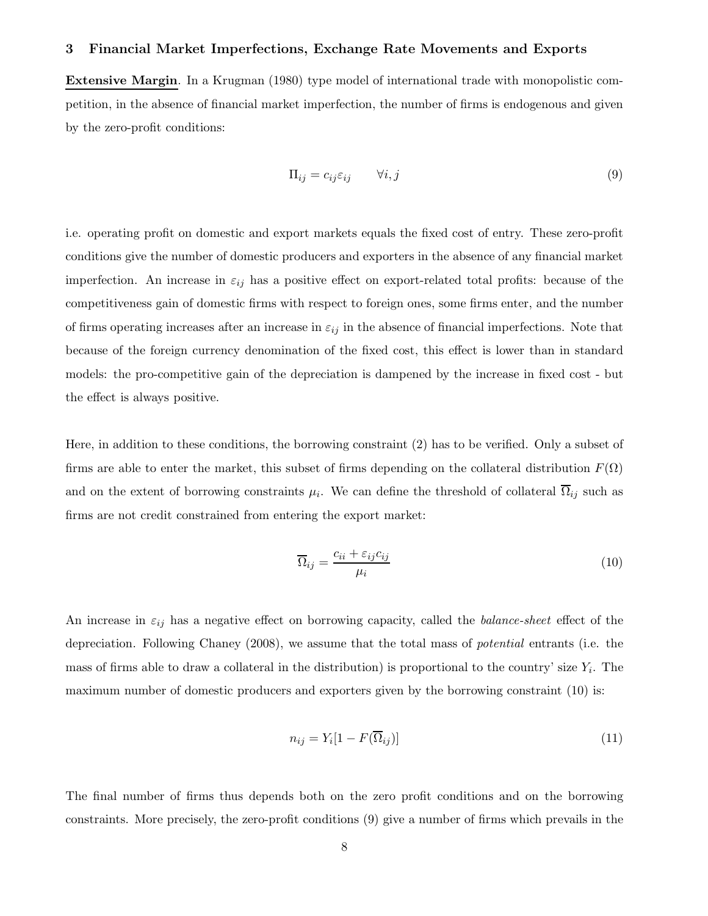## 3 Financial Market Imperfections, Exchange Rate Movements and Exports

**Extensive Margin**. In a Krugman (1980) type model of international trade with monopolistic competition, in the absence of financial market imperfection, the number of firms is endogenous and given by the zero-profit conditions:

$$\Pi_{ij} = c_{ij}\varepsilon_{ij} \qquad \forall i, j \tag{9}$$

i.e. operating profit on domestic and export markets equals the fixed cost of entry. These zero-profit conditions give the number of domestic producers and exporters in the absence of any financial market imperfection. An increase in $\varepsilon_{ij}$ has a positive effect on export-related total profits: because of the competitiveness gain of domestic firms with respect to foreign ones, some firms enter, and the number of firms operating increases after an increase in $\varepsilon_{ij}$ in the absence of financial imperfections. Note that because of the foreign currency denomination of the fixed cost, this effect is lower than in standard models: the pro-competitive gain of the depreciation is dampened by the increase in fixed cost - but the effect is always positive.

Here, in addition to these conditions, the borrowing constraint (2) has to be verified. Only a subset of firms are able to enter the market, this subset of firms depending on the collateral distribution $F(\Omega)$ and on the extent of borrowing constraints $\mu_i$. We can define the threshold of collateral $\overline{\Omega}_{ij}$ such as firms are not credit constrained from entering the export market:

$$\overline{\Omega}_{ij} = \frac{c_{ii} + \varepsilon_{ij}c_{ij}}{\mu_i} \tag{10}$$

An increase in $\varepsilon_{ij}$ has a negative effect on borrowing capacity, called the *balance-sheet* effect of the depreciation. Following Chaney (2008), we assume that the total mass of *potential* entrants (i.e. the mass of firms able to draw a collateral in the distribution) is proportional to the country' size $Y_i$. The maximum number of domestic producers and exporters given by the borrowing constraint (10) is:

$$n_{ij} = Y_i[1 - F(\overline{\Omega}_{ij})] \tag{11}$$

The final number of firms thus depends both on the zero profit conditions and on the borrowing constraints. More precisely, the zero-profit conditions (9) give a number of firms which prevails in the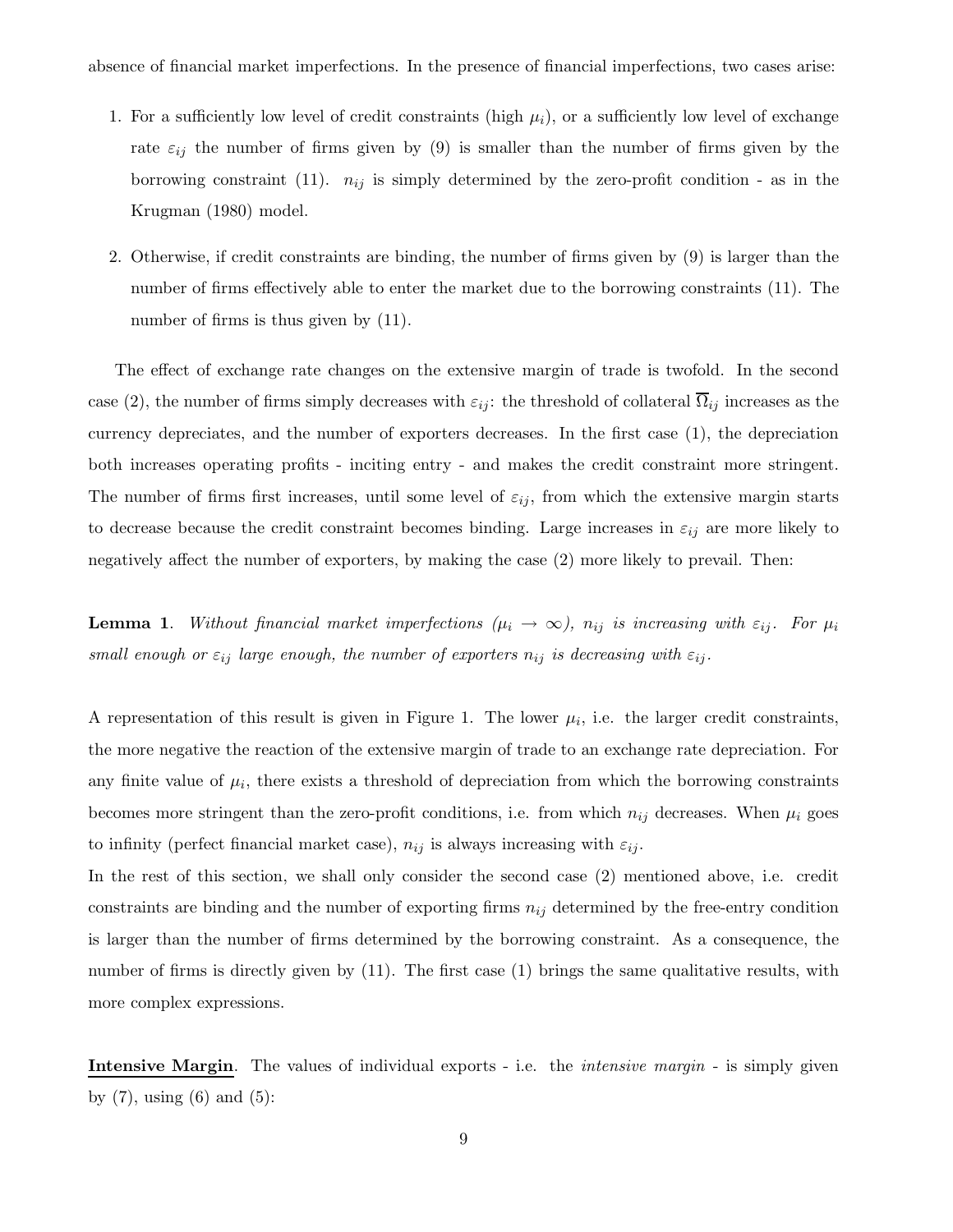absence of financial market imperfections. In the presence of financial imperfections, two cases arise:

1. For a sufficiently low level of credit constraints (high $\mu_i$), or a sufficiently low level of exchange rate $\varepsilon_{ij}$ the number of firms given by (9) is smaller than the number of firms given by the borrowing constraint (11). $n_{ij}$ is simply determined by the zero-profit condition - as in the Krugman (1980) model.

2. Otherwise, if credit constraints are binding, the number of firms given by (9) is larger than the number of firms effectively able to enter the market due to the borrowing constraints (11). The number of firms is thus given by (11).

The effect of exchange rate changes on the extensive margin of trade is twofold. In the second case (2), the number of firms simply decreases with $\varepsilon_{ij}$: the threshold of collateral $\overline{\Omega}_{ij}$ increases as the currency depreciates, and the number of exporters decreases. In the first case (1), the depreciation both increases operating profits - inciting entry - and makes the credit constraint more stringent. The number of firms first increases, until some level of $\varepsilon_{ij}$, from which the extensive margin starts to decrease because the credit constraint becomes binding. Large increases in $\varepsilon_{ij}$ are more likely to negatively affect the number of exporters, by making the case (2) more likely to prevail. Then:

**Lemma 1**. *Without financial market imperfections ($\mu_i \to \infty$), $n_{ij}$ is increasing with $\varepsilon_{ij}$. For $\mu_i$ small enough or $\varepsilon_{ij}$ large enough, the number of exporters $n_{ij}$ is decreasing with $\varepsilon_{ij}$.*

A representation of this result is given in Figure 1. The lower $\mu_i$, i.e. the larger credit constraints, the more negative the reaction of the extensive margin of trade to an exchange rate depreciation. For any finite value of $\mu_i$, there exists a threshold of depreciation from which the borrowing constraints becomes more stringent than the zero-profit conditions, i.e. from which $n_{ij}$ decreases. When $\mu_i$ goes to infinity (perfect financial market case), $n_{ij}$ is always increasing with $\varepsilon_{ij}$.

In the rest of this section, we shall only consider the second case (2) mentioned above, i.e. credit constraints are binding and the number of exporting firms $n_{ij}$ determined by the free-entry condition is larger than the number of firms determined by the borrowing constraint. As a consequence, the number of firms is directly given by (11). The first case (1) brings the same qualitative results, with more complex expressions.

**Intensive Margin**. The values of individual exports - i.e. the *intensive margin* - is simply given by (7), using (6) and (5):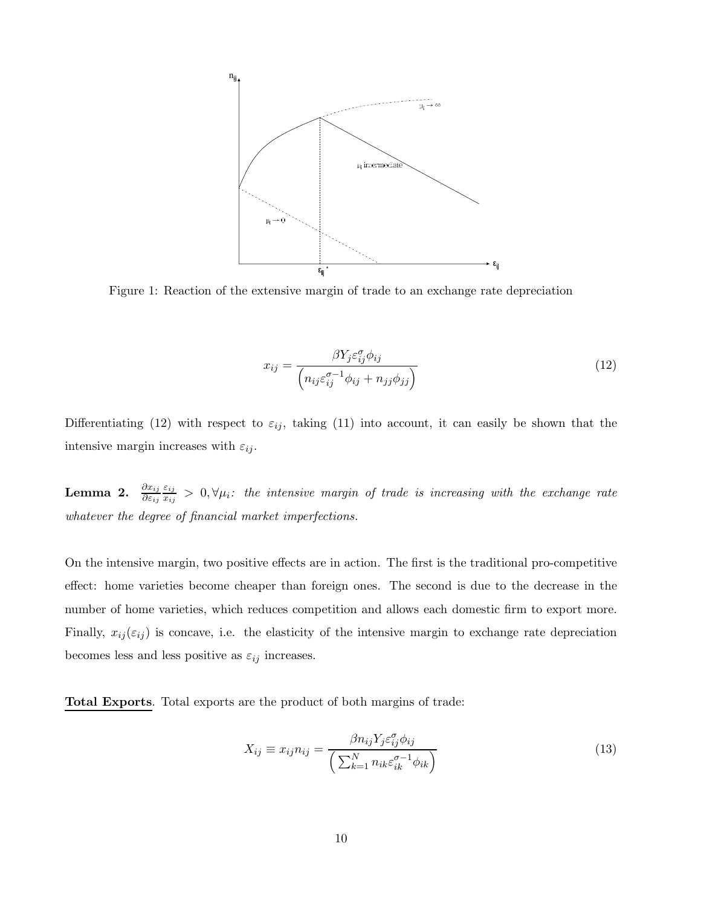Figure 1: Reaction of the extensive margin of trade to an exchange rate depreciation

$$x_{ij} = \frac{\beta Y_j \varepsilon_{ij}^{\sigma} \phi_{ij}}{\left(n_{ij}\varepsilon_{ij}^{\sigma-1}\phi_{ij} + n_{jj}\phi_{jj}\right)} \tag{12}$$

Differentiating (12) with respect to $\varepsilon_{ij}$, taking (11) into account, it can easily be shown that the intensive margin increases with $\varepsilon_{ij}$.

**Lemma 2.** $\frac{\partial x_{ij}}{\partial \varepsilon_{ij}} \frac{\varepsilon_{ij}}{x_{ij}} > 0, \forall \mu_i$: *the intensive margin of trade is increasing with the exchange rate whatever the degree of financial market imperfections.*

On the intensive margin, two positive effects are in action. The first is the traditional pro-competitive effect: home varieties become cheaper than foreign ones. The second is due to the decrease in the number of home varieties, which reduces competition and allows each domestic firm to export more. Finally, $x_{ij}(\varepsilon_{ij})$ is concave, i.e. the elasticity of the intensive margin to exchange rate depreciation becomes less and less positive as $\varepsilon_{ij}$ increases.

**Total Exports**. Total exports are the product of both margins of trade:

$$X_{ij} \equiv x_{ij}n_{ij} = \frac{\beta n_{ij} Y_j \varepsilon_{ij}^{\sigma} \phi_{ij}}{\left(\sum_{k=1}^{N} n_{ik}\varepsilon_{ik}^{\sigma-1}\phi_{ik}\right)} \tag{13}$$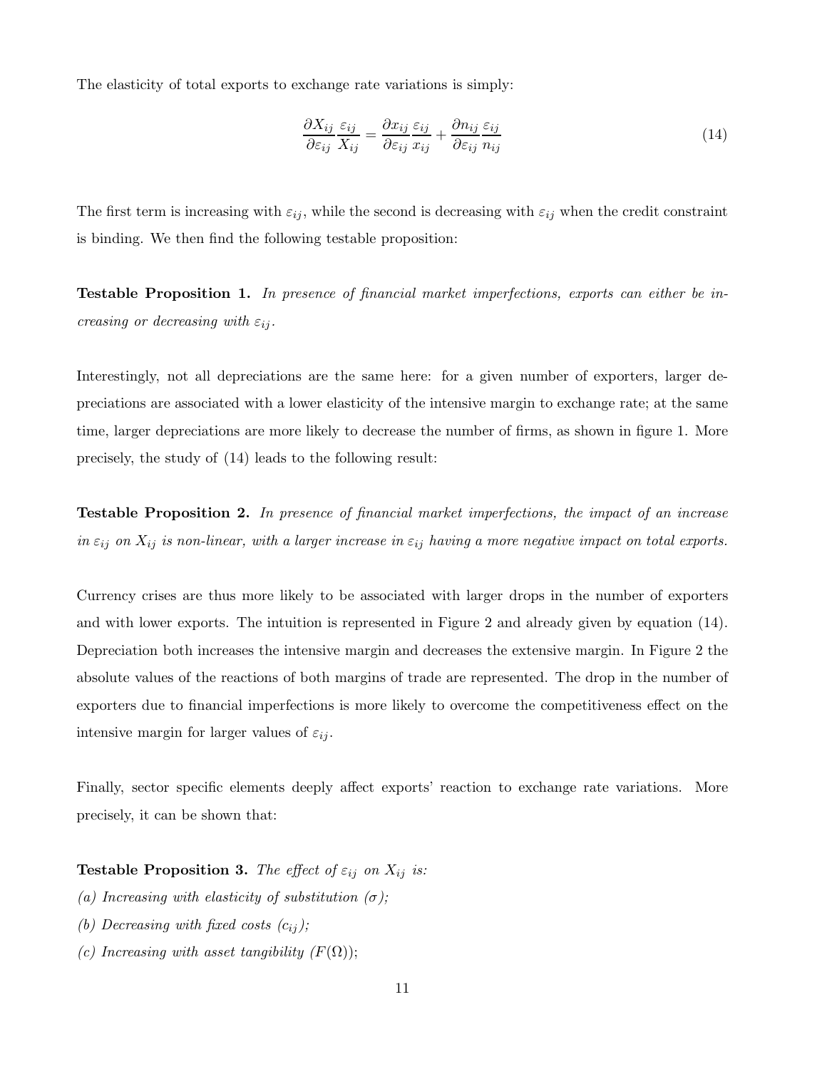The elasticity of total exports to exchange rate variations is simply:

$$\frac{\partial X_{ij}}{\partial \varepsilon_{ij}} \frac{\varepsilon_{ij}}{X_{ij}} = \frac{\partial x_{ij}}{\partial \varepsilon_{ij}} \frac{\varepsilon_{ij}}{x_{ij}} + \frac{\partial n_{ij}}{\partial \varepsilon_{ij}} \frac{\varepsilon_{ij}}{n_{ij}} \tag{14}$$

The first term is increasing with $\varepsilon_{ij}$, while the second is decreasing with $\varepsilon_{ij}$ when the credit constraint is binding. We then find the following testable proposition:

**Testable Proposition 1.** *In presence of financial market imperfections, exports can either be increasing or decreasing with $\varepsilon_{ij}$.*

Interestingly, not all depreciations are the same here: for a given number of exporters, larger depreciations are associated with a lower elasticity of the intensive margin to exchange rate; at the same time, larger depreciations are more likely to decrease the number of firms, as shown in figure 1. More precisely, the study of (14) leads to the following result:

**Testable Proposition 2.** *In presence of financial market imperfections, the impact of an increase in $\varepsilon_{ij}$ on $X_{ij}$ is non-linear, with a larger increase in $\varepsilon_{ij}$ having a more negative impact on total exports.*

Currency crises are thus more likely to be associated with larger drops in the number of exporters and with lower exports. The intuition is represented in Figure 2 and already given by equation (14). Depreciation both increases the intensive margin and decreases the extensive margin. In Figure 2 the absolute values of the reactions of both margins of trade are represented. The drop in the number of exporters due to financial imperfections is more likely to overcome the competitiveness effect on the intensive margin for larger values of $\varepsilon_{ij}$.

Finally, sector specific elements deeply affect exports' reaction to exchange rate variations. More precisely, it can be shown that:

**Testable Proposition 3.** *The effect of $\varepsilon_{ij}$ on $X_{ij}$ is:*

*(a) Increasing with elasticity of substitution ($\sigma$);*

*(b) Decreasing with fixed costs ($c_{ij}$);*

*(c) Increasing with asset tangibility ($F(\Omega)$);*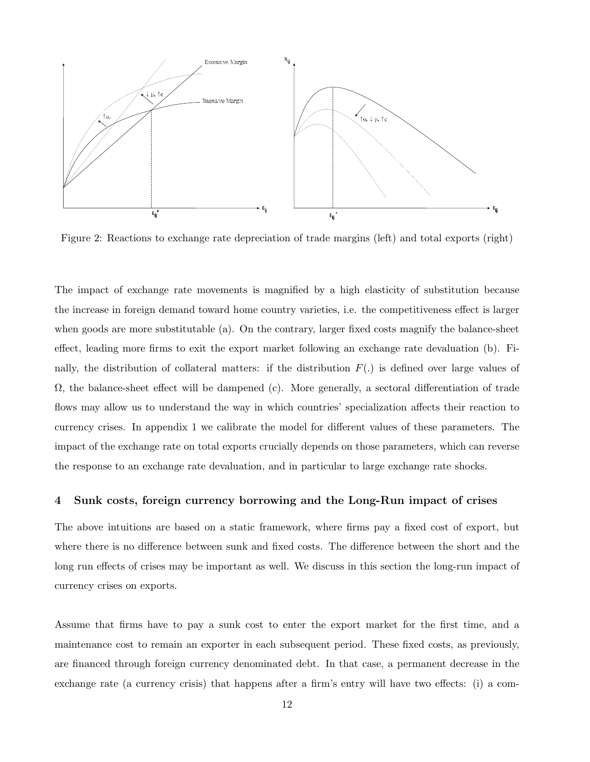Figure 2: Reactions to exchange rate depreciation of trade margins (left) and total exports (right)

The impact of exchange rate movements is magnified by a high elasticity of substitution because the increase in foreign demand toward home country varieties, i.e. the competitiveness effect is larger when goods are more substitutable (a). On the contrary, larger fixed costs magnify the balance-sheet effect, leading more firms to exit the export market following an exchange rate devaluation (b). Finally, the distribution of collateral matters: if the distribution $F(.)$ is defined over large values of $\Omega$, the balance-sheet effect will be dampened (c). More generally, a sectoral differentiation of trade flows may allow us to understand the way in which countries' specialization affects their reaction to currency crises. In appendix 1 we calibrate the model for different values of these parameters. The impact of the exchange rate on total exports crucially depends on those parameters, which can reverse the response to an exchange rate devaluation, and in particular to large exchange rate shocks.

## 4 Sunk costs, foreign currency borrowing and the Long-Run impact of crises

The above intuitions are based on a static framework, where firms pay a fixed cost of export, but where there is no difference between sunk and fixed costs. The difference between the short and the long run effects of crises may be important as well. We discuss in this section the long-run impact of currency crises on exports.

Assume that firms have to pay a sunk cost to enter the export market for the first time, and a maintenance cost to remain an exporter in each subsequent period. These fixed costs, as previously, are financed through foreign currency denominated debt. In that case, a permanent decrease in the exchange rate (a currency crisis) that happens after a firm's entry will have two effects: (i) a com-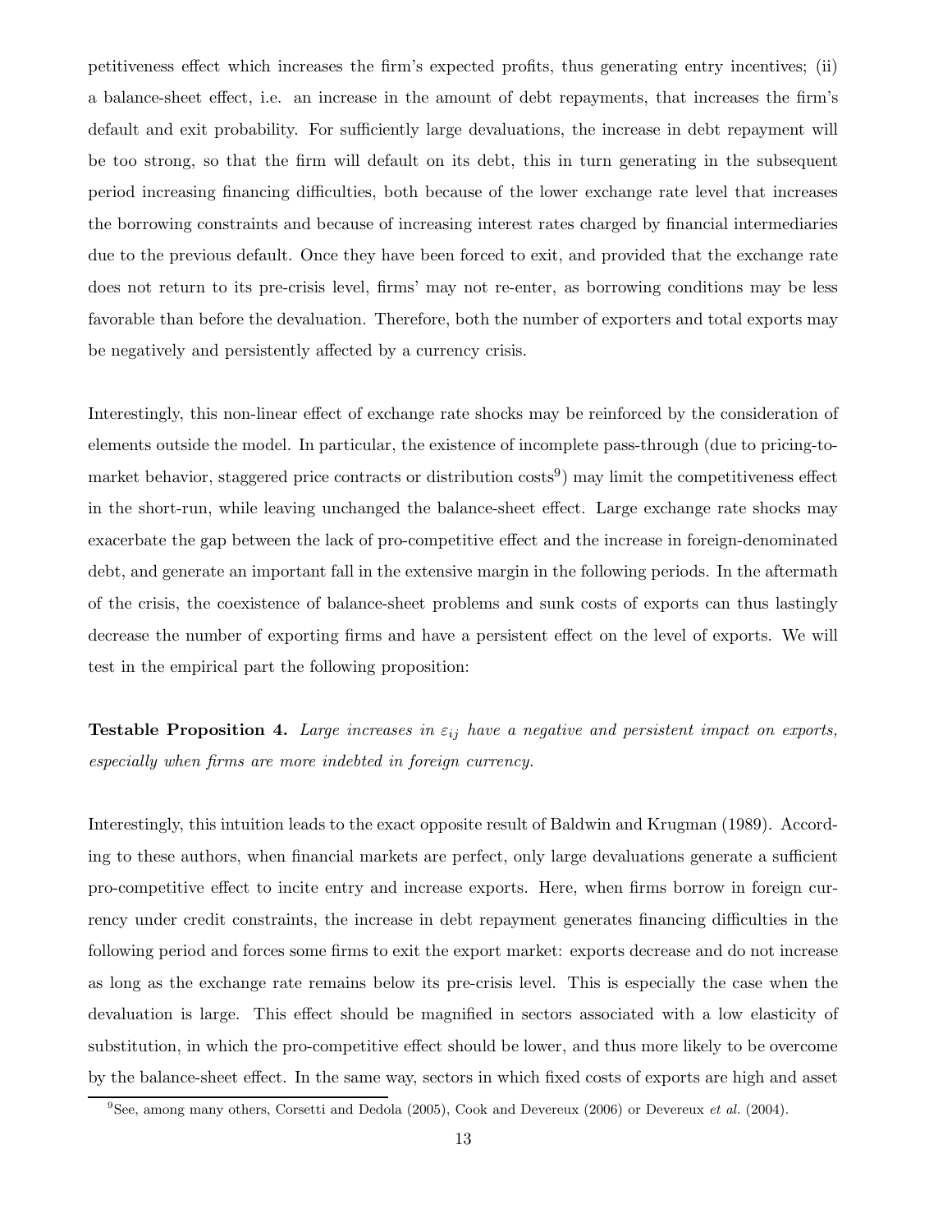petitiveness effect which increases the firm's expected profits, thus generating entry incentives; (ii) a balance-sheet effect, i.e. an increase in the amount of debt repayments, that increases the firm's default and exit probability. For sufficiently large devaluations, the increase in debt repayment will be too strong, so that the firm will default on its debt, this in turn generating in the subsequent period increasing financing difficulties, both because of the lower exchange rate level that increases the borrowing constraints and because of increasing interest rates charged by financial intermediaries due to the previous default. Once they have been forced to exit, and provided that the exchange rate does not return to its pre-crisis level, firms' may not re-enter, as borrowing conditions may be less favorable than before the devaluation. Therefore, both the number of exporters and total exports may be negatively and persistently affected by a currency crisis.

Interestingly, this non-linear effect of exchange rate shocks may be reinforced by the consideration of elements outside the model. In particular, the existence of incomplete pass-through (due to pricing-to-market behavior, staggered price contracts or distribution costs[9]) may limit the competitiveness effect in the short-run, while leaving unchanged the balance-sheet effect. Large exchange rate shocks may exacerbate the gap between the lack of pro-competitive effect and the increase in foreign-denominated debt, and generate an important fall in the extensive margin in the following periods. In the aftermath of the crisis, the coexistence of balance-sheet problems and sunk costs of exports can thus lastingly decrease the number of exporting firms and have a persistent effect on the level of exports. We will test in the empirical part the following proposition:

**Testable Proposition 4.** *Large increases in $\varepsilon_{ij}$ have a negative and persistent impact on exports, especially when firms are more indebted in foreign currency.*

Interestingly, this intuition leads to the exact opposite result of Baldwin and Krugman (1989). According to these authors, when financial markets are perfect, only large devaluations generate a sufficient pro-competitive effect to incite entry and increase exports. Here, when firms borrow in foreign currency under credit constraints, the increase in debt repayment generates financing difficulties in the following period and forces some firms to exit the export market: exports decrease and do not increase as long as the exchange rate remains below its pre-crisis level. This is especially the case when the devaluation is large. This effect should be magnified in sectors associated with a low elasticity of substitution, in which the pro-competitive effect should be lower, and thus more likely to be overcome by the balance-sheet effect. In the same way, sectors in which fixed costs of exports are high and asset

[9] See, among many others, Corsetti and Dedola (2005), Cook and Devereux (2006) or Devereux *et al.* (2004).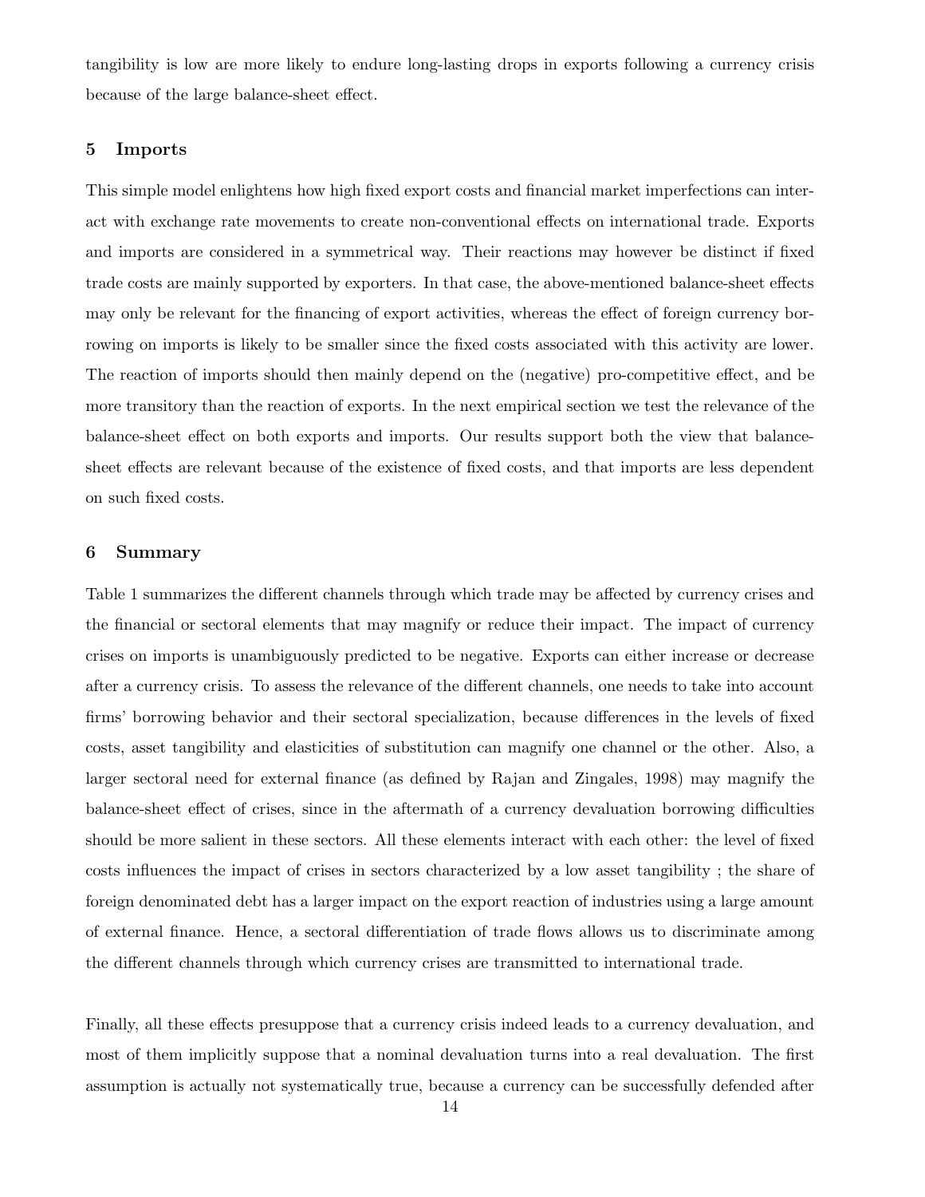tangibility is low are more likely to endure long-lasting drops in exports following a currency crisis because of the large balance-sheet effect.

## 5 Imports

This simple model enlightens how high fixed export costs and financial market imperfections can interact with exchange rate movements to create non-conventional effects on international trade. Exports and imports are considered in a symmetrical way. Their reactions may however be distinct if fixed trade costs are mainly supported by exporters. In that case, the above-mentioned balance-sheet effects may only be relevant for the financing of export activities, whereas the effect of foreign currency borrowing on imports is likely to be smaller since the fixed costs associated with this activity are lower. The reaction of imports should then mainly depend on the (negative) pro-competitive effect, and be more transitory than the reaction of exports. In the next empirical section we test the relevance of the balance-sheet effect on both exports and imports. Our results support both the view that balance-sheet effects are relevant because of the existence of fixed costs, and that imports are less dependent on such fixed costs.

## 6 Summary

Table 1 summarizes the different channels through which trade may be affected by currency crises and the financial or sectoral elements that may magnify or reduce their impact. The impact of currency crises on imports is unambiguously predicted to be negative. Exports can either increase or decrease after a currency crisis. To assess the relevance of the different channels, one needs to take into account firms' borrowing behavior and their sectoral specialization, because differences in the levels of fixed costs, asset tangibility and elasticities of substitution can magnify one channel or the other. Also, a larger sectoral need for external finance (as defined by Rajan and Zingales, 1998) may magnify the balance-sheet effect of crises, since in the aftermath of a currency devaluation borrowing difficulties should be more salient in these sectors. All these elements interact with each other: the level of fixed costs influences the impact of crises in sectors characterized by a low asset tangibility ; the share of foreign denominated debt has a larger impact on the export reaction of industries using a large amount of external finance. Hence, a sectoral differentiation of trade flows allows us to discriminate among the different channels through which currency crises are transmitted to international trade.

Finally, all these effects presuppose that a currency crisis indeed leads to a currency devaluation, and most of them implicitly suppose that a nominal devaluation turns into a real devaluation. The first assumption is actually not systematically true, because a currency can be successfully defended after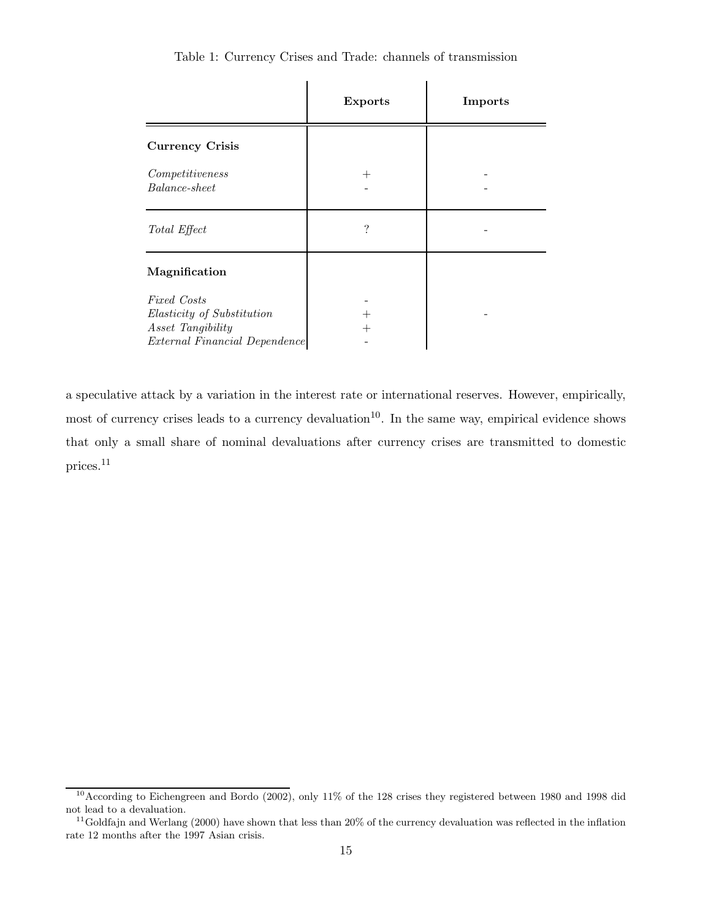Table 1: Currency Crises and Trade: channels of transmission

| | **Exports** | **Imports** |
|---|---|---|
| **Currency Crisis** | | |
| *Competitiveness* | + | - |
| *Balance-sheet* | - | - |
| *Total Effect* | ? | - |
| **Magnification** | | |
| *Fixed Costs* | - | |
| *Elasticity of Substitution* | + | - |
| *Asset Tangibility* | + | |
| *External Financial Dependence* | - | |

a speculative attack by a variation in the interest rate or international reserves. However, empirically, most of currency crises leads to a currency devaluation[10]. In the same way, empirical evidence shows that only a small share of nominal devaluations after currency crises are transmitted to domestic prices.[11]

[10] According to Eichengreen and Bordo (2002), only 11% of the 128 crises they registered between 1980 and 1998 did not lead to a devaluation.

[11] Goldfajn and Werlang (2000) have shown that less than 20% of the currency devaluation was reflected in the inflation rate 12 months after the 1997 Asian crisis.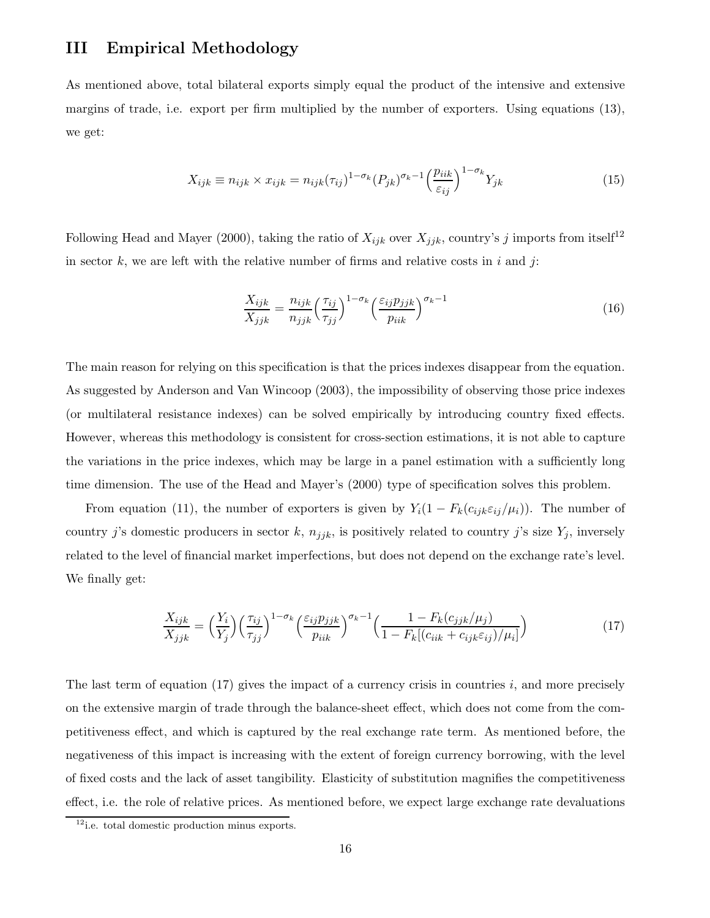## III Empirical Methodology

As mentioned above, total bilateral exports simply equal the product of the intensive and extensive margins of trade, i.e. export per firm multiplied by the number of exporters. Using equations (13), we get:

$$X_{ijk} \equiv n_{ijk} \times x_{ijk} = n_{ijk}(\tau_{ij})^{1-\sigma_k}(P_{jk})^{\sigma_k - 1}\Big(\frac{p_{iik}}{\varepsilon_{ij}}\Big)^{1-\sigma_k} Y_{jk} \tag{15}$$

Following Head and Mayer (2000), taking the ratio of $X_{ijk}$ over $X_{jjk}$, country's $j$ imports from itself[12] in sector $k$, we are left with the relative number of firms and relative costs in $i$ and $j$:

$$\frac{X_{ijk}}{X_{jjk}} = \frac{n_{ijk}}{n_{jjk}}\Big(\frac{\tau_{ij}}{\tau_{jj}}\Big)^{1-\sigma_k}\Big(\frac{\varepsilon_{ij} p_{jjk}}{p_{iik}}\Big)^{\sigma_k - 1} \tag{16}$$

The main reason for relying on this specification is that the prices indexes disappear from the equation. As suggested by Anderson and Van Wincoop (2003), the impossibility of observing those price indexes (or multilateral resistance indexes) can be solved empirically by introducing country fixed effects. However, whereas this methodology is consistent for cross-section estimations, it is not able to capture the variations in the price indexes, which may be large in a panel estimation with a sufficiently long time dimension. The use of the Head and Mayer's (2000) type of specification solves this problem.

From equation (11), the number of exporters is given by $Y_i(1 - F_k(c_{ijk}\varepsilon_{ij}/\mu_i))$. The number of country $j$'s domestic producers in sector $k$, $n_{jjk}$, is positively related to country $j$'s size $Y_j$, inversely related to the level of financial market imperfections, but does not depend on the exchange rate's level. We finally get:

$$\frac{X_{ijk}}{X_{jjk}} = \Big(\frac{Y_i}{Y_j}\Big)\Big(\frac{\tau_{ij}}{\tau_{jj}}\Big)^{1-\sigma_k}\Big(\frac{\varepsilon_{ij} p_{jjk}}{p_{iik}}\Big)^{\sigma_k - 1}\Big(\frac{1 - F_k(c_{jjk}/\mu_j)}{1 - F_k[(c_{iik} + c_{ijk}\varepsilon_{ij})/\mu_i]}\Big) \tag{17}$$

The last term of equation (17) gives the impact of a currency crisis in countries $i$, and more precisely on the extensive margin of trade through the balance-sheet effect, which does not come from the competitiveness effect, and which is captured by the real exchange rate term. As mentioned before, the negativeness of this impact is increasing with the extent of foreign currency borrowing, with the level of fixed costs and the lack of asset tangibility. Elasticity of substitution magnifies the competitiveness effect, i.e. the role of relative prices. As mentioned before, we expect large exchange rate devaluations

[12] i.e. total domestic production minus exports.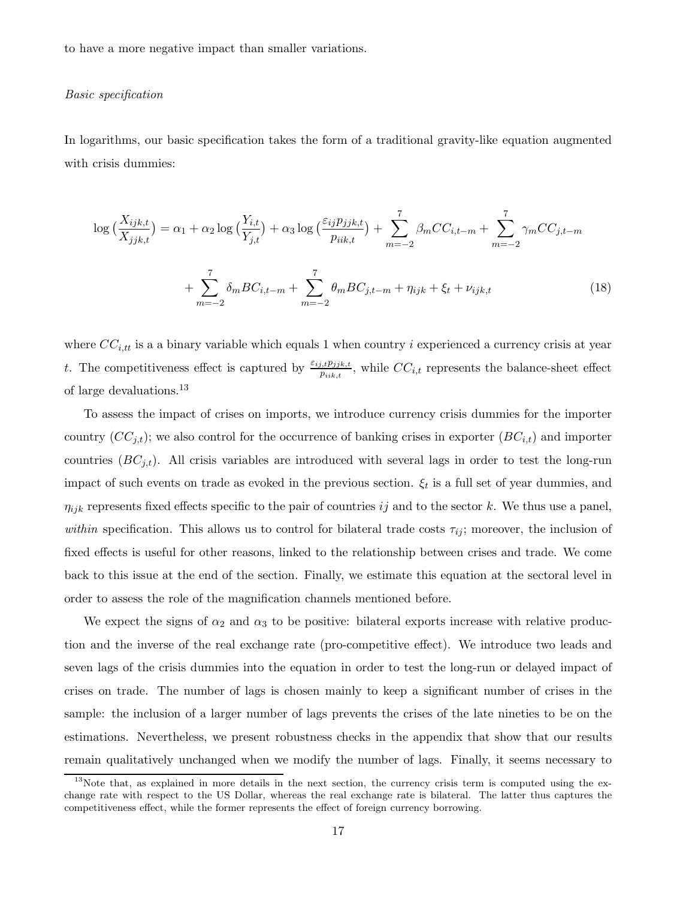to have a more negative impact than smaller variations.

*Basic specification*

In logarithms, our basic specification takes the form of a traditional gravity-like equation augmented with crisis dummies:

$$\log\big(\frac{X_{ijk,t}}{X_{jjk,t}}\big) = \alpha_1 + \alpha_2 \log\big(\frac{Y_{i,t}}{Y_{j,t}}\big) + \alpha_3 \log\big(\frac{\varepsilon_{ij} p_{jjk,t}}{p_{iik,t}}\big) + \sum_{m=-2}^{7} \beta_m CC_{i,t-m} + \sum_{m=-2}^{7} \gamma_m CC_{j,t-m}$$

$$+ \sum_{m=-2}^{7} \delta_m BC_{i,t-m} + \sum_{m=-2}^{7} \theta_m BC_{j,t-m} + \eta_{ijk} + \xi_t + \nu_{ijk,t} \tag{18}$$

where $CC_{i,tt}$ is a a binary variable which equals 1 when country $i$ experienced a currency crisis at year $t$. The competitiveness effect is captured by $\frac{\varepsilon_{ij,t} p_{jjk,t}}{p_{iik,t}}$, while $CC_{i,t}$ represents the balance-sheet effect of large devaluations.[13]

To assess the impact of crises on imports, we introduce currency crisis dummies for the importer country ($CC_{j,t}$); we also control for the occurrence of banking crises in exporter ($BC_{i,t}$) and importer countries ($BC_{j,t}$). All crisis variables are introduced with several lags in order to test the long-run impact of such events on trade as evoked in the previous section. $\xi_t$ is a full set of year dummies, and $\eta_{ijk}$ represents fixed effects specific to the pair of countries $ij$ and to the sector $k$. We thus use a panel, *within* specification. This allows us to control for bilateral trade costs $\tau_{ij}$; moreover, the inclusion of fixed effects is useful for other reasons, linked to the relationship between crises and trade. We come back to this issue at the end of the section. Finally, we estimate this equation at the sectoral level in order to assess the role of the magnification channels mentioned before.

We expect the signs of $\alpha_2$ and $\alpha_3$ to be positive: bilateral exports increase with relative production and the inverse of the real exchange rate (pro-competitive effect). We introduce two leads and seven lags of the crisis dummies into the equation in order to test the long-run or delayed impact of crises on trade. The number of lags is chosen mainly to keep a significant number of crises in the sample: the inclusion of a larger number of lags prevents the crises of the late nineties to be on the estimations. Nevertheless, we present robustness checks in the appendix that show that our results remain qualitatively unchanged when we modify the number of lags. Finally, it seems necessary to

[13] Note that, as explained in more details in the next section, the currency crisis term is computed using the exchange rate with respect to the US Dollar, whereas the real exchange rate is bilateral. The latter thus captures the competitiveness effect, while the former represents the effect of foreign currency borrowing.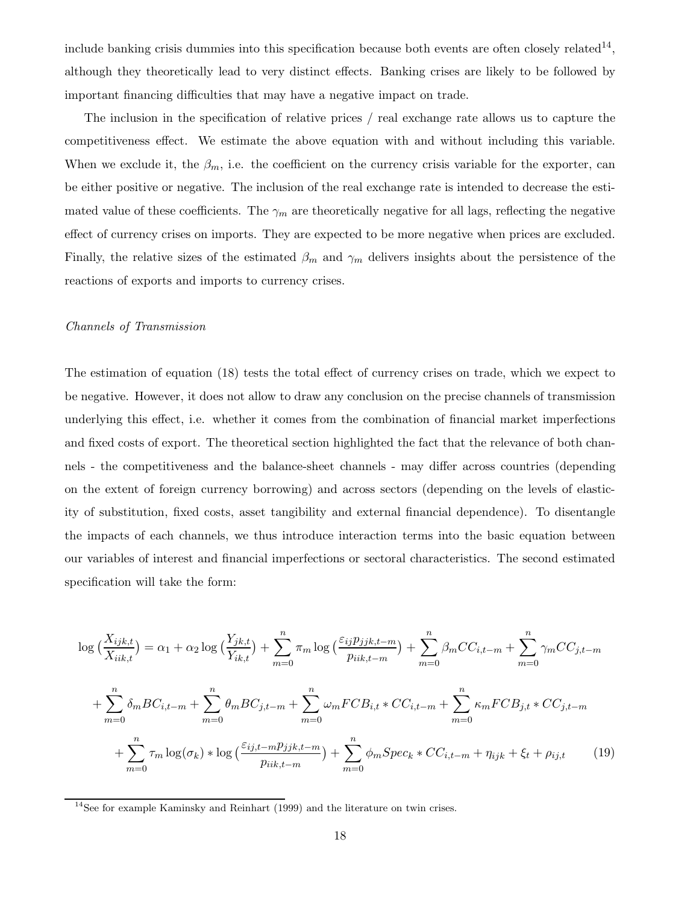include banking crisis dummies into this specification because both events are often closely related[14], although they theoretically lead to very distinct effects. Banking crises are likely to be followed by important financing difficulties that may have a negative impact on trade.

The inclusion in the specification of relative prices / real exchange rate allows us to capture the competitiveness effect. We estimate the above equation with and without including this variable. When we exclude it, the $\beta_m$, i.e. the coefficient on the currency crisis variable for the exporter, can be either positive or negative. The inclusion of the real exchange rate is intended to decrease the estimated value of these coefficients. The $\gamma_m$ are theoretically negative for all lags, reflecting the negative effect of currency crises on imports. They are expected to be more negative when prices are excluded. Finally, the relative sizes of the estimated $\beta_m$ and $\gamma_m$ delivers insights about the persistence of the reactions of exports and imports to currency crises.

*Channels of Transmission*

The estimation of equation (18) tests the total effect of currency crises on trade, which we expect to be negative. However, it does not allow to draw any conclusion on the precise channels of transmission underlying this effect, i.e. whether it comes from the combination of financial market imperfections and fixed costs of export. The theoretical section highlighted the fact that the relevance of both channels - the competitiveness and the balance-sheet channels - may differ across countries (depending on the extent of foreign currency borrowing) and across sectors (depending on the levels of elasticity of substitution, fixed costs, asset tangibility and external financial dependence). To disentangle the impacts of each channels, we thus introduce interaction terms into the basic equation between our variables of interest and financial imperfections or sectoral characteristics. The second estimated specification will take the form:

$$
\begin{aligned}
\log\left(\frac{X_{ijk,t}}{X_{iik,t}}\right) &= \alpha_1 + \alpha_2 \log\left(\frac{Y_{jk,t}}{Y_{ik,t}}\right) + \sum_{m=0}^{n} \pi_m \log\left(\frac{\varepsilon_{ij} p_{jjk,t-m}}{p_{iik,t-m}}\right) + \sum_{m=0}^{n} \beta_m CC_{i,t-m} + \sum_{m=0}^{n} \gamma_m CC_{j,t-m} \\
&+ \sum_{m=0}^{n} \delta_m BC_{i,t-m} + \sum_{m=0}^{n} \theta_m BC_{j,t-m} + \sum_{m=0}^{n} \omega_m FCB_{i,t} * CC_{i,t-m} + \sum_{m=0}^{n} \kappa_m FCB_{j,t} * CC_{j,t-m} \\
&+ \sum_{m=0}^{n} \tau_m \log(\sigma_k) * \log\left(\frac{\varepsilon_{ij,t-m} p_{jjk,t-m}}{p_{iik,t-m}}\right) + \sum_{m=0}^{n} \phi_m Spec_k * CC_{i,t-m} + \eta_{ijk} + \xi_t + \rho_{ij,t} \qquad (19)
\end{aligned}
$$

[14] See for example Kaminsky and Reinhart (1999) and the literature on twin crises.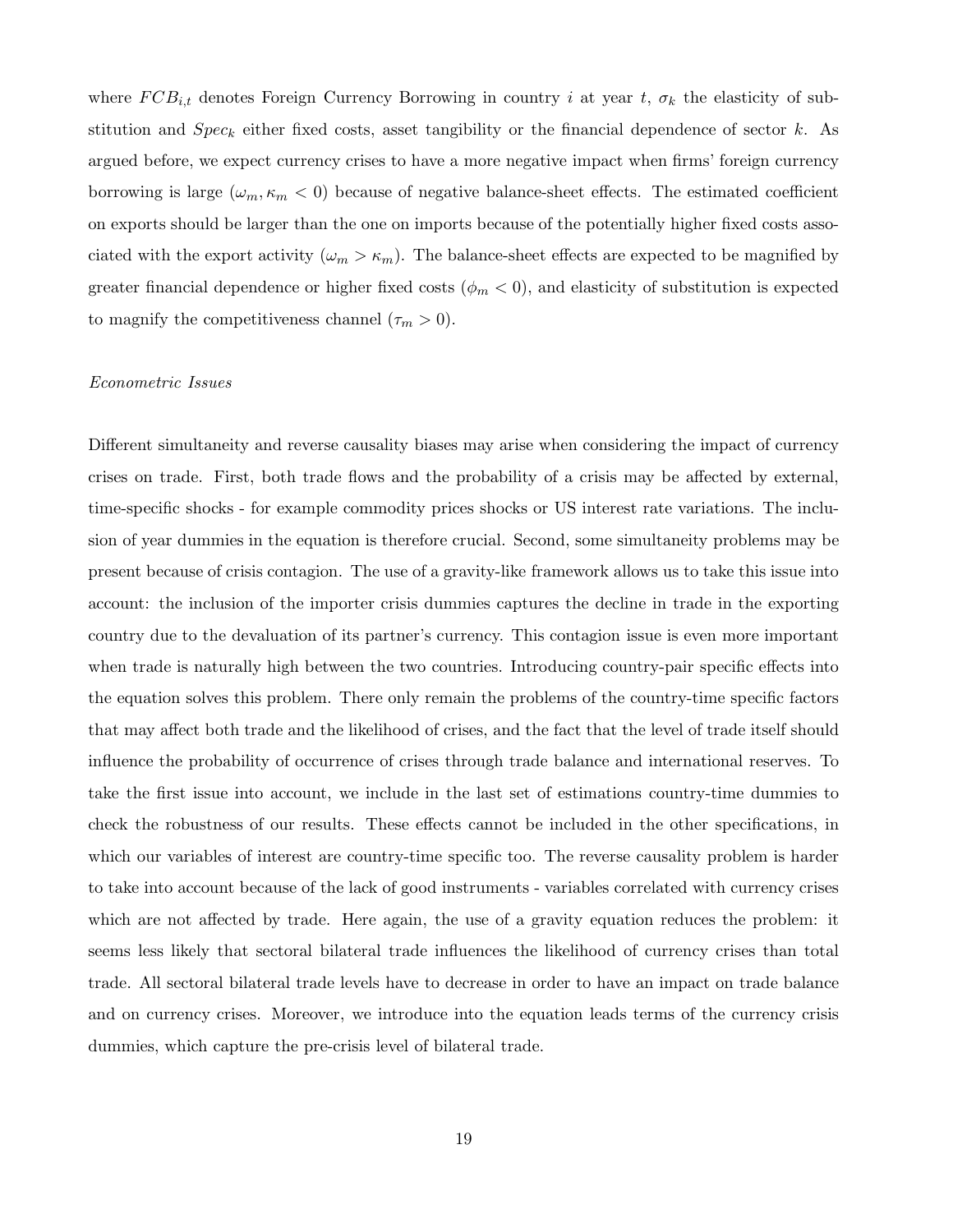where $FCB_{i,t}$ denotes Foreign Currency Borrowing in country $i$ at year $t$, $\sigma_k$ the elasticity of substitution and $Spec_k$ either fixed costs, asset tangibility or the financial dependence of sector $k$. As argued before, we expect currency crises to have a more negative impact when firms' foreign currency borrowing is large ($\omega_m, \kappa_m < 0$) because of negative balance-sheet effects. The estimated coefficient on exports should be larger than the one on imports because of the potentially higher fixed costs associated with the export activity ($\omega_m > \kappa_m$). The balance-sheet effects are expected to be magnified by greater financial dependence or higher fixed costs ($\phi_m < 0$), and elasticity of substitution is expected to magnify the competitiveness channel ($\tau_m > 0$).

*Econometric Issues*

Different simultaneity and reverse causality biases may arise when considering the impact of currency crises on trade. First, both trade flows and the probability of a crisis may be affected by external, time-specific shocks - for example commodity prices shocks or US interest rate variations. The inclusion of year dummies in the equation is therefore crucial. Second, some simultaneity problems may be present because of crisis contagion. The use of a gravity-like framework allows us to take this issue into account: the inclusion of the importer crisis dummies captures the decline in trade in the exporting country due to the devaluation of its partner's currency. This contagion issue is even more important when trade is naturally high between the two countries. Introducing country-pair specific effects into the equation solves this problem. There only remain the problems of the country-time specific factors that may affect both trade and the likelihood of crises, and the fact that the level of trade itself should influence the probability of occurrence of crises through trade balance and international reserves. To take the first issue into account, we include in the last set of estimations country-time dummies to check the robustness of our results. These effects cannot be included in the other specifications, in which our variables of interest are country-time specific too. The reverse causality problem is harder to take into account because of the lack of good instruments - variables correlated with currency crises which are not affected by trade. Here again, the use of a gravity equation reduces the problem: it seems less likely that sectoral bilateral trade influences the likelihood of currency crises than total trade. All sectoral bilateral trade levels have to decrease in order to have an impact on trade balance and on currency crises. Moreover, we introduce into the equation leads terms of the currency crisis dummies, which capture the pre-crisis level of bilateral trade.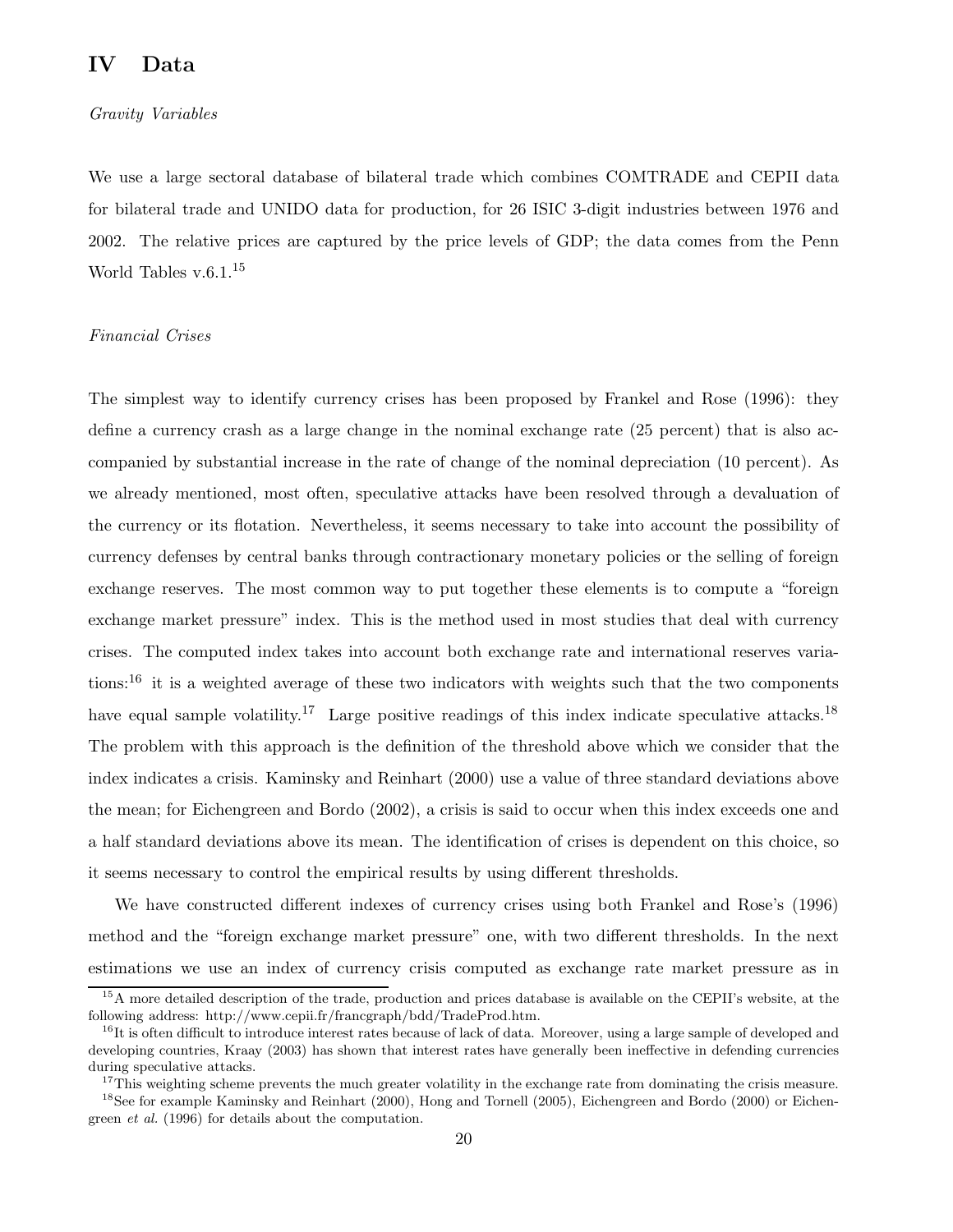# IV Data

*Gravity Variables*

We use a large sectoral database of bilateral trade which combines COMTRADE and CEPII data for bilateral trade and UNIDO data for production, for 26 ISIC 3-digit industries between 1976 and 2002. The relative prices are captured by the price levels of GDP; the data comes from the Penn World Tables v.6.1.[15]

*Financial Crises*

The simplest way to identify currency crises has been proposed by Frankel and Rose (1996): they define a currency crash as a large change in the nominal exchange rate (25 percent) that is also accompanied by substantial increase in the rate of change of the nominal depreciation (10 percent). As we already mentioned, most often, speculative attacks have been resolved through a devaluation of the currency or its flotation. Nevertheless, it seems necessary to take into account the possibility of currency defenses by central banks through contractionary monetary policies or the selling of foreign exchange reserves. The most common way to put together these elements is to compute a "foreign exchange market pressure" index. This is the method used in most studies that deal with currency crises. The computed index takes into account both exchange rate and international reserves variations:[16] it is a weighted average of these two indicators with weights such that the two components have equal sample volatility.[17] Large positive readings of this index indicate speculative attacks.[18] The problem with this approach is the definition of the threshold above which we consider that the index indicates a crisis. Kaminsky and Reinhart (2000) use a value of three standard deviations above the mean; for Eichengreen and Bordo (2002), a crisis is said to occur when this index exceeds one and a half standard deviations above its mean. The identification of crises is dependent on this choice, so it seems necessary to control the empirical results by using different thresholds.

We have constructed different indexes of currency crises using both Frankel and Rose's (1996) method and the "foreign exchange market pressure" one, with two different thresholds. In the next estimations we use an index of currency crisis computed as exchange rate market pressure as in

[15] A more detailed description of the trade, production and prices database is available on the CEPII's website, at the following address: http://www.cepii.fr/francgraph/bdd/TradeProd.htm.

[16] It is often difficult to introduce interest rates because of lack of data. Moreover, using a large sample of developed and developing countries, Kraay (2003) has shown that interest rates have generally been ineffective in defending currencies during speculative attacks.

[17] This weighting scheme prevents the much greater volatility in the exchange rate from dominating the crisis measure.

[18] See for example Kaminsky and Reinhart (2000), Hong and Tornell (2005), Eichengreen and Bordo (2000) or Eichengreen *et al.* (1996) for details about the computation.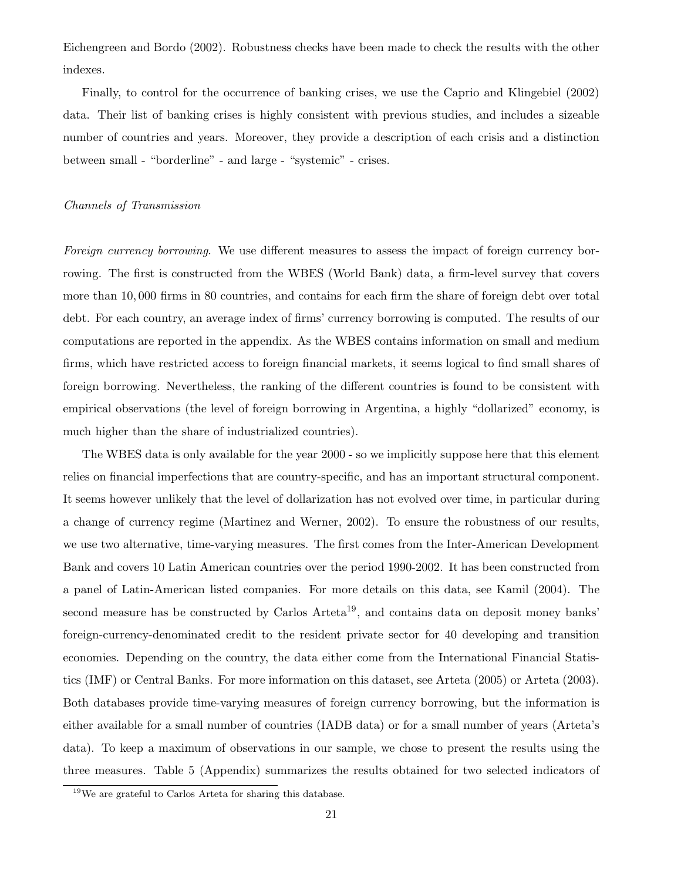Eichengreen and Bordo (2002). Robustness checks have been made to check the results with the other indexes.

Finally, to control for the occurrence of banking crises, we use the Caprio and Klingebiel (2002) data. Their list of banking crises is highly consistent with previous studies, and includes a sizeable number of countries and years. Moreover, they provide a description of each crisis and a distinction between small - "borderline" - and large - "systemic" - crises.

*Channels of Transmission*

*Foreign currency borrowing*. We use different measures to assess the impact of foreign currency borrowing. The first is constructed from the WBES (World Bank) data, a firm-level survey that covers more than 10,000 firms in 80 countries, and contains for each firm the share of foreign debt over total debt. For each country, an average index of firms' currency borrowing is computed. The results of our computations are reported in the appendix. As the WBES contains information on small and medium firms, which have restricted access to foreign financial markets, it seems logical to find small shares of foreign borrowing. Nevertheless, the ranking of the different countries is found to be consistent with empirical observations (the level of foreign borrowing in Argentina, a highly "dollarized" economy, is much higher than the share of industrialized countries).

The WBES data is only available for the year 2000 - so we implicitly suppose here that this element relies on financial imperfections that are country-specific, and has an important structural component. It seems however unlikely that the level of dollarization has not evolved over time, in particular during a change of currency regime (Martinez and Werner, 2002). To ensure the robustness of our results, we use two alternative, time-varying measures. The first comes from the Inter-American Development Bank and covers 10 Latin American countries over the period 1990-2002. It has been constructed from a panel of Latin-American listed companies. For more details on this data, see Kamil (2004). The second measure has be constructed by Carlos Arteta[19], and contains data on deposit money banks' foreign-currency-denominated credit to the resident private sector for 40 developing and transition economies. Depending on the country, the data either come from the International Financial Statistics (IMF) or Central Banks. For more information on this dataset, see Arteta (2005) or Arteta (2003). Both databases provide time-varying measures of foreign currency borrowing, but the information is either available for a small number of countries (IADB data) or for a small number of years (Arteta's data). To keep a maximum of observations in our sample, we chose to present the results using the three measures. Table 5 (Appendix) summarizes the results obtained for two selected indicators of

[19] We are grateful to Carlos Arteta for sharing this database.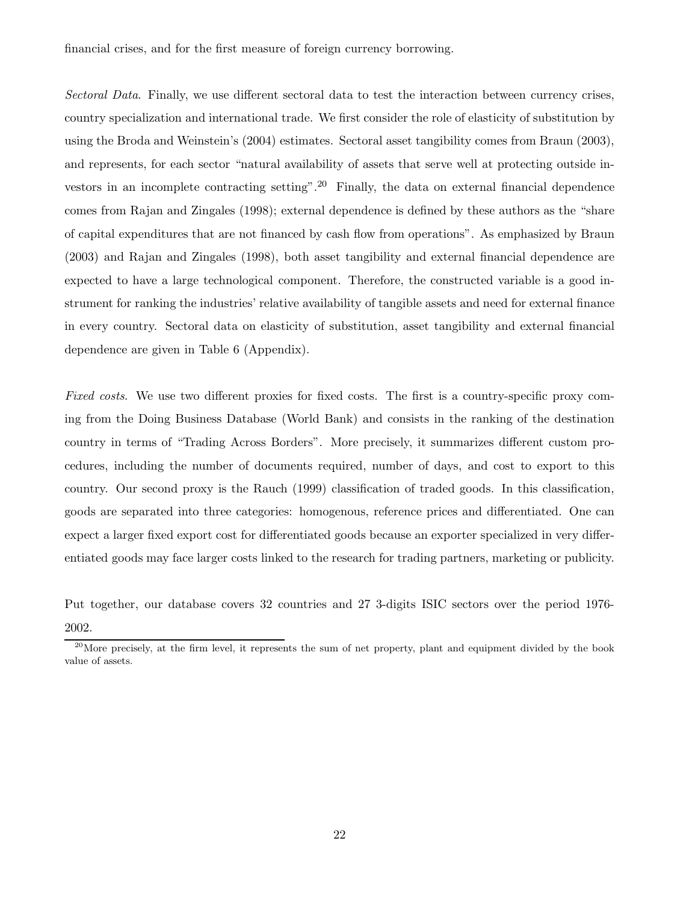financial crises, and for the first measure of foreign currency borrowing.

*Sectoral Data*. Finally, we use different sectoral data to test the interaction between currency crises, country specialization and international trade. We first consider the role of elasticity of substitution by using the Broda and Weinstein's (2004) estimates. Sectoral asset tangibility comes from Braun (2003), and represents, for each sector "natural availability of assets that serve well at protecting outside investors in an incomplete contracting setting".[20] Finally, the data on external financial dependence comes from Rajan and Zingales (1998); external dependence is defined by these authors as the "share of capital expenditures that are not financed by cash flow from operations". As emphasized by Braun (2003) and Rajan and Zingales (1998), both asset tangibility and external financial dependence are expected to have a large technological component. Therefore, the constructed variable is a good instrument for ranking the industries' relative availability of tangible assets and need for external finance in every country. Sectoral data on elasticity of substitution, asset tangibility and external financial dependence are given in Table 6 (Appendix).

*Fixed costs*. We use two different proxies for fixed costs. The first is a country-specific proxy coming from the Doing Business Database (World Bank) and consists in the ranking of the destination country in terms of "Trading Across Borders". More precisely, it summarizes different custom procedures, including the number of documents required, number of days, and cost to export to this country. Our second proxy is the Rauch (1999) classification of traded goods. In this classification, goods are separated into three categories: homogenous, reference prices and differentiated. One can expect a larger fixed export cost for differentiated goods because an exporter specialized in very differentiated goods may face larger costs linked to the research for trading partners, marketing or publicity.

Put together, our database covers 32 countries and 27 3-digits ISIC sectors over the period 1976-2002.

[20]More precisely, at the firm level, it represents the sum of net property, plant and equipment divided by the book value of assets.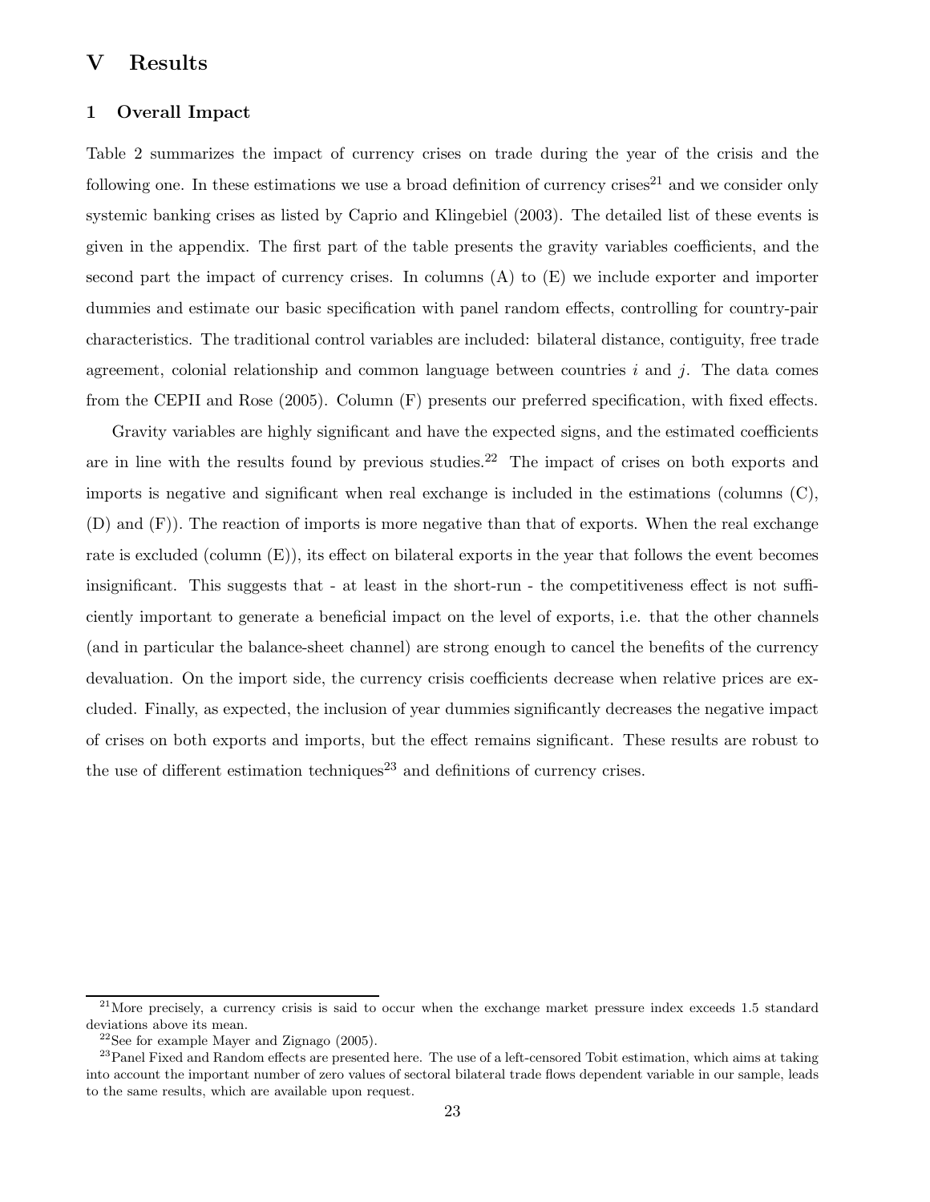# V Results

## 1 Overall Impact

Table 2 summarizes the impact of currency crises on trade during the year of the crisis and the following one. In these estimations we use a broad definition of currency crises[21] and we consider only systemic banking crises as listed by Caprio and Klingebiel (2003). The detailed list of these events is given in the appendix. The first part of the table presents the gravity variables coefficients, and the second part the impact of currency crises. In columns (A) to (E) we include exporter and importer dummies and estimate our basic specification with panel random effects, controlling for country-pair characteristics. The traditional control variables are included: bilateral distance, contiguity, free trade agreement, colonial relationship and common language between countries $i$ and $j$. The data comes from the CEPII and Rose (2005). Column (F) presents our preferred specification, with fixed effects.

Gravity variables are highly significant and have the expected signs, and the estimated coefficients are in line with the results found by previous studies.[22] The impact of crises on both exports and imports is negative and significant when real exchange is included in the estimations (columns (C), (D) and (F)). The reaction of imports is more negative than that of exports. When the real exchange rate is excluded (column (E)), its effect on bilateral exports in the year that follows the event becomes insignificant. This suggests that - at least in the short-run - the competitiveness effect is not sufficiently important to generate a beneficial impact on the level of exports, i.e. that the other channels (and in particular the balance-sheet channel) are strong enough to cancel the benefits of the currency devaluation. On the import side, the currency crisis coefficients decrease when relative prices are excluded. Finally, as expected, the inclusion of year dummies significantly decreases the negative impact of crises on both exports and imports, but the effect remains significant. These results are robust to the use of different estimation techniques[23] and definitions of currency crises.

[21] More precisely, a currency crisis is said to occur when the exchange market pressure index exceeds 1.5 standard deviations above its mean.

[22] See for example Mayer and Zignago (2005).

[23] Panel Fixed and Random effects are presented here. The use of a left-censored Tobit estimation, which aims at taking into account the important number of zero values of sectoral bilateral trade flows dependent variable in our sample, leads to the same results, which are available upon request.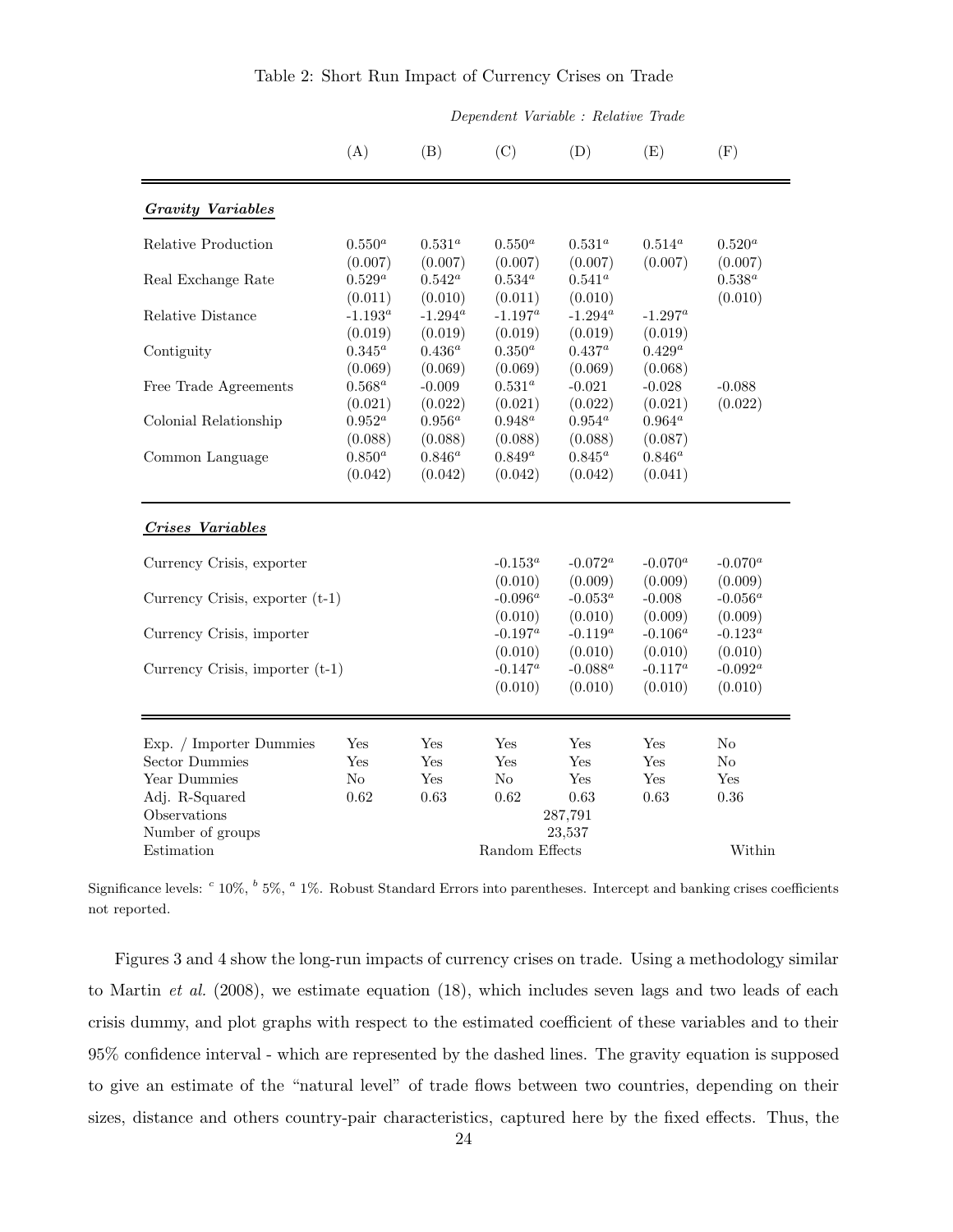Table 2: Short Run Impact of Currency Crises on Trade

| | *Dependent Variable : Relative Trade* | | | | | |
|---|---|---|---|---|---|---|
| | (A) | (B) | (C) | (D) | (E) | (F) |
| ***Gravity Variables*** | | | | | | |
| Relative Production | $0.550^a$ | $0.531^a$ | $0.550^a$ | $0.531^a$ | $0.514^a$ | $0.520^a$ |
| | (0.007) | (0.007) | (0.007) | (0.007) | (0.007) | (0.007) |
| Real Exchange Rate | $0.529^a$ | $0.542^a$ | $0.534^a$ | $0.541^a$ | | $0.538^a$ |
| | (0.011) | (0.010) | (0.011) | (0.010) | | (0.010) |
| Relative Distance | $-1.193^a$ | $-1.294^a$ | $-1.197^a$ | $-1.294^a$ | $-1.297^a$ | |
| | (0.019) | (0.019) | (0.019) | (0.019) | (0.019) | |
| Contiguity | $0.345^a$ | $0.436^a$ | $0.350^a$ | $0.437^a$ | $0.429^a$ | |
| | (0.069) | (0.069) | (0.069) | (0.069) | (0.068) | |
| Free Trade Agreements | $0.568^a$ | -0.009 | $0.531^a$ | -0.021 | -0.028 | -0.088 |
| | (0.021) | (0.022) | (0.021) | (0.022) | (0.021) | (0.022) |
| Colonial Relationship | $0.952^a$ | $0.956^a$ | $0.948^a$ | $0.954^a$ | $0.964^a$ | |
| | (0.088) | (0.088) | (0.088) | (0.088) | (0.087) | |
| Common Language | $0.850^a$ | $0.846^a$ | $0.849^a$ | $0.845^a$ | $0.846^a$ | |
| | (0.042) | (0.042) | (0.042) | (0.042) | (0.041) | |
| ***Crises Variables*** | | | | | | |
| Currency Crisis, exporter | | | $-0.153^a$ | $-0.072^a$ | $-0.070^a$ | $-0.070^a$ |
| | | | (0.010) | (0.009) | (0.009) | (0.009) |
| Currency Crisis, exporter (t-1) | | | $-0.096^a$ | $-0.053^a$ | -0.008 | $-0.056^a$ |
| | | | (0.010) | (0.010) | (0.009) | (0.009) |
| Currency Crisis, importer | | | $-0.197^a$ | $-0.119^a$ | $-0.106^a$ | $-0.123^a$ |
| | | | (0.010) | (0.010) | (0.010) | (0.010) |
| Currency Crisis, importer (t-1) | | | $-0.147^a$ | $-0.088^a$ | $-0.117^a$ | $-0.092^a$ |
| | | | (0.010) | (0.010) | (0.010) | (0.010) |
| Exp. / Importer Dummies | Yes | Yes | Yes | Yes | Yes | No |
| Sector Dummies | Yes | Yes | Yes | Yes | Yes | No |
| Year Dummies | No | Yes | No | Yes | Yes | Yes |
| Adj. R-Squared | 0.62 | 0.63 | 0.62 | 0.63 | 0.63 | 0.36 |
| Observations | 287,791 | | | | | |
| Number of groups | 23,537 | | | | | |
| Estimation | Random Effects | | | | | Within |

Significance levels: [c] 10%, [b] 5%, [a] 1%. Robust Standard Errors into parentheses. Intercept and banking crises coefficients not reported.

Figures 3 and 4 show the long-run impacts of currency crises on trade. Using a methodology similar to Martin *et al.* (2008), we estimate equation (18), which includes seven lags and two leads of each crisis dummy, and plot graphs with respect to the estimated coefficient of these variables and to their 95% confidence interval - which are represented by the dashed lines. The gravity equation is supposed to give an estimate of the "natural level" of trade flows between two countries, depending on their sizes, distance and others country-pair characteristics, captured here by the fixed effects. Thus, the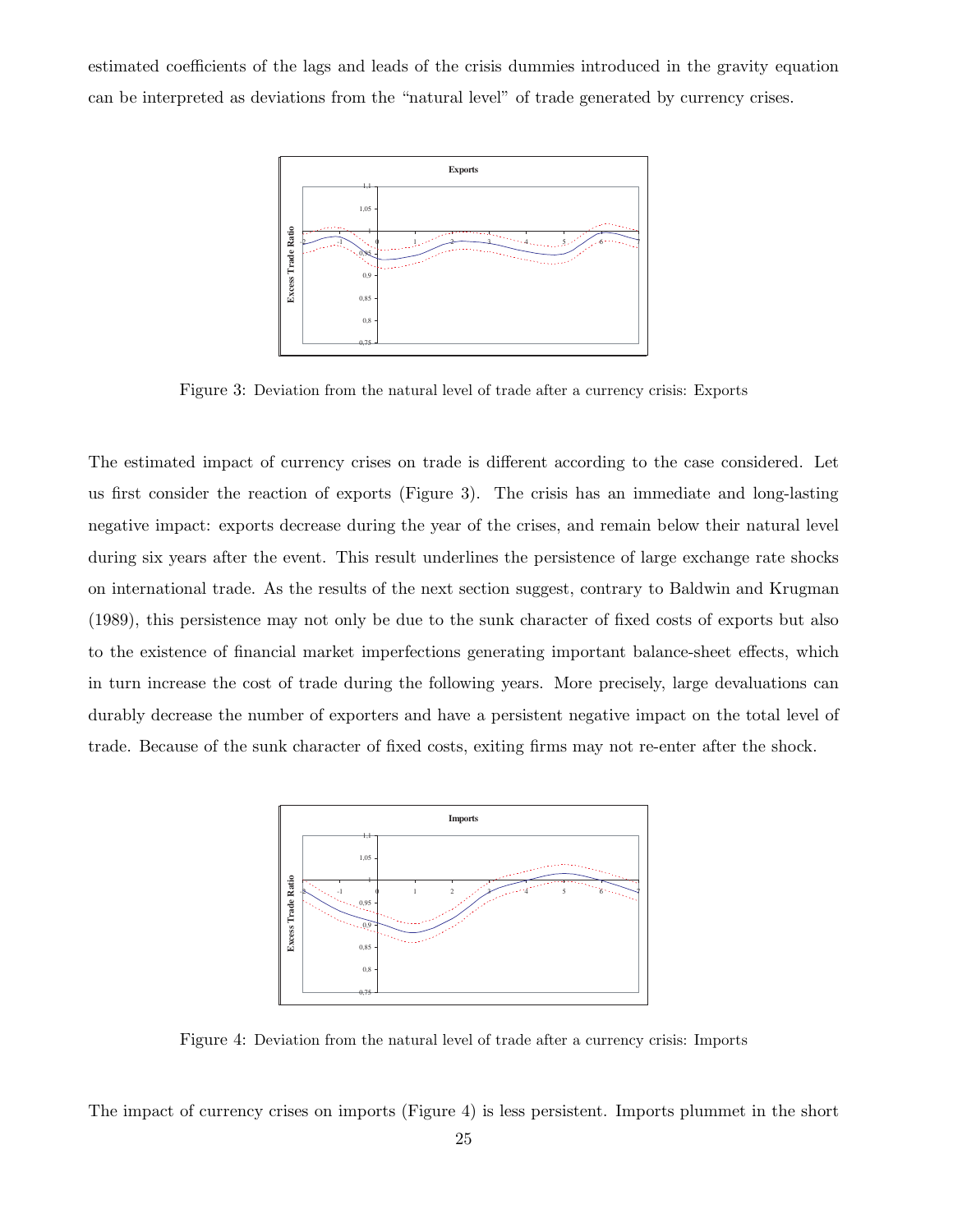estimated coefficients of the lags and leads of the crisis dummies introduced in the gravity equation can be interpreted as deviations from the "natural level" of trade generated by currency crises.

Figure 3: Deviation from the natural level of trade after a currency crisis: Exports

The estimated impact of currency crises on trade is different according to the case considered. Let us first consider the reaction of exports (Figure 3). The crisis has an immediate and long-lasting negative impact: exports decrease during the year of the crises, and remain below their natural level during six years after the event. This result underlines the persistence of large exchange rate shocks on international trade. As the results of the next section suggest, contrary to Baldwin and Krugman (1989), this persistence may not only be due to the sunk character of fixed costs of exports but also to the existence of financial market imperfections generating important balance-sheet effects, which in turn increase the cost of trade during the following years. More precisely, large devaluations can durably decrease the number of exporters and have a persistent negative impact on the total level of trade. Because of the sunk character of fixed costs, exiting firms may not re-enter after the shock.

Figure 4: Deviation from the natural level of trade after a currency crisis: Imports

The impact of currency crises on imports (Figure 4) is less persistent. Imports plummet in the short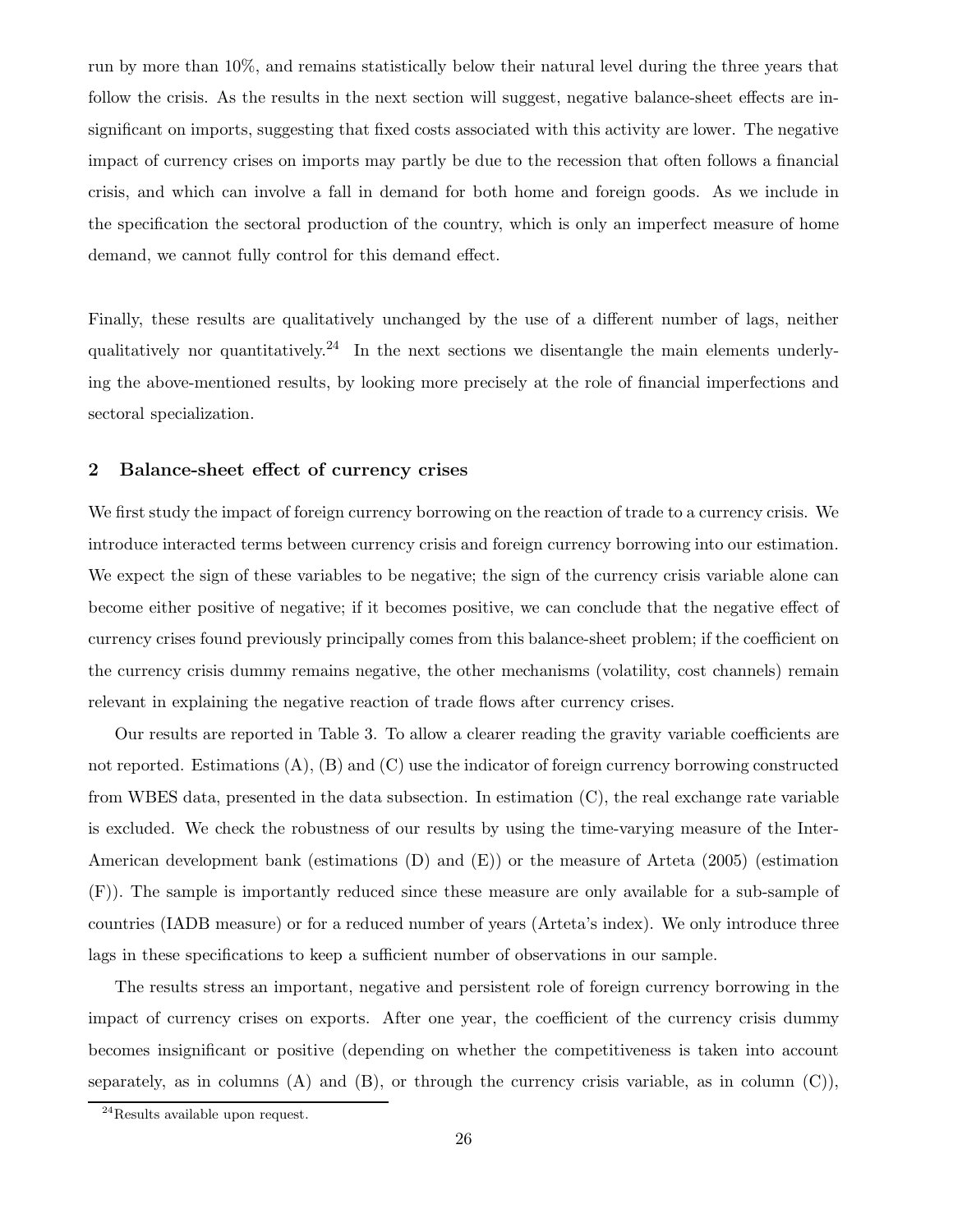run by more than 10%, and remains statistically below their natural level during the three years that follow the crisis. As the results in the next section will suggest, negative balance-sheet effects are insignificant on imports, suggesting that fixed costs associated with this activity are lower. The negative impact of currency crises on imports may partly be due to the recession that often follows a financial crisis, and which can involve a fall in demand for both home and foreign goods. As we include in the specification the sectoral production of the country, which is only an imperfect measure of home demand, we cannot fully control for this demand effect.

Finally, these results are qualitatively unchanged by the use of a different number of lags, neither qualitatively nor quantitatively.[24] In the next sections we disentangle the main elements underlying the above-mentioned results, by looking more precisely at the role of financial imperfections and sectoral specialization.

## 2 Balance-sheet effect of currency crises

We first study the impact of foreign currency borrowing on the reaction of trade to a currency crisis. We introduce interacted terms between currency crisis and foreign currency borrowing into our estimation. We expect the sign of these variables to be negative; the sign of the currency crisis variable alone can become either positive of negative; if it becomes positive, we can conclude that the negative effect of currency crises found previously principally comes from this balance-sheet problem; if the coefficient on the currency crisis dummy remains negative, the other mechanisms (volatility, cost channels) remain relevant in explaining the negative reaction of trade flows after currency crises.

Our results are reported in Table 3. To allow a clearer reading the gravity variable coefficients are not reported. Estimations (A), (B) and (C) use the indicator of foreign currency borrowing constructed from WBES data, presented in the data subsection. In estimation (C), the real exchange rate variable is excluded. We check the robustness of our results by using the time-varying measure of the Inter-American development bank (estimations (D) and (E)) or the measure of Arteta (2005) (estimation (F)). The sample is importantly reduced since these measure are only available for a sub-sample of countries (IADB measure) or for a reduced number of years (Arteta's index). We only introduce three lags in these specifications to keep a sufficient number of observations in our sample.

The results stress an important, negative and persistent role of foreign currency borrowing in the impact of currency crises on exports. After one year, the coefficient of the currency crisis dummy becomes insignificant or positive (depending on whether the competitiveness is taken into account separately, as in columns (A) and (B), or through the currency crisis variable, as in column (C)),

[24] Results available upon request.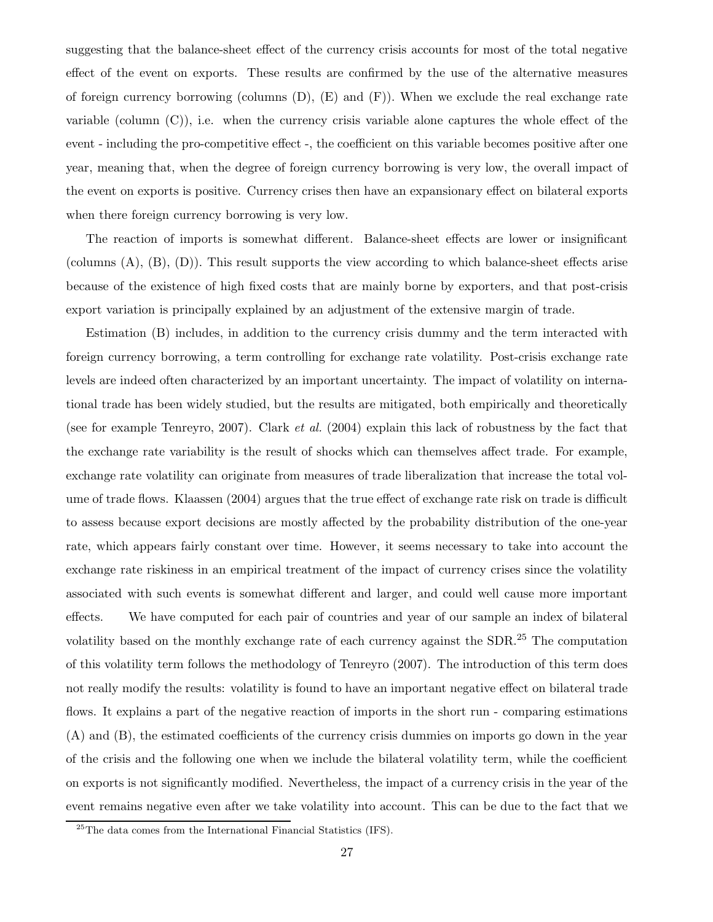suggesting that the balance-sheet effect of the currency crisis accounts for most of the total negative effect of the event on exports. These results are confirmed by the use of the alternative measures of foreign currency borrowing (columns (D), (E) and (F)). When we exclude the real exchange rate variable (column (C)), i.e. when the currency crisis variable alone captures the whole effect of the event - including the pro-competitive effect -, the coefficient on this variable becomes positive after one year, meaning that, when the degree of foreign currency borrowing is very low, the overall impact of the event on exports is positive. Currency crises then have an expansionary effect on bilateral exports when there foreign currency borrowing is very low.

The reaction of imports is somewhat different. Balance-sheet effects are lower or insignificant (columns (A), (B), (D)). This result supports the view according to which balance-sheet effects arise because of the existence of high fixed costs that are mainly borne by exporters, and that post-crisis export variation is principally explained by an adjustment of the extensive margin of trade.

Estimation (B) includes, in addition to the currency crisis dummy and the term interacted with foreign currency borrowing, a term controlling for exchange rate volatility. Post-crisis exchange rate levels are indeed often characterized by an important uncertainty. The impact of volatility on international trade has been widely studied, but the results are mitigated, both empirically and theoretically (see for example Tenreyro, 2007). Clark *et al.* (2004) explain this lack of robustness by the fact that the exchange rate variability is the result of shocks which can themselves affect trade. For example, exchange rate volatility can originate from measures of trade liberalization that increase the total volume of trade flows. Klaassen (2004) argues that the true effect of exchange rate risk on trade is difficult to assess because export decisions are mostly affected by the probability distribution of the one-year rate, which appears fairly constant over time. However, it seems necessary to take into account the exchange rate riskiness in an empirical treatment of the impact of currency crises since the volatility associated with such events is somewhat different and larger, and could well cause more important effects. We have computed for each pair of countries and year of our sample an index of bilateral volatility based on the monthly exchange rate of each currency against the SDR.[25] The computation of this volatility term follows the methodology of Tenreyro (2007). The introduction of this term does not really modify the results: volatility is found to have an important negative effect on bilateral trade flows. It explains a part of the negative reaction of imports in the short run - comparing estimations (A) and (B), the estimated coefficients of the currency crisis dummies on imports go down in the year of the crisis and the following one when we include the bilateral volatility term, while the coefficient on exports is not significantly modified. Nevertheless, the impact of a currency crisis in the year of the event remains negative even after we take volatility into account. This can be due to the fact that we

[25] The data comes from the International Financial Statistics (IFS).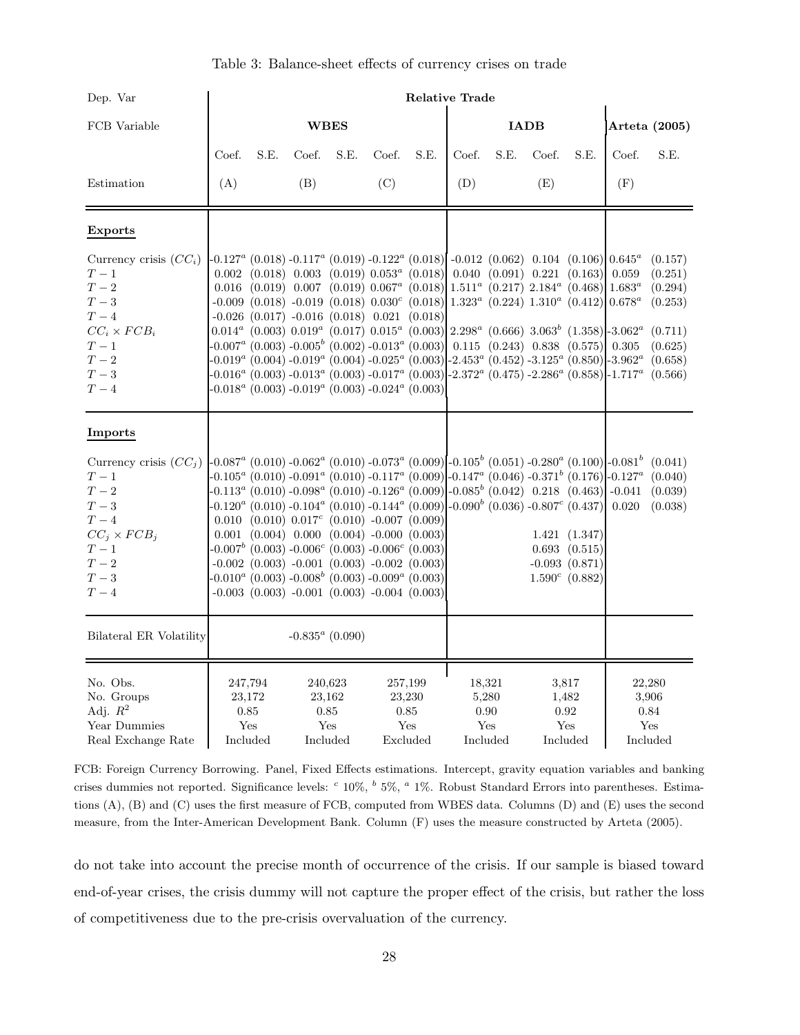Table 3: Balance-sheet effects of currency crises on trade

| Dep. Var | Relative Trade | | | | | | | | | | | |
|---|---|---|---|---|---|---|---|---|---|---|---|---|
| FCB Variable | WBES | | | | | | IADB | | | | Arteta (2005) | |
| | Coef. | S.E. | Coef. | S.E. | Coef. | S.E. | Coef. | S.E. | Coef. | S.E. | Coef. | S.E. |
| Estimation | (A) | | (B) | | (C) | | (D) | | (E) | | (F) | |
| **Exports** | | | | | | | | | | | | |
| Currency crisis ($CC_i$) | -0.127[a] | (0.018) | -0.117[a] | (0.019) | -0.122[a] | (0.018) | -0.012 | (0.062) | 0.104 | (0.106) | 0.645[a] | (0.157) |
| $T-1$ | 0.002 | (0.018) | 0.003 | (0.019) | 0.053[a] | (0.018) | 0.040 | (0.091) | 0.221 | (0.163) | 0.059 | (0.251) |
| $T-2$ | 0.016 | (0.019) | 0.007 | (0.019) | 0.067[a] | (0.018) | 1.511[a] | (0.217) | 2.184[a] | (0.468) | 1.683[a] | (0.294) |
| $T-3$ | -0.009 | (0.018) | -0.019 | (0.018) | 0.030[c] | (0.018) | 1.323[a] | (0.224) | 1.310[a] | (0.412) | 0.678[a] | (0.253) |
| $T-4$ | -0.026 | (0.017) | -0.016 | (0.018) | 0.021 | (0.018) | | | | | | |
| $CC_i \times FCB_i$ | 0.014[a] | (0.003) | 0.019[a] | (0.017) | 0.015[a] | (0.003) | 2.298[a] | (0.666) | 3.063[b] | (1.358) | -3.062[a] | (0.711) |
| $T-1$ | -0.007[a] | (0.003) | -0.005[b] | (0.002) | -0.013[a] | (0.003) | 0.115 | (0.243) | 0.838 | (0.575) | 0.305 | (0.625) |
| $T-2$ | -0.019[a] | (0.004) | -0.019[a] | (0.004) | -0.025[a] | (0.003) | -2.453[a] | (0.452) | -3.125[a] | (0.850) | -3.962[a] | (0.658) |
| $T-3$ | -0.016[a] | (0.003) | -0.013[a] | (0.003) | -0.017[a] | (0.003) | -2.372[a] | (0.475) | -2.286[a] | (0.858) | -1.717[a] | (0.566) |
| $T-4$ | -0.018[a] | (0.003) | -0.019[a] | (0.003) | -0.024[a] | (0.003) | | | | | | |
| **Imports** | | | | | | | | | | | | |
| Currency crisis ($CC_j$) | -0.087[a] | (0.010) | -0.062[a] | (0.010) | -0.073[a] | (0.009) | -0.105[b] | (0.051) | -0.280[a] | (0.100) | -0.081[b] | (0.041) |
| $T-1$ | -0.105[a] | (0.010) | -0.091[a] | (0.010) | -0.117[a] | (0.009) | -0.147[a] | (0.046) | -0.371[b] | (0.176) | -0.127[a] | (0.040) |
| $T-2$ | -0.113[a] | (0.010) | -0.098[a] | (0.010) | -0.126[a] | (0.009) | -0.085[b] | (0.042) | 0.218 | (0.463) | -0.041 | (0.039) |
| $T-3$ | -0.120[a] | (0.010) | -0.104[a] | (0.010) | -0.144[a] | (0.009) | -0.090[b] | (0.036) | -0.807[c] | (0.437) | 0.020 | (0.038) |
| $T-4$ | 0.010 | (0.010) | 0.017[c] | (0.010) | -0.007 | (0.009) | | | | | | |
| $CC_j \times FCB_j$ | 0.001 | (0.004) | 0.000 | (0.004) | -0.000 | (0.003) | | | 1.421 | (1.347) | | |
| $T-1$ | -0.007[b] | (0.003) | -0.006[c] | (0.003) | -0.006[c] | (0.003) | | | 0.693 | (0.515) | | |
| $T-2$ | -0.002 | (0.003) | -0.001 | (0.003) | -0.002 | (0.003) | | | -0.093 | (0.871) | | |
| $T-3$ | -0.010[a] | (0.003) | -0.008[b] | (0.003) | -0.009[a] | (0.003) | | | 1.590[c] | (0.882) | | |
| $T-4$ | -0.003 | (0.003) | -0.001 | (0.003) | -0.004 | (0.003) | | | | | | |
| Bilateral ER Volatility | | | -0.835[a] | (0.090) | | | | | | | | |
| No. Obs. | 247,794 | | 240,623 | | 257,199 | | 18,321 | | 3,817 | | 22,280 | |
| No. Groups | 23,172 | | 23,162 | | 23,230 | | 5,280 | | 1,482 | | 3,906 | |
| Adj. $R^2$ | 0.85 | | 0.85 | | 0.85 | | 0.90 | | 0.92 | | 0.84 | |
| Year Dummies | Yes | | Yes | | Yes | | Yes | | Yes | | Yes | |
| Real Exchange Rate | Included | | Included | | Excluded | | Included | | Included | | Included | |

FCB: Foreign Currency Borrowing. Panel, Fixed Effects estimations. Intercept, gravity equation variables and banking crises dummies not reported. Significance levels: [c] 10%, [b] 5%, [a] 1%. Robust Standard Errors into parentheses. Estimations (A), (B) and (C) uses the first measure of FCB, computed from WBES data. Columns (D) and (E) uses the second measure, from the Inter-American Development Bank. Column (F) uses the measure constructed by Arteta (2005).

do not take into account the precise month of occurrence of the crisis. If our sample is biased toward end-of-year crises, the crisis dummy will not capture the proper effect of the crisis, but rather the loss of competitiveness due to the pre-crisis overvaluation of the currency.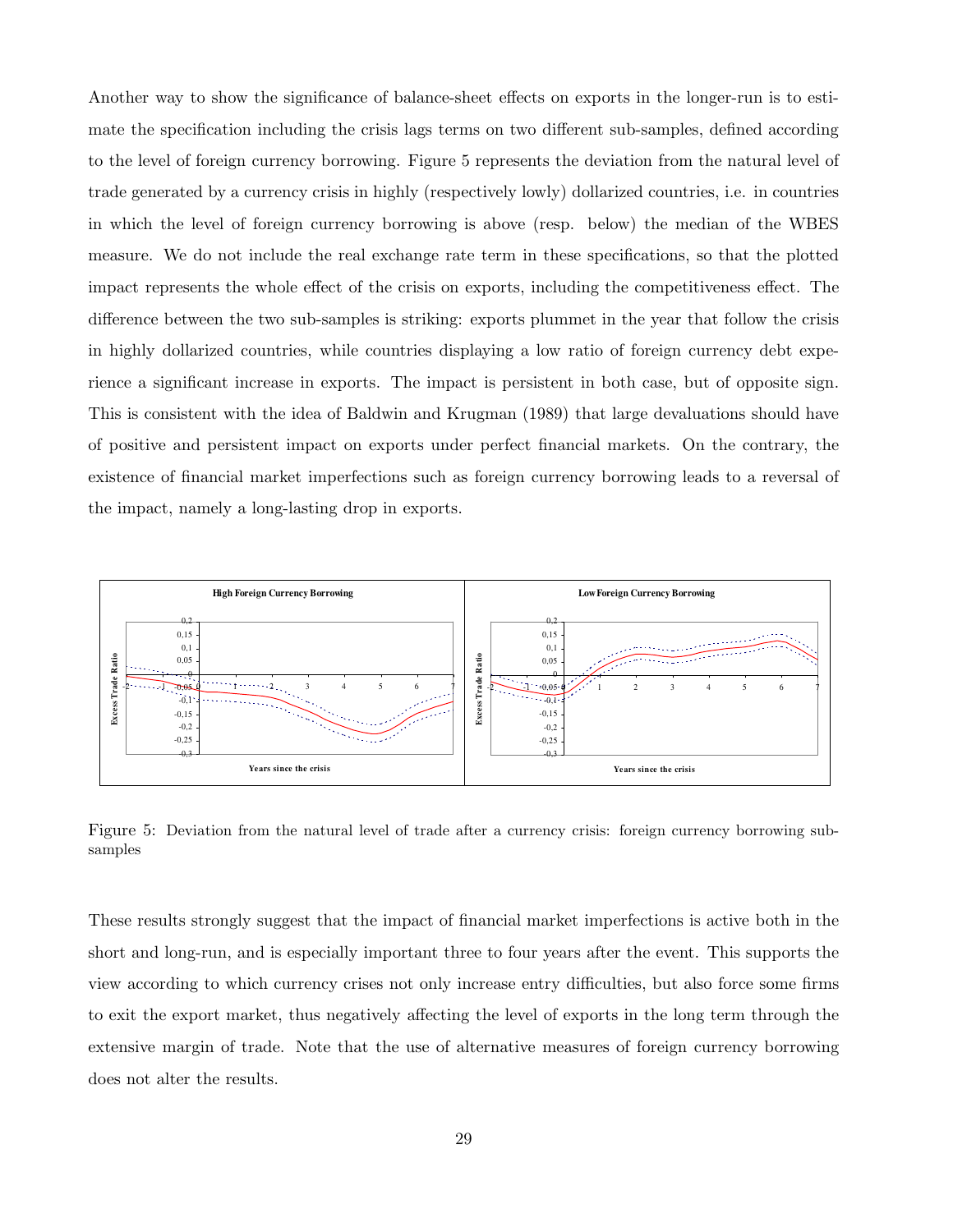Another way to show the significance of balance-sheet effects on exports in the longer-run is to estimate the specification including the crisis lags terms on two different sub-samples, defined according to the level of foreign currency borrowing. Figure 5 represents the deviation from the natural level of trade generated by a currency crisis in highly (respectively lowly) dollarized countries, i.e. in countries in which the level of foreign currency borrowing is above (resp. below) the median of the WBES measure. We do not include the real exchange rate term in these specifications, so that the plotted impact represents the whole effect of the crisis on exports, including the competitiveness effect. The difference between the two sub-samples is striking: exports plummet in the year that follow the crisis in highly dollarized countries, while countries displaying a low ratio of foreign currency debt experience a significant increase in exports. The impact is persistent in both case, but of opposite sign. This is consistent with the idea of Baldwin and Krugman (1989) that large devaluations should have of positive and persistent impact on exports under perfect financial markets. On the contrary, the existence of financial market imperfections such as foreign currency borrowing leads to a reversal of the impact, namely a long-lasting drop in exports.

Figure 5: Deviation from the natural level of trade after a currency crisis: foreign currency borrowing sub-samples

These results strongly suggest that the impact of financial market imperfections is active both in the short and long-run, and is especially important three to four years after the event. This supports the view according to which currency crises not only increase entry difficulties, but also force some firms to exit the export market, thus negatively affecting the level of exports in the long term through the extensive margin of trade. Note that the use of alternative measures of foreign currency borrowing does not alter the results.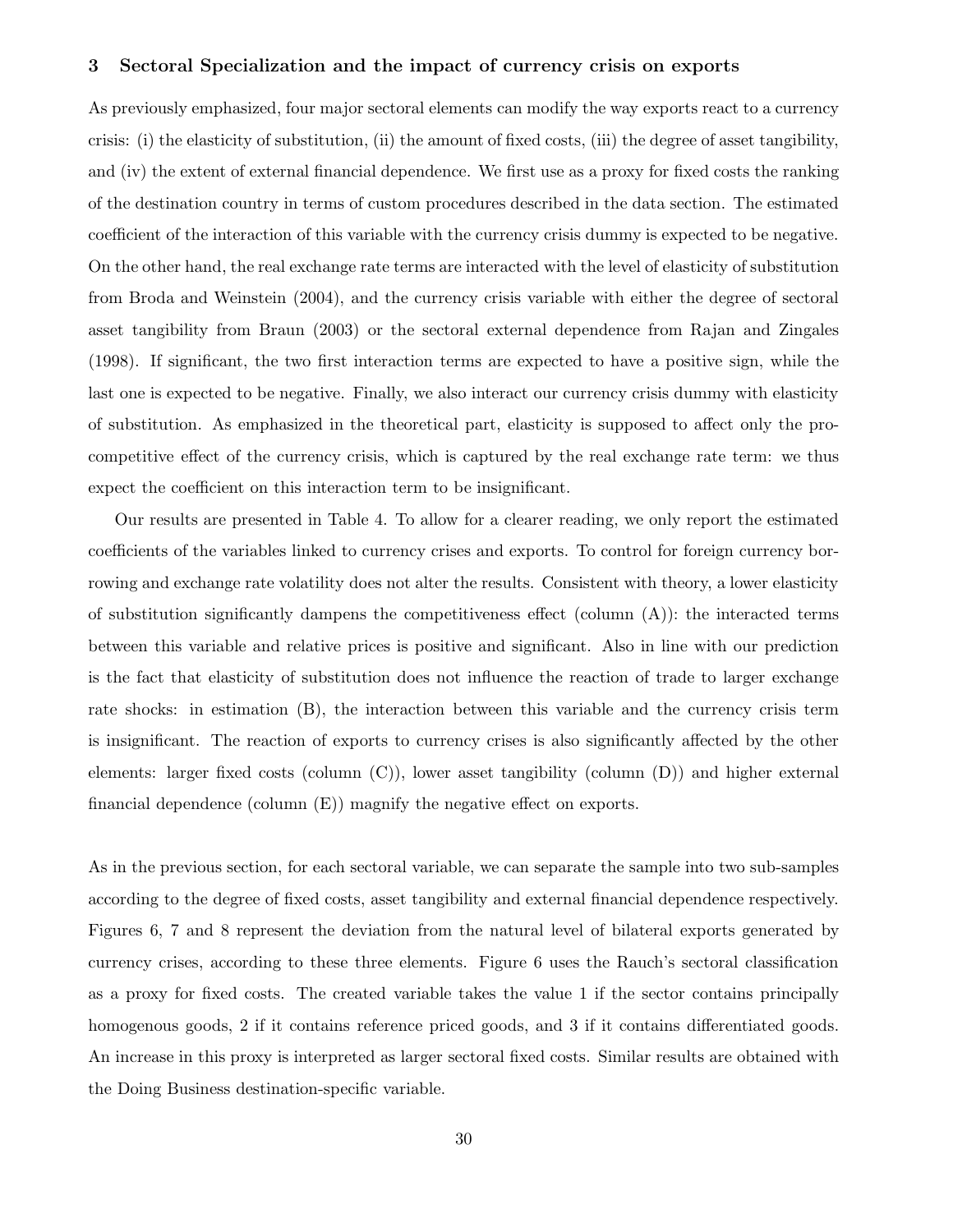## 3 Sectoral Specialization and the impact of currency crisis on exports

As previously emphasized, four major sectoral elements can modify the way exports react to a currency crisis: (i) the elasticity of substitution, (ii) the amount of fixed costs, (iii) the degree of asset tangibility, and (iv) the extent of external financial dependence. We first use as a proxy for fixed costs the ranking of the destination country in terms of custom procedures described in the data section. The estimated coefficient of the interaction of this variable with the currency crisis dummy is expected to be negative. On the other hand, the real exchange rate terms are interacted with the level of elasticity of substitution from Broda and Weinstein (2004), and the currency crisis variable with either the degree of sectoral asset tangibility from Braun (2003) or the sectoral external dependence from Rajan and Zingales (1998). If significant, the two first interaction terms are expected to have a positive sign, while the last one is expected to be negative. Finally, we also interact our currency crisis dummy with elasticity of substitution. As emphasized in the theoretical part, elasticity is supposed to affect only the pro-competitive effect of the currency crisis, which is captured by the real exchange rate term: we thus expect the coefficient on this interaction term to be insignificant.

Our results are presented in Table 4. To allow for a clearer reading, we only report the estimated coefficients of the variables linked to currency crises and exports. To control for foreign currency borrowing and exchange rate volatility does not alter the results. Consistent with theory, a lower elasticity of substitution significantly dampens the competitiveness effect (column (A)): the interacted terms between this variable and relative prices is positive and significant. Also in line with our prediction is the fact that elasticity of substitution does not influence the reaction of trade to larger exchange rate shocks: in estimation (B), the interaction between this variable and the currency crisis term is insignificant. The reaction of exports to currency crises is also significantly affected by the other elements: larger fixed costs (column (C)), lower asset tangibility (column (D)) and higher external financial dependence (column (E)) magnify the negative effect on exports.

As in the previous section, for each sectoral variable, we can separate the sample into two sub-samples according to the degree of fixed costs, asset tangibility and external financial dependence respectively. Figures 6, 7 and 8 represent the deviation from the natural level of bilateral exports generated by currency crises, according to these three elements. Figure 6 uses the Rauch's sectoral classification as a proxy for fixed costs. The created variable takes the value 1 if the sector contains principally homogenous goods, 2 if it contains reference priced goods, and 3 if it contains differentiated goods. An increase in this proxy is interpreted as larger sectoral fixed costs. Similar results are obtained with the Doing Business destination-specific variable.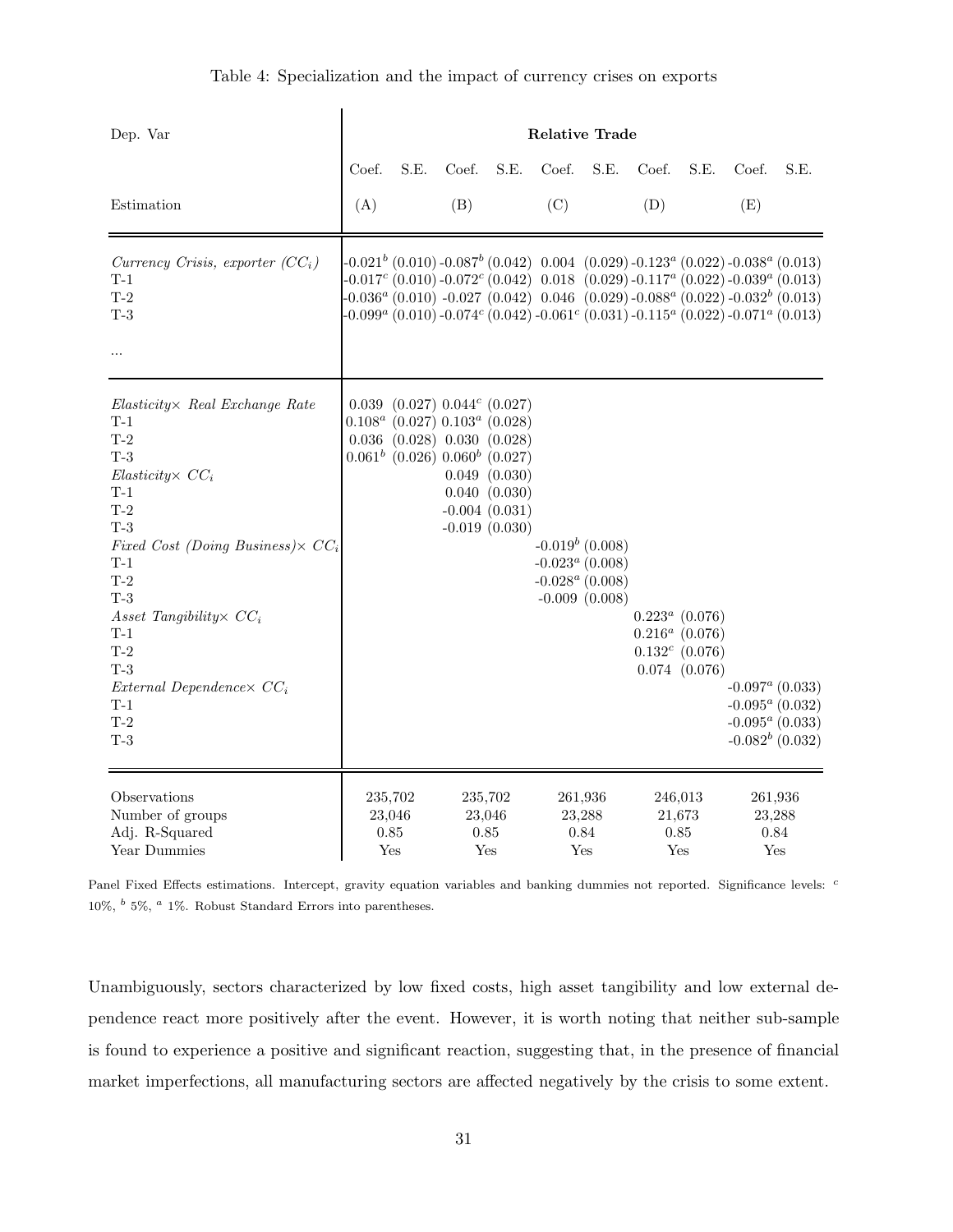Table 4: Specialization and the impact of currency crises on exports

| Dep. Var | Relative Trade | | | | | | | | | |
|---|---|---|---|---|---|---|---|---|---|---|
| | Coef. | S.E. | Coef. | S.E. | Coef. | S.E. | Coef. | S.E. | Coef. | S.E. |
| Estimation | (A) | | (B) | | (C) | | (D) | | (E) | |
| *Currency Crisis, exporter ($CC_i$)* | -0.021[b] | (0.010) | -0.087[b] | (0.042) | 0.004 | (0.029) | -0.123[a] | (0.022) | -0.038[a] | (0.013) |
| T-1 | -0.017[c] | (0.010) | -0.072[c] | (0.042) | 0.018 | (0.029) | -0.117[a] | (0.022) | -0.039[a] | (0.013) |
| T-2 | -0.036[a] | (0.010) | -0.027 | (0.042) | 0.046 | (0.029) | -0.088[a] | (0.022) | -0.032[b] | (0.013) |
| T-3 | -0.099[a] | (0.010) | -0.074[c] | (0.042) | -0.061[c] | (0.031) | -0.115[a] | (0.022) | -0.071[a] | (0.013) |
| ... | | | | | | | | | | |
| *Elasticity× Real Exchange Rate* | 0.039 | (0.027) | 0.044[c] | (0.027) | | | | | | |
| T-1 | 0.108[a] | (0.027) | 0.103[a] | (0.028) | | | | | | |
| T-2 | 0.036 | (0.028) | 0.030 | (0.028) | | | | | | |
| T-3 | 0.061[b] | (0.026) | 0.060[b] | (0.027) | | | | | | |
| *Elasticity× $CC_i$* | | | 0.049 | (0.030) | | | | | | |
| T-1 | | | 0.040 | (0.030) | | | | | | |
| T-2 | | | -0.004 | (0.031) | | | | | | |
| T-3 | | | -0.019 | (0.030) | | | | | | |
| *Fixed Cost (Doing Business)× $CC_i$* | | | | | -0.019[b] | (0.008) | | | | |
| T-1 | | | | | -0.023[a] | (0.008) | | | | |
| T-2 | | | | | -0.028[a] | (0.008) | | | | |
| T-3 | | | | | -0.009 | (0.008) | | | | |
| *Asset Tangibility× $CC_i$* | | | | | | | 0.223[a] | (0.076) | | |
| T-1 | | | | | | | 0.216[a] | (0.076) | | |
| T-2 | | | | | | | 0.132[c] | (0.076) | | |
| T-3 | | | | | | | 0.074 | (0.076) | | |
| *External Dependence× $CC_i$* | | | | | | | | | -0.097[a] | (0.033) |
| T-1 | | | | | | | | | -0.095[a] | (0.032) |
| T-2 | | | | | | | | | -0.095[a] | (0.033) |
| T-3 | | | | | | | | | -0.082[b] | (0.032) |
| Observations | 235,702 | | 235,702 | | 261,936 | | 246,013 | | 261,936 | |
| Number of groups | 23,046 | | 23,046 | | 23,288 | | 21,673 | | 23,288 | |
| Adj. R-Squared | 0.85 | | 0.85 | | 0.84 | | 0.85 | | 0.84 | |
| Year Dummies | Yes | | Yes | | Yes | | Yes | | Yes | |

Panel Fixed Effects estimations. Intercept, gravity equation variables and banking dummies not reported. Significance levels: [c] 10%, [b] 5%, [a] 1%. Robust Standard Errors into parentheses.

Unambiguously, sectors characterized by low fixed costs, high asset tangibility and low external dependence react more positively after the event. However, it is worth noting that neither sub-sample is found to experience a positive and significant reaction, suggesting that, in the presence of financial market imperfections, all manufacturing sectors are affected negatively by the crisis to some extent.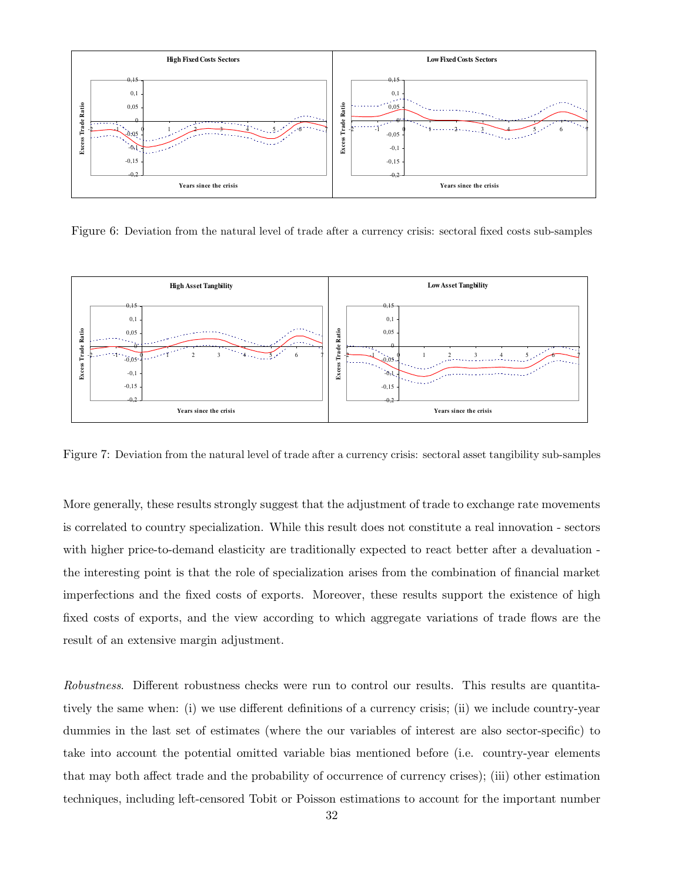Figure 6: Deviation from the natural level of trade after a currency crisis: sectoral fixed costs sub-samples

Figure 7: Deviation from the natural level of trade after a currency crisis: sectoral asset tangibility sub-samples

More generally, these results strongly suggest that the adjustment of trade to exchange rate movements is correlated to country specialization. While this result does not constitute a real innovation - sectors with higher price-to-demand elasticity are traditionally expected to react better after a devaluation - the interesting point is that the role of specialization arises from the combination of financial market imperfections and the fixed costs of exports. Moreover, these results support the existence of high fixed costs of exports, and the view according to which aggregate variations of trade flows are the result of an extensive margin adjustment.

*Robustness*. Different robustness checks were run to control our results. This results are quantitatively the same when: (i) we use different definitions of a currency crisis; (ii) we include country-year dummies in the last set of estimates (where the our variables of interest are also sector-specific) to take into account the potential omitted variable bias mentioned before (i.e. country-year elements that may both affect trade and the probability of occurrence of currency crises); (iii) other estimation techniques, including left-censored Tobit or Poisson estimations to account for the important number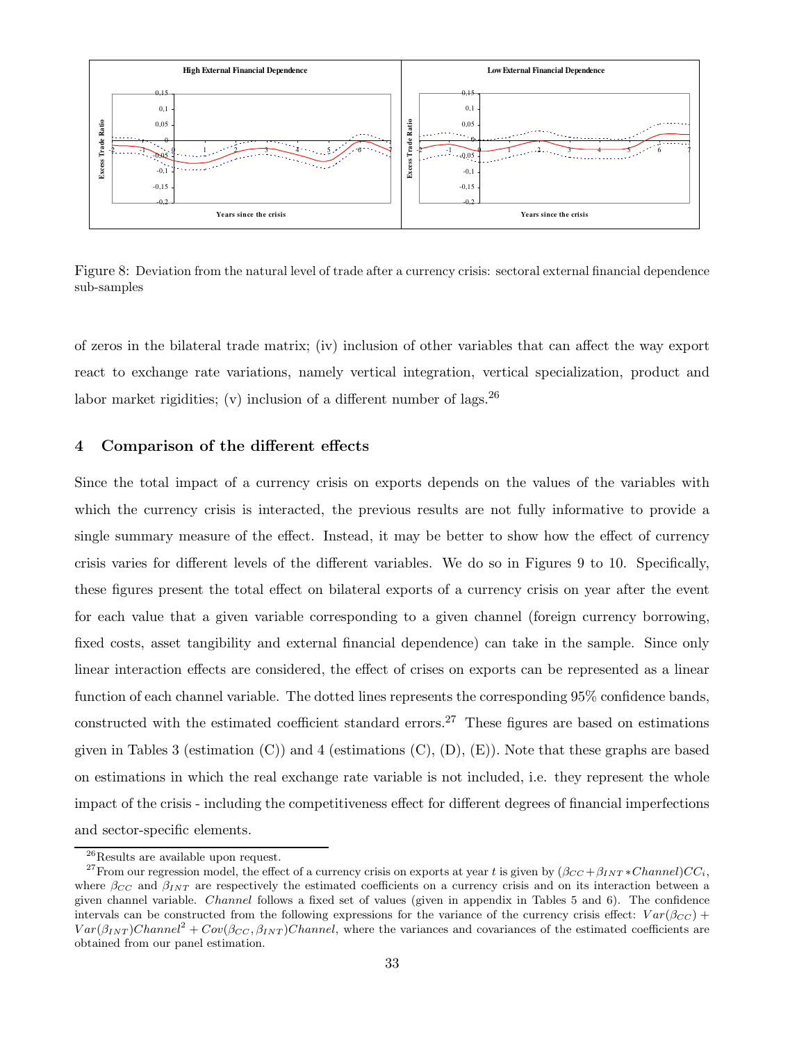Figure 8: Deviation from the natural level of trade after a currency crisis: sectoral external financial dependence sub-samples

of zeros in the bilateral trade matrix; (iv) inclusion of other variables that can affect the way export react to exchange rate variations, namely vertical integration, vertical specialization, product and labor market rigidities; (v) inclusion of a different number of lags.[26]

## 4 Comparison of the different effects

Since the total impact of a currency crisis on exports depends on the values of the variables with which the currency crisis is interacted, the previous results are not fully informative to provide a single summary measure of the effect. Instead, it may be better to show how the effect of currency crisis varies for different levels of the different variables. We do so in Figures 9 to 10. Specifically, these figures present the total effect on bilateral exports of a currency crisis on year after the event for each value that a given variable corresponding to a given channel (foreign currency borrowing, fixed costs, asset tangibility and external financial dependence) can take in the sample. Since only linear interaction effects are considered, the effect of crises on exports can be represented as a linear function of each channel variable. The dotted lines represents the corresponding 95% confidence bands, constructed with the estimated coefficient standard errors.[27] These figures are based on estimations given in Tables 3 (estimation (C)) and 4 (estimations (C), (D), (E)). Note that these graphs are based on estimations in which the real exchange rate variable is not included, i.e. they represent the whole impact of the crisis - including the competitiveness effect for different degrees of financial imperfections and sector-specific elements.

[26] Results are available upon request.

[27] From our regression model, the effect of a currency crisis on exports at year $t$ is given by $(\beta_{CC} + \beta_{INT} * Channel)CC_i$, where $\beta_{CC}$ and $\beta_{INT}$ are respectively the estimated coefficients on a currency crisis and on its interaction between a given channel variable. *Channel* follows a fixed set of values (given in appendix in Tables 5 and 6). The confidence intervals can be constructed from the following expressions for the variance of the currency crisis effect: $Var(\beta_{CC}) + Var(\beta_{INT})Channel^2 + Cov(\beta_{CC}, \beta_{INT})Channel$, where the variances and covariances of the estimated coefficients are obtained from our panel estimation.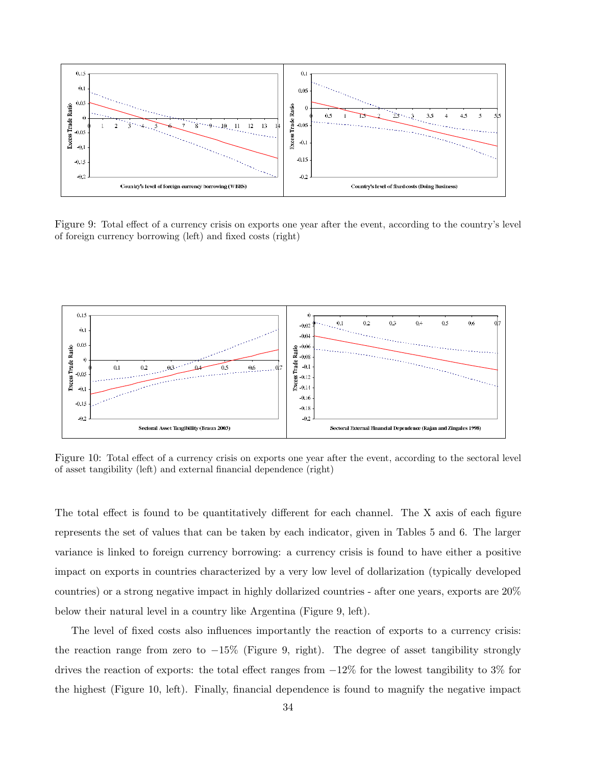Figure 9: Total effect of a currency crisis on exports one year after the event, according to the country's level of foreign currency borrowing (left) and fixed costs (right)

Figure 10: Total effect of a currency crisis on exports one year after the event, according to the sectoral level of asset tangibility (left) and external financial dependence (right)

The total effect is found to be quantitatively different for each channel. The X axis of each figure represents the set of values that can be taken by each indicator, given in Tables 5 and 6. The larger variance is linked to foreign currency borrowing: a currency crisis is found to have either a positive impact on exports in countries characterized by a very low level of dollarization (typically developed countries) or a strong negative impact in highly dollarized countries - after one years, exports are 20% below their natural level in a country like Argentina (Figure 9, left).

The level of fixed costs also influences importantly the reaction of exports to a currency crisis: the reaction range from zero to −15% (Figure 9, right). The degree of asset tangibility strongly drives the reaction of exports: the total effect ranges from −12% for the lowest tangibility to 3% for the highest (Figure 10, left). Finally, financial dependence is found to magnify the negative impact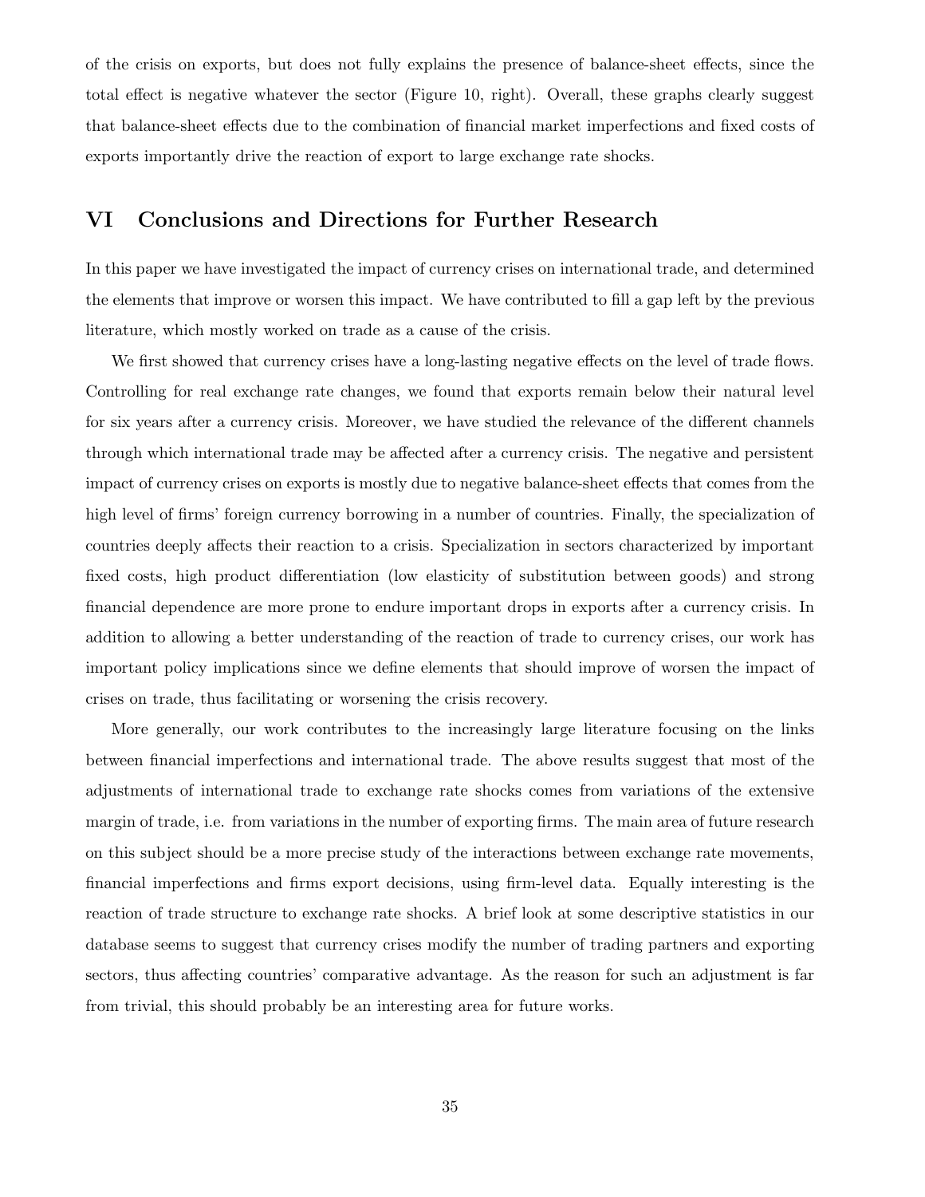of the crisis on exports, but does not fully explains the presence of balance-sheet effects, since the total effect is negative whatever the sector (Figure 10, right). Overall, these graphs clearly suggest that balance-sheet effects due to the combination of financial market imperfections and fixed costs of exports importantly drive the reaction of export to large exchange rate shocks.

## VI Conclusions and Directions for Further Research

In this paper we have investigated the impact of currency crises on international trade, and determined the elements that improve or worsen this impact. We have contributed to fill a gap left by the previous literature, which mostly worked on trade as a cause of the crisis.

We first showed that currency crises have a long-lasting negative effects on the level of trade flows. Controlling for real exchange rate changes, we found that exports remain below their natural level for six years after a currency crisis. Moreover, we have studied the relevance of the different channels through which international trade may be affected after a currency crisis. The negative and persistent impact of currency crises on exports is mostly due to negative balance-sheet effects that comes from the high level of firms' foreign currency borrowing in a number of countries. Finally, the specialization of countries deeply affects their reaction to a crisis. Specialization in sectors characterized by important fixed costs, high product differentiation (low elasticity of substitution between goods) and strong financial dependence are more prone to endure important drops in exports after a currency crisis. In addition to allowing a better understanding of the reaction of trade to currency crises, our work has important policy implications since we define elements that should improve of worsen the impact of crises on trade, thus facilitating or worsening the crisis recovery.

More generally, our work contributes to the increasingly large literature focusing on the links between financial imperfections and international trade. The above results suggest that most of the adjustments of international trade to exchange rate shocks comes from variations of the extensive margin of trade, i.e. from variations in the number of exporting firms. The main area of future research on this subject should be a more precise study of the interactions between exchange rate movements, financial imperfections and firms export decisions, using firm-level data. Equally interesting is the reaction of trade structure to exchange rate shocks. A brief look at some descriptive statistics in our database seems to suggest that currency crises modify the number of trading partners and exporting sectors, thus affecting countries' comparative advantage. As the reason for such an adjustment is far from trivial, this should probably be an interesting area for future works.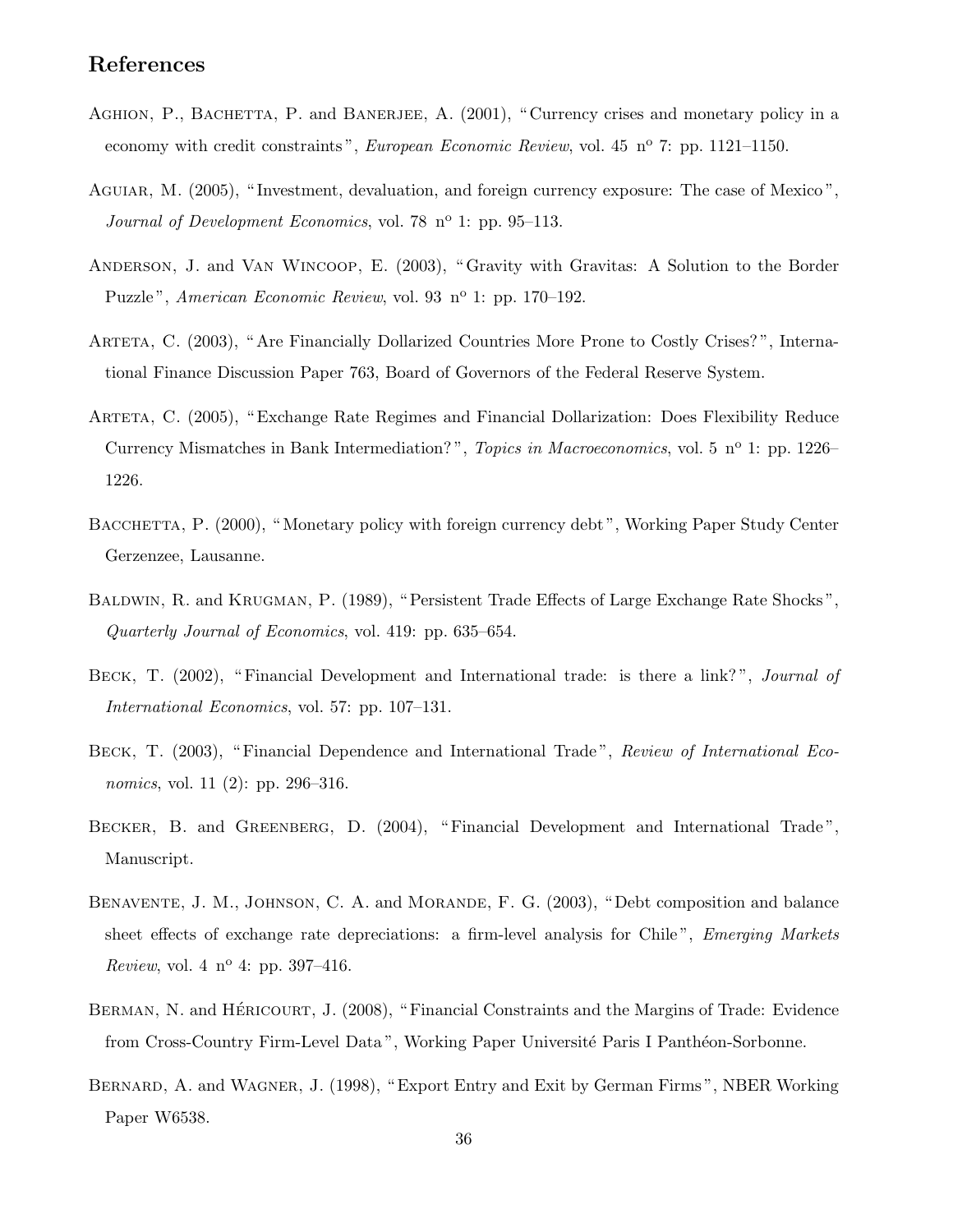## References

Aghion, P., Bachetta, P. and Banerjee, A. (2001), "Currency crises and monetary policy in a economy with credit constraints", *European Economic Review*, vol. 45 nº 7: pp. 1121–1150.

Aguiar, M. (2005), "Investment, devaluation, and foreign currency exposure: The case of Mexico", *Journal of Development Economics*, vol. 78 nº 1: pp. 95–113.

Anderson, J. and Van Wincoop, E. (2003), "Gravity with Gravitas: A Solution to the Border Puzzle", *American Economic Review*, vol. 93 nº 1: pp. 170–192.

Arteta, C. (2003), "Are Financially Dollarized Countries More Prone to Costly Crises?", International Finance Discussion Paper 763, Board of Governors of the Federal Reserve System.

Arteta, C. (2005), "Exchange Rate Regimes and Financial Dollarization: Does Flexibility Reduce Currency Mismatches in Bank Intermediation?", *Topics in Macroeconomics*, vol. 5 nº 1: pp. 1226–1226.

Bacchetta, P. (2000), "Monetary policy with foreign currency debt", Working Paper Study Center Gerzenzee, Lausanne.

Baldwin, R. and Krugman, P. (1989), "Persistent Trade Effects of Large Exchange Rate Shocks", *Quarterly Journal of Economics*, vol. 419: pp. 635–654.

Beck, T. (2002), "Financial Development and International trade: is there a link?", *Journal of International Economics*, vol. 57: pp. 107–131.

Beck, T. (2003), "Financial Dependence and International Trade", *Review of International Economics*, vol. 11 (2): pp. 296–316.

Becker, B. and Greenberg, D. (2004), "Financial Development and International Trade", Manuscript.

Benavente, J. M., Johnson, C. A. and Morande, F. G. (2003), "Debt composition and balance sheet effects of exchange rate depreciations: a firm-level analysis for Chile", *Emerging Markets Review*, vol. 4 nº 4: pp. 397–416.

Berman, N. and Héricourt, J. (2008), "Financial Constraints and the Margins of Trade: Evidence from Cross-Country Firm-Level Data", Working Paper Université Paris I Panthéon-Sorbonne.

Bernard, A. and Wagner, J. (1998), "Export Entry and Exit by German Firms", NBER Working Paper W6538.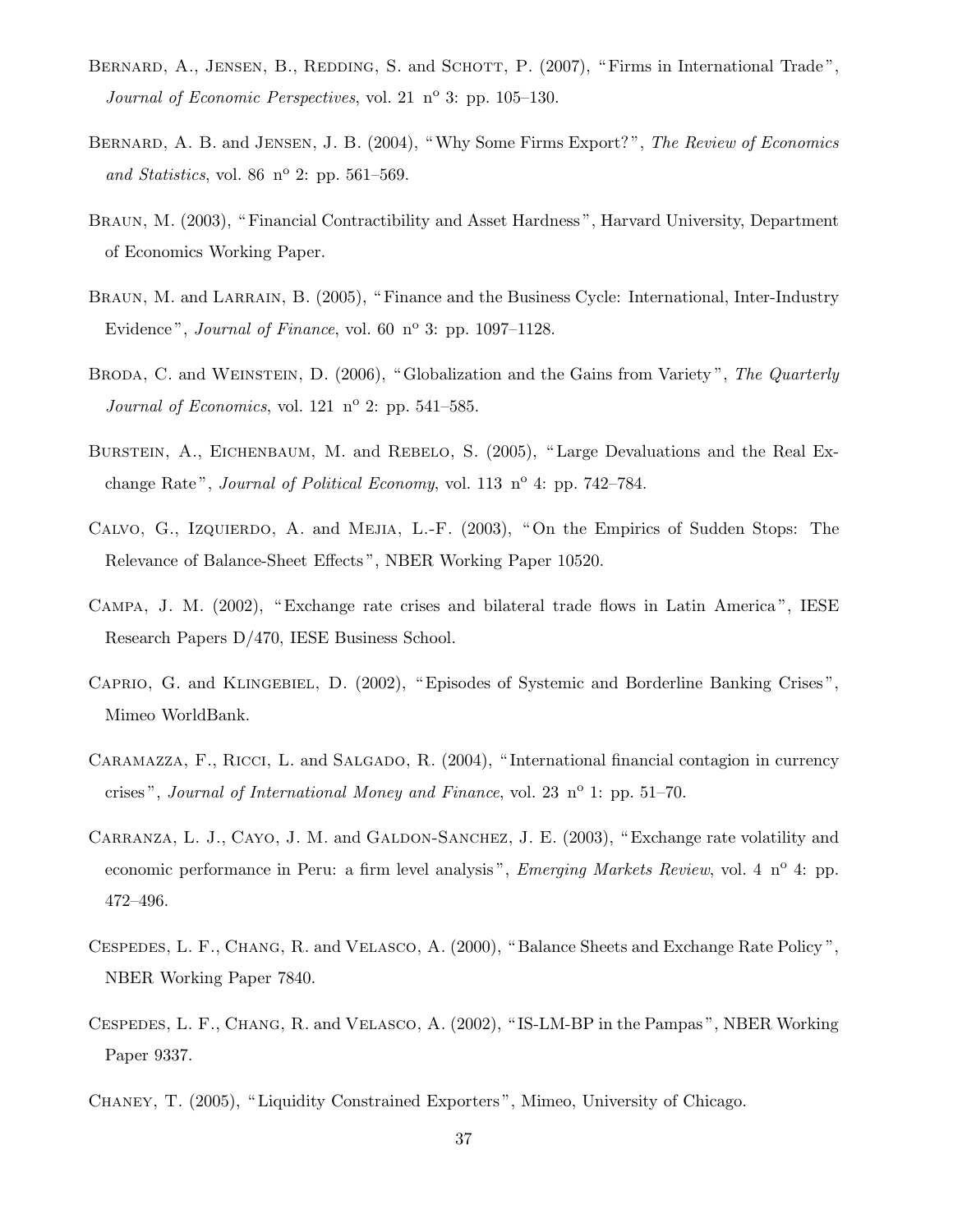Bernard, A., Jensen, B., Redding, S. and Schott, P. (2007), "Firms in International Trade", *Journal of Economic Perspectives*, vol. 21 n$^{o}$ 3: pp. 105–130.

Bernard, A. B. and Jensen, J. B. (2004), "Why Some Firms Export?", *The Review of Economics and Statistics*, vol. 86 n$^{o}$ 2: pp. 561–569.

Braun, M. (2003), "Financial Contractibility and Asset Hardness", Harvard University, Department of Economics Working Paper.

Braun, M. and Larrain, B. (2005), "Finance and the Business Cycle: International, Inter-Industry Evidence", *Journal of Finance*, vol. 60 n$^{o}$ 3: pp. 1097–1128.

Broda, C. and Weinstein, D. (2006), "Globalization and the Gains from Variety", *The Quarterly Journal of Economics*, vol. 121 n$^{o}$ 2: pp. 541–585.

Burstein, A., Eichenbaum, M. and Rebelo, S. (2005), "Large Devaluations and the Real Exchange Rate", *Journal of Political Economy*, vol. 113 n$^{o}$ 4: pp. 742–784.

Calvo, G., Izquierdo, A. and Mejia, L.-F. (2003), "On the Empirics of Sudden Stops: The Relevance of Balance-Sheet Effects", NBER Working Paper 10520.

Campa, J. M. (2002), "Exchange rate crises and bilateral trade flows in Latin America", IESE Research Papers D/470, IESE Business School.

Caprio, G. and Klingebiel, D. (2002), "Episodes of Systemic and Borderline Banking Crises", Mimeo WorldBank.

Caramazza, F., Ricci, L. and Salgado, R. (2004), "International financial contagion in currency crises", *Journal of International Money and Finance*, vol. 23 n$^{o}$ 1: pp. 51–70.

Carranza, L. J., Cayo, J. M. and Galdon-Sanchez, J. E. (2003), "Exchange rate volatility and economic performance in Peru: a firm level analysis", *Emerging Markets Review*, vol. 4 n$^{o}$ 4: pp. 472–496.

Cespedes, L. F., Chang, R. and Velasco, A. (2000), "Balance Sheets and Exchange Rate Policy", NBER Working Paper 7840.

Cespedes, L. F., Chang, R. and Velasco, A. (2002), "IS-LM-BP in the Pampas", NBER Working Paper 9337.

Chaney, T. (2005), "Liquidity Constrained Exporters", Mimeo, University of Chicago.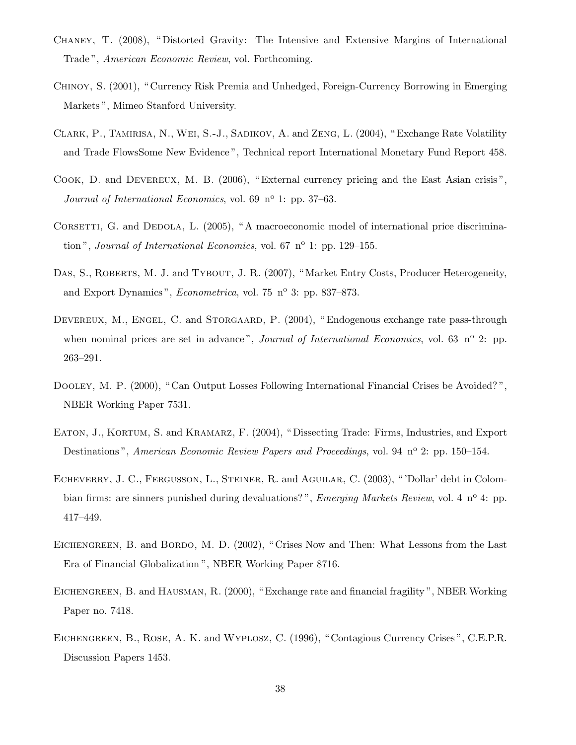Chaney, T. (2008), "Distorted Gravity: The Intensive and Extensive Margins of International Trade", *American Economic Review*, vol. Forthcoming.

Chinoy, S. (2001), "Currency Risk Premia and Unhedged, Foreign-Currency Borrowing in Emerging Markets", Mimeo Stanford University.

Clark, P., Tamirisa, N., Wei, S.-J., Sadikov, A. and Zeng, L. (2004), "Exchange Rate Volatility and Trade FlowsSome New Evidence", Technical report International Monetary Fund Report 458.

Cook, D. and Devereux, M. B. (2006), "External currency pricing and the East Asian crisis", *Journal of International Economics*, vol. 69 n° 1: pp. 37–63.

Corsetti, G. and Dedola, L. (2005), "A macroeconomic model of international price discrimination", *Journal of International Economics*, vol. 67 n° 1: pp. 129–155.

Das, S., Roberts, M. J. and Tybout, J. R. (2007), "Market Entry Costs, Producer Heterogeneity, and Export Dynamics", *Econometrica*, vol. 75 n° 3: pp. 837–873.

Devereux, M., Engel, C. and Storgaard, P. (2004), "Endogenous exchange rate pass-through when nominal prices are set in advance", *Journal of International Economics*, vol. 63 n° 2: pp. 263–291.

Dooley, M. P. (2000), "Can Output Losses Following International Financial Crises be Avoided?", NBER Working Paper 7531.

Eaton, J., Kortum, S. and Kramarz, F. (2004), "Dissecting Trade: Firms, Industries, and Export Destinations", *American Economic Review Papers and Proceedings*, vol. 94 n° 2: pp. 150–154.

Echeverry, J. C., Fergusson, L., Steiner, R. and Aguilar, C. (2003), "'Dollar' debt in Colombian firms: are sinners punished during devaluations?", *Emerging Markets Review*, vol. 4 n° 4: pp. 417–449.

Eichengreen, B. and Bordo, M. D. (2002), "Crises Now and Then: What Lessons from the Last Era of Financial Globalization", NBER Working Paper 8716.

Eichengreen, B. and Hausman, R. (2000), "Exchange rate and financial fragility", NBER Working Paper no. 7418.

Eichengreen, B., Rose, A. K. and Wyplosz, C. (1996), "Contagious Currency Crises", C.E.P.R. Discussion Papers 1453.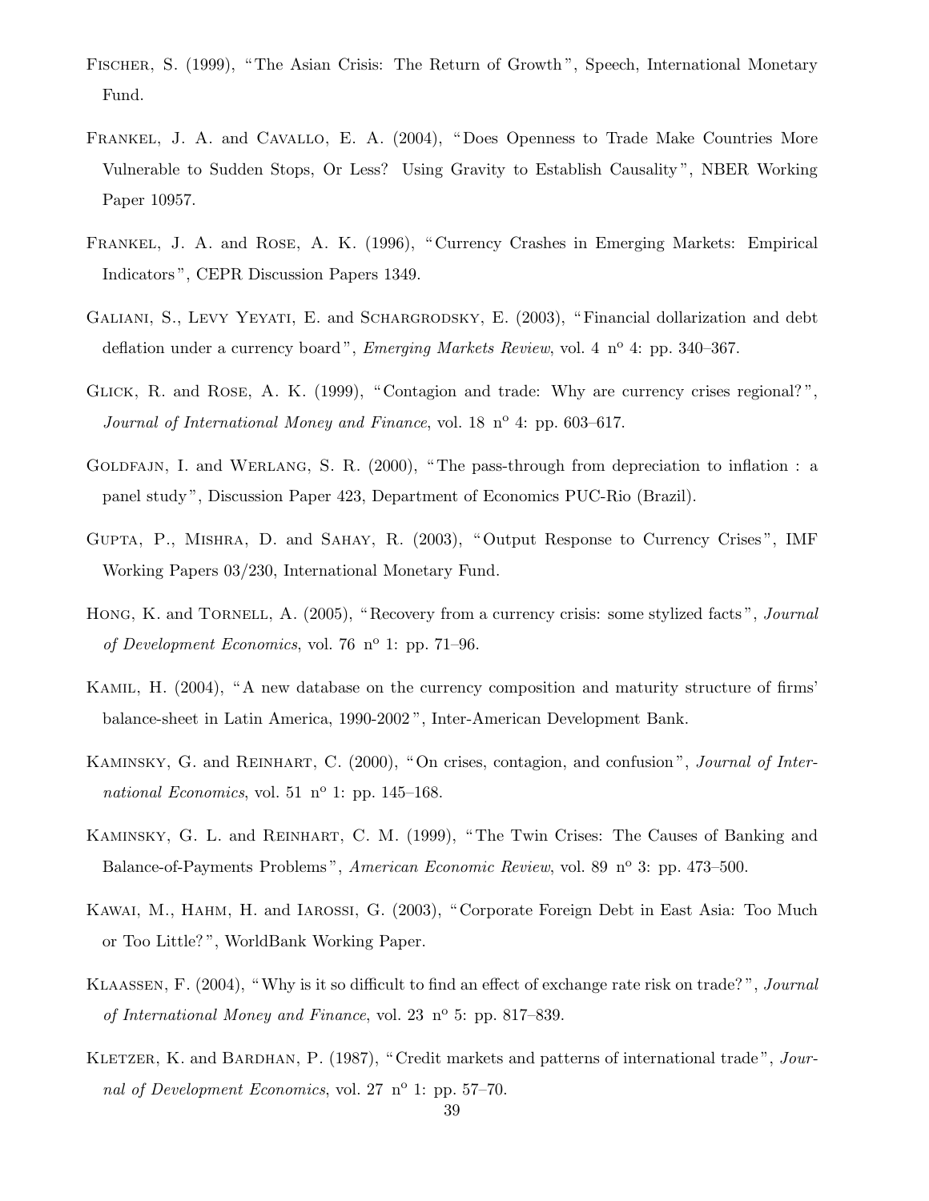Fischer, S. (1999), "The Asian Crisis: The Return of Growth", Speech, International Monetary Fund.

Frankel, J. A. and Cavallo, E. A. (2004), "Does Openness to Trade Make Countries More Vulnerable to Sudden Stops, Or Less? Using Gravity to Establish Causality", NBER Working Paper 10957.

Frankel, J. A. and Rose, A. K. (1996), "Currency Crashes in Emerging Markets: Empirical Indicators", CEPR Discussion Papers 1349.

Galiani, S., Levy Yeyati, E. and Schargrodsky, E. (2003), "Financial dollarization and debt deflation under a currency board", *Emerging Markets Review*, vol. 4 n$^{o}$ 4: pp. 340–367.

Glick, R. and Rose, A. K. (1999), "Contagion and trade: Why are currency crises regional?", *Journal of International Money and Finance*, vol. 18 n$^{o}$ 4: pp. 603–617.

Goldfajn, I. and Werlang, S. R. (2000), "The pass-through from depreciation to inflation : a panel study", Discussion Paper 423, Department of Economics PUC-Rio (Brazil).

Gupta, P., Mishra, D. and Sahay, R. (2003), "Output Response to Currency Crises", IMF Working Papers 03/230, International Monetary Fund.

Hong, K. and Tornell, A. (2005), "Recovery from a currency crisis: some stylized facts", *Journal of Development Economics*, vol. 76 n$^{o}$ 1: pp. 71–96.

Kamil, H. (2004), "A new database on the currency composition and maturity structure of firms' balance-sheet in Latin America, 1990-2002", Inter-American Development Bank.

Kaminsky, G. and Reinhart, C. (2000), "On crises, contagion, and confusion", *Journal of International Economics*, vol. 51 n$^{o}$ 1: pp. 145–168.

Kaminsky, G. L. and Reinhart, C. M. (1999), "The Twin Crises: The Causes of Banking and Balance-of-Payments Problems", *American Economic Review*, vol. 89 n$^{o}$ 3: pp. 473–500.

Kawai, M., Hahm, H. and Iarossi, G. (2003), "Corporate Foreign Debt in East Asia: Too Much or Too Little?", WorldBank Working Paper.

Klaassen, F. (2004), "Why is it so difficult to find an effect of exchange rate risk on trade?", *Journal of International Money and Finance*, vol. 23 n$^{o}$ 5: pp. 817–839.

Kletzer, K. and Bardhan, P. (1987), "Credit markets and patterns of international trade", *Journal of Development Economics*, vol. 27 n$^{o}$ 1: pp. 57–70.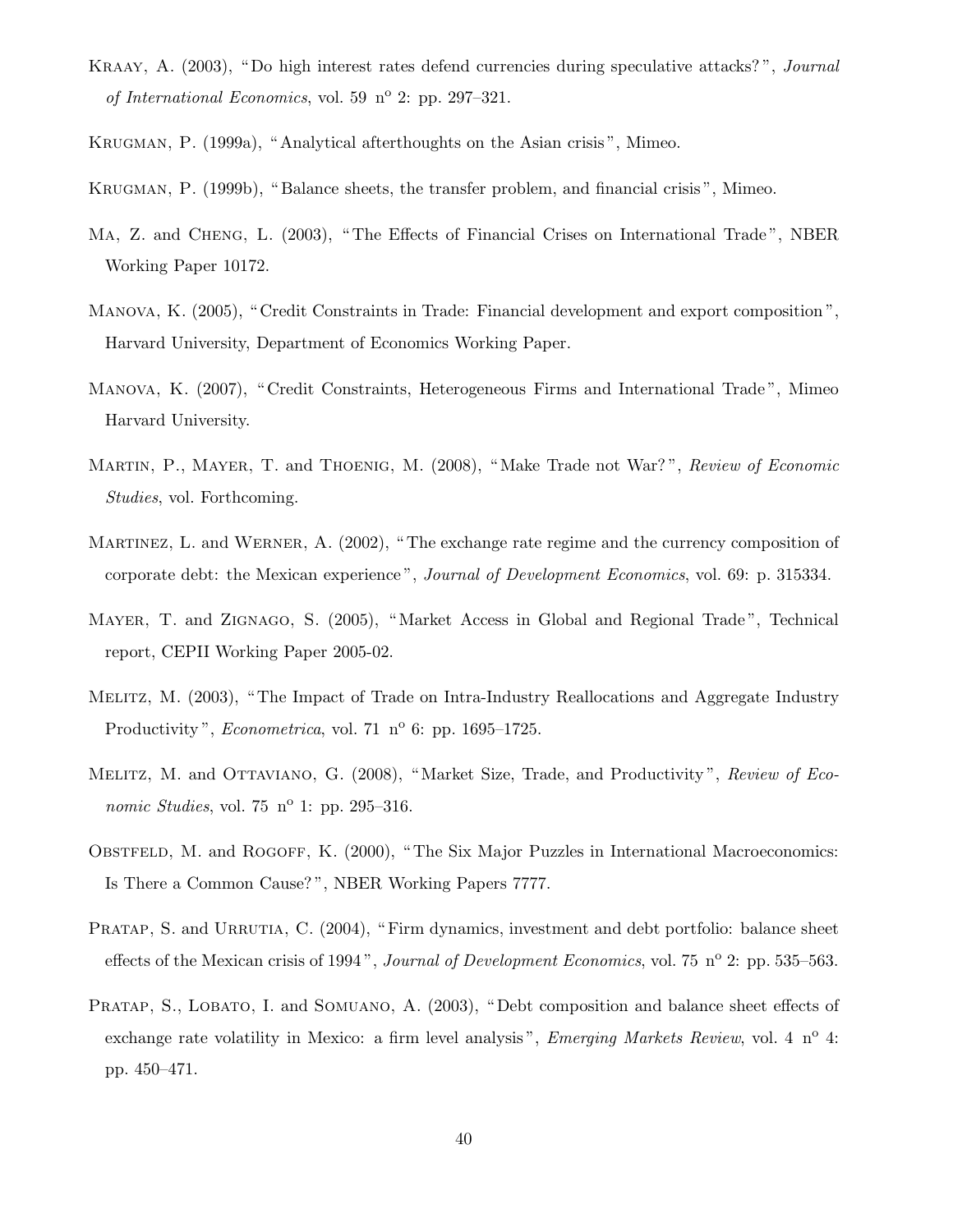Kraay, A. (2003), "Do high interest rates defend currencies during speculative attacks?", *Journal of International Economics*, vol. 59 n° 2: pp. 297–321.

Krugman, P. (1999a), "Analytical afterthoughts on the Asian crisis", Mimeo.

Krugman, P. (1999b), "Balance sheets, the transfer problem, and financial crisis", Mimeo.

Ma, Z. and Cheng, L. (2003), "The Effects of Financial Crises on International Trade", NBER Working Paper 10172.

Manova, K. (2005), "Credit Constraints in Trade: Financial development and export composition", Harvard University, Department of Economics Working Paper.

Manova, K. (2007), "Credit Constraints, Heterogeneous Firms and International Trade", Mimeo Harvard University.

Martin, P., Mayer, T. and Thoenig, M. (2008), "Make Trade not War?", *Review of Economic Studies*, vol. Forthcoming.

Martinez, L. and Werner, A. (2002), "The exchange rate regime and the currency composition of corporate debt: the Mexican experience", *Journal of Development Economics*, vol. 69: p. 315334.

Mayer, T. and Zignago, S. (2005), "Market Access in Global and Regional Trade", Technical report, CEPII Working Paper 2005-02.

Melitz, M. (2003), "The Impact of Trade on Intra-Industry Reallocations and Aggregate Industry Productivity", *Econometrica*, vol. 71 n° 6: pp. 1695–1725.

Melitz, M. and Ottaviano, G. (2008), "Market Size, Trade, and Productivity", *Review of Economic Studies*, vol. 75 n° 1: pp. 295–316.

Obstfeld, M. and Rogoff, K. (2000), "The Six Major Puzzles in International Macroeconomics: Is There a Common Cause?", NBER Working Papers 7777.

Pratap, S. and Urrutia, C. (2004), "Firm dynamics, investment and debt portfolio: balance sheet effects of the Mexican crisis of 1994", *Journal of Development Economics*, vol. 75 n° 2: pp. 535–563.

Pratap, S., Lobato, I. and Somuano, A. (2003), "Debt composition and balance sheet effects of exchange rate volatility in Mexico: a firm level analysis", *Emerging Markets Review*, vol. 4 n° 4: pp. 450–471.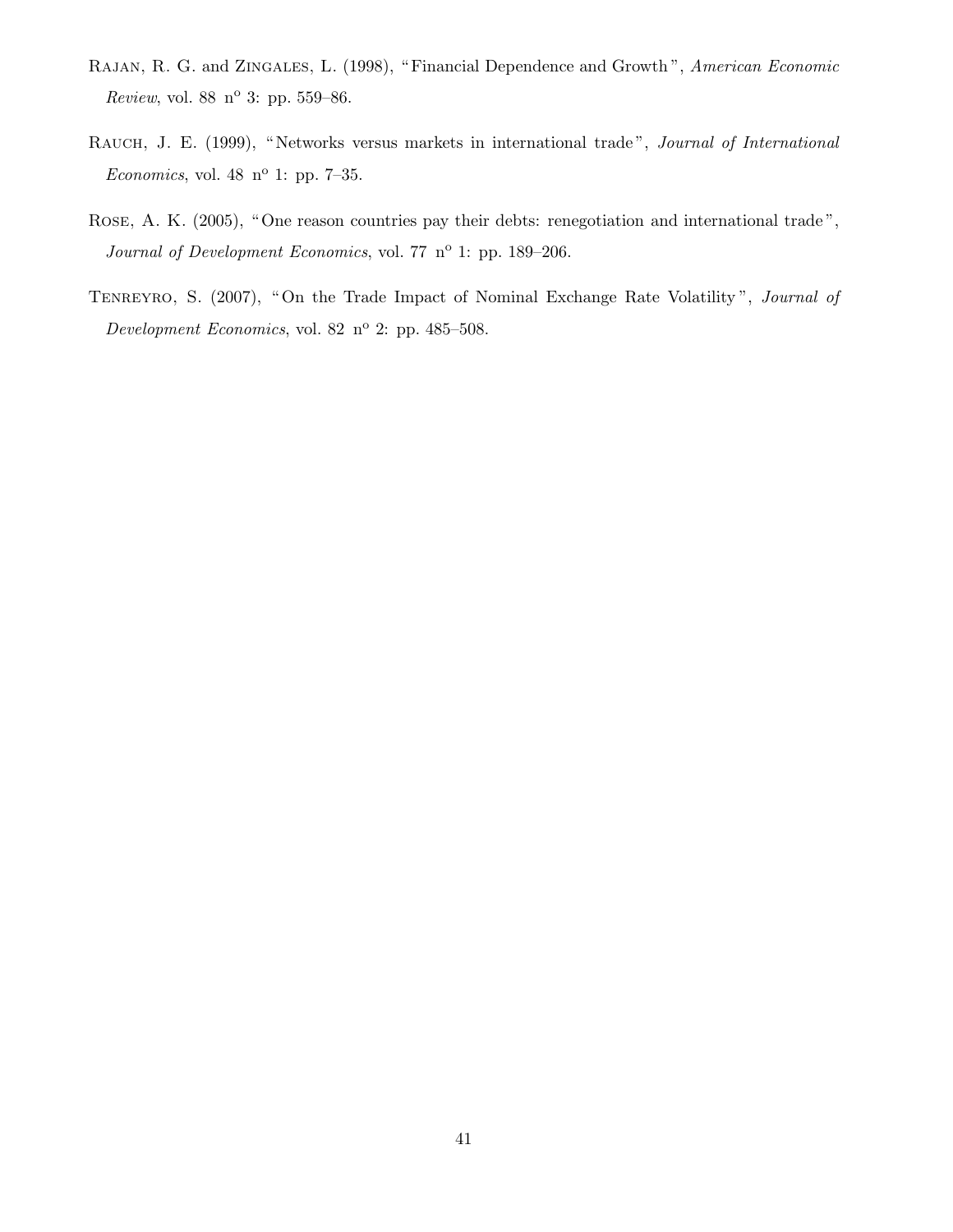Rajan, R. G. and Zingales, L. (1998), "Financial Dependence and Growth", *American Economic Review*, vol. 88 n$^{o}$ 3: pp. 559–86.

Rauch, J. E. (1999), "Networks versus markets in international trade", *Journal of International Economics*, vol. 48 n$^{o}$ 1: pp. 7–35.

Rose, A. K. (2005), "One reason countries pay their debts: renegotiation and international trade", *Journal of Development Economics*, vol. 77 n$^{o}$ 1: pp. 189–206.

Tenreyro, S. (2007), "On the Trade Impact of Nominal Exchange Rate Volatility", *Journal of Development Economics*, vol. 82 n$^{o}$ 2: pp. 485–508.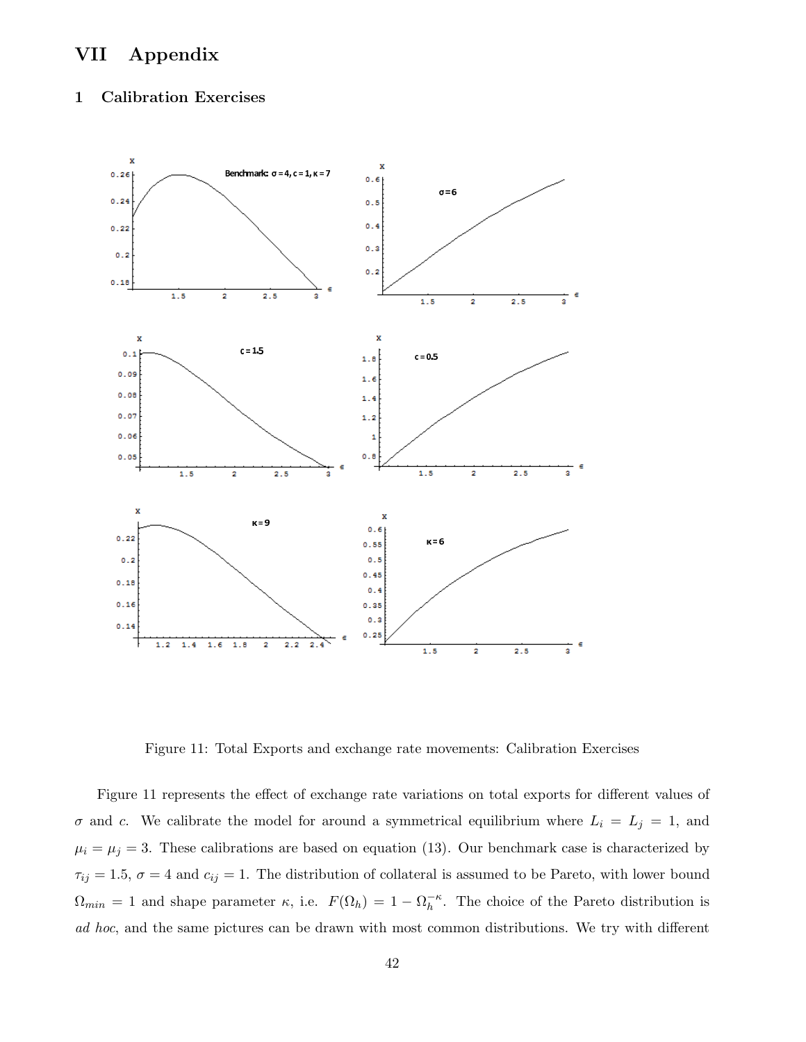# VII Appendix

## 1 Calibration Exercises

Figure 11: Total Exports and exchange rate movements: Calibration Exercises

Figure 11 represents the effect of exchange rate variations on total exports for different values of $\sigma$ and $c$. We calibrate the model for around a symmetrical equilibrium where $L_i = L_j = 1$, and $\mu_i = \mu_j = 3$. These calibrations are based on equation (13). Our benchmark case is characterized by $\tau_{ij} = 1.5$, $\sigma = 4$ and $c_{ij} = 1$. The distribution of collateral is assumed to be Pareto, with lower bound $\Omega_{min} = 1$ and shape parameter $\kappa$, i.e. $F(\Omega_h) = 1 - \Omega_h^{-\kappa}$. The choice of the Pareto distribution is *ad hoc*, and the same pictures can be drawn with most common distributions. We try with different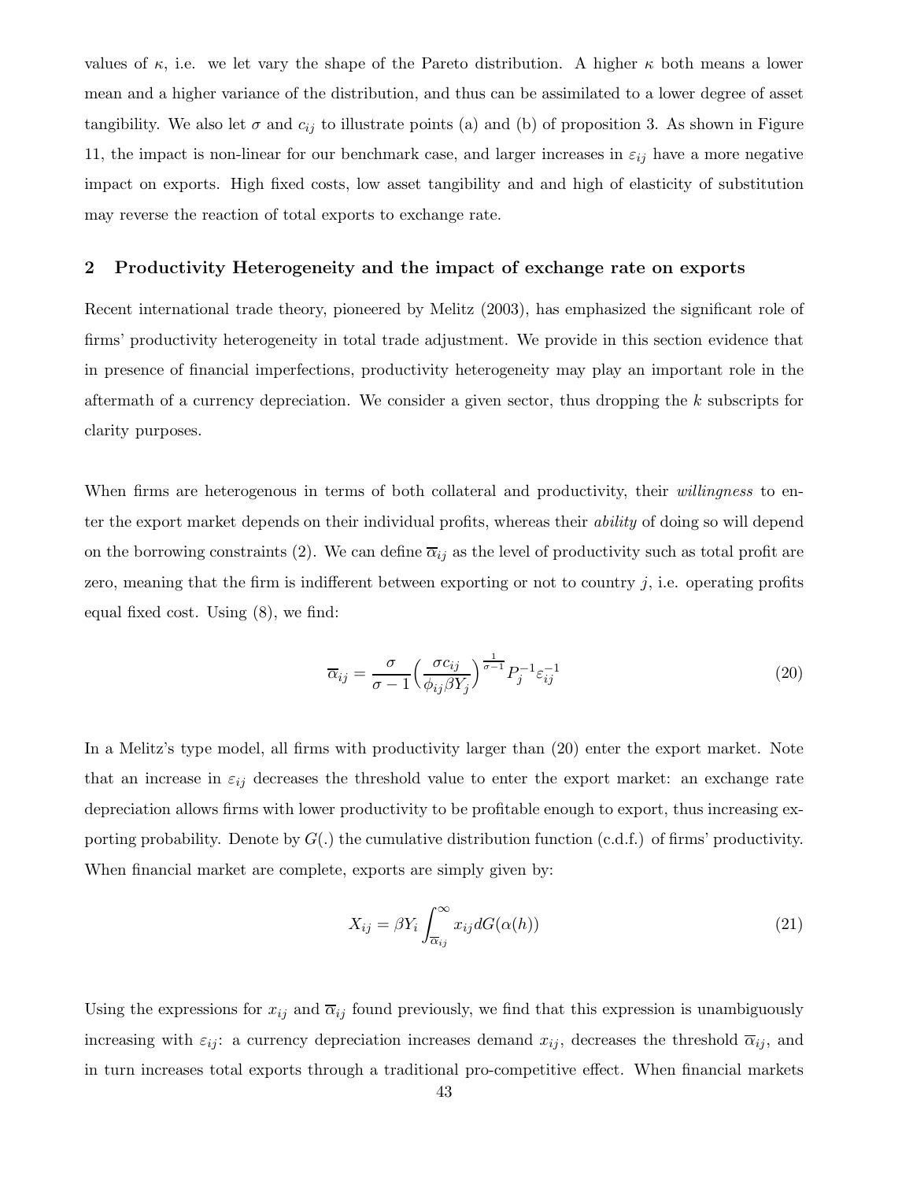values of $\kappa$, i.e. we let vary the shape of the Pareto distribution. A higher $\kappa$ both means a lower mean and a higher variance of the distribution, and thus can be assimilated to a lower degree of asset tangibility. We also let $\sigma$ and $c_{ij}$ to illustrate points (a) and (b) of proposition 3. As shown in Figure 11, the impact is non-linear for our benchmark case, and larger increases in $\varepsilon_{ij}$ have a more negative impact on exports. High fixed costs, low asset tangibility and and high of elasticity of substitution may reverse the reaction of total exports to exchange rate.

## 2 Productivity Heterogeneity and the impact of exchange rate on exports

Recent international trade theory, pioneered by Melitz (2003), has emphasized the significant role of firms' productivity heterogeneity in total trade adjustment. We provide in this section evidence that in presence of financial imperfections, productivity heterogeneity may play an important role in the aftermath of a currency depreciation. We consider a given sector, thus dropping the $k$ subscripts for clarity purposes.

When firms are heterogenous in terms of both collateral and productivity, their *willingness* to enter the export market depends on their individual profits, whereas their *ability* of doing so will depend on the borrowing constraints (2). We can define $\overline{\alpha}_{ij}$ as the level of productivity such as total profit are zero, meaning that the firm is indifferent between exporting or not to country $j$, i.e. operating profits equal fixed cost. Using (8), we find:

$$\overline{\alpha}_{ij} = \frac{\sigma}{\sigma - 1}\Big(\frac{\sigma c_{ij}}{\phi_{ij}\beta Y_j}\Big)^{\frac{1}{\sigma-1}} P_j^{-1}\varepsilon_{ij}^{-1} \tag{20}$$

In a Melitz's type model, all firms with productivity larger than (20) enter the export market. Note that an increase in $\varepsilon_{ij}$ decreases the threshold value to enter the export market: an exchange rate depreciation allows firms with lower productivity to be profitable enough to export, thus increasing exporting probability. Denote by $G(.)$ the cumulative distribution function (c.d.f.) of firms' productivity. When financial market are complete, exports are simply given by:

$$X_{ij} = \beta Y_i \int_{\overline{\alpha}_{ij}}^{\infty} x_{ij} dG(\alpha(h)) \tag{21}$$

Using the expressions for $x_{ij}$ and $\overline{\alpha}_{ij}$ found previously, we find that this expression is unambiguously increasing with $\varepsilon_{ij}$: a currency depreciation increases demand $x_{ij}$, decreases the threshold $\overline{\alpha}_{ij}$, and in turn increases total exports through a traditional pro-competitive effect. When financial markets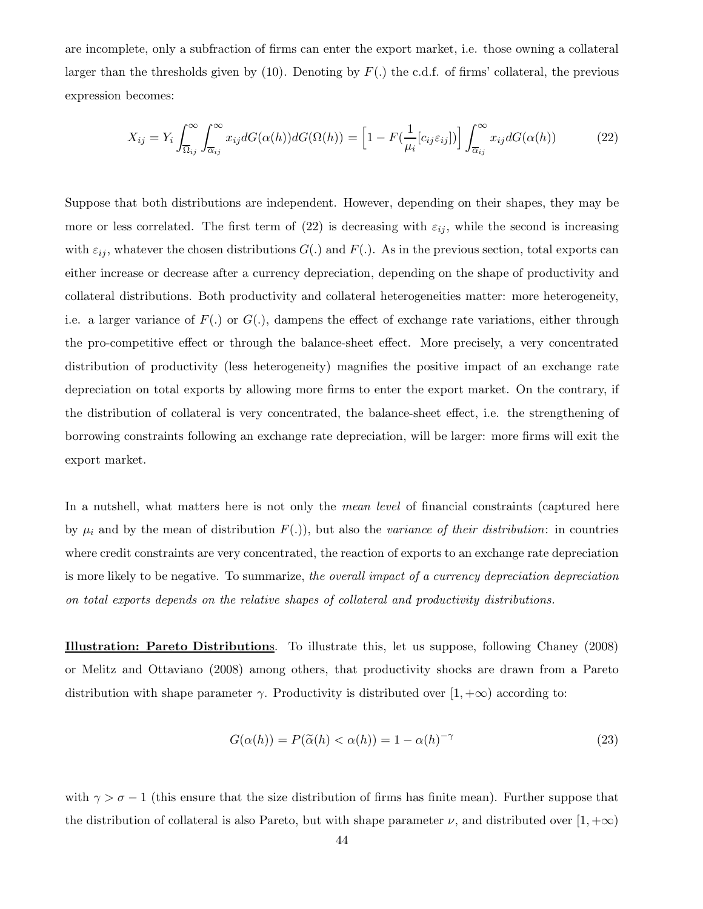are incomplete, only a subfraction of firms can enter the export market, i.e. those owning a collateral larger than the thresholds given by (10). Denoting by $F(.)$ the c.d.f. of firms' collateral, the previous expression becomes:

$$X_{ij} = Y_i \int_{\overline{\Omega}_{ij}}^{\infty} \int_{\overline{\alpha}_{ij}}^{\infty} x_{ij} dG(\alpha(h)) dG(\Omega(h)) = \Big[1 - F(\frac{1}{\mu_i}[c_{ij}\varepsilon_{ij}])\Big] \int_{\overline{\alpha}_{ij}}^{\infty} x_{ij} dG(\alpha(h)) \tag{22}$$

Suppose that both distributions are independent. However, depending on their shapes, they may be more or less correlated. The first term of (22) is decreasing with $\varepsilon_{ij}$, while the second is increasing with $\varepsilon_{ij}$, whatever the chosen distributions $G(.)$ and $F(.)$. As in the previous section, total exports can either increase or decrease after a currency depreciation, depending on the shape of productivity and collateral distributions. Both productivity and collateral heterogeneities matter: more heterogeneity, i.e. a larger variance of $F(.)$ or $G(.)$, dampens the effect of exchange rate variations, either through the pro-competitive effect or through the balance-sheet effect. More precisely, a very concentrated distribution of productivity (less heterogeneity) magnifies the positive impact of an exchange rate depreciation on total exports by allowing more firms to enter the export market. On the contrary, if the distribution of collateral is very concentrated, the balance-sheet effect, i.e. the strengthening of borrowing constraints following an exchange rate depreciation, will be larger: more firms will exit the export market.

In a nutshell, what matters here is not only the *mean level* of financial constraints (captured here by $\mu_i$ and by the mean of distribution $F(.)$), but also the *variance of their distribution*: in countries where credit constraints are very concentrated, the reaction of exports to an exchange rate depreciation is more likely to be negative. To summarize, *the overall impact of a currency depreciation depreciation on total exports depends on the relative shapes of collateral and productivity distributions.*

**Illustration: Pareto Distributions**. To illustrate this, let us suppose, following Chaney (2008) or Melitz and Ottaviano (2008) among others, that productivity shocks are drawn from a Pareto distribution with shape parameter $\gamma$. Productivity is distributed over $[1, +\infty)$ according to:

$$G(\alpha(h)) = P(\widetilde{\alpha}(h) < \alpha(h)) = 1 - \alpha(h)^{-\gamma} \tag{23}$$

with $\gamma > \sigma - 1$ (this ensure that the size distribution of firms has finite mean). Further suppose that the distribution of collateral is also Pareto, but with shape parameter $\nu$, and distributed over $[1, +\infty)$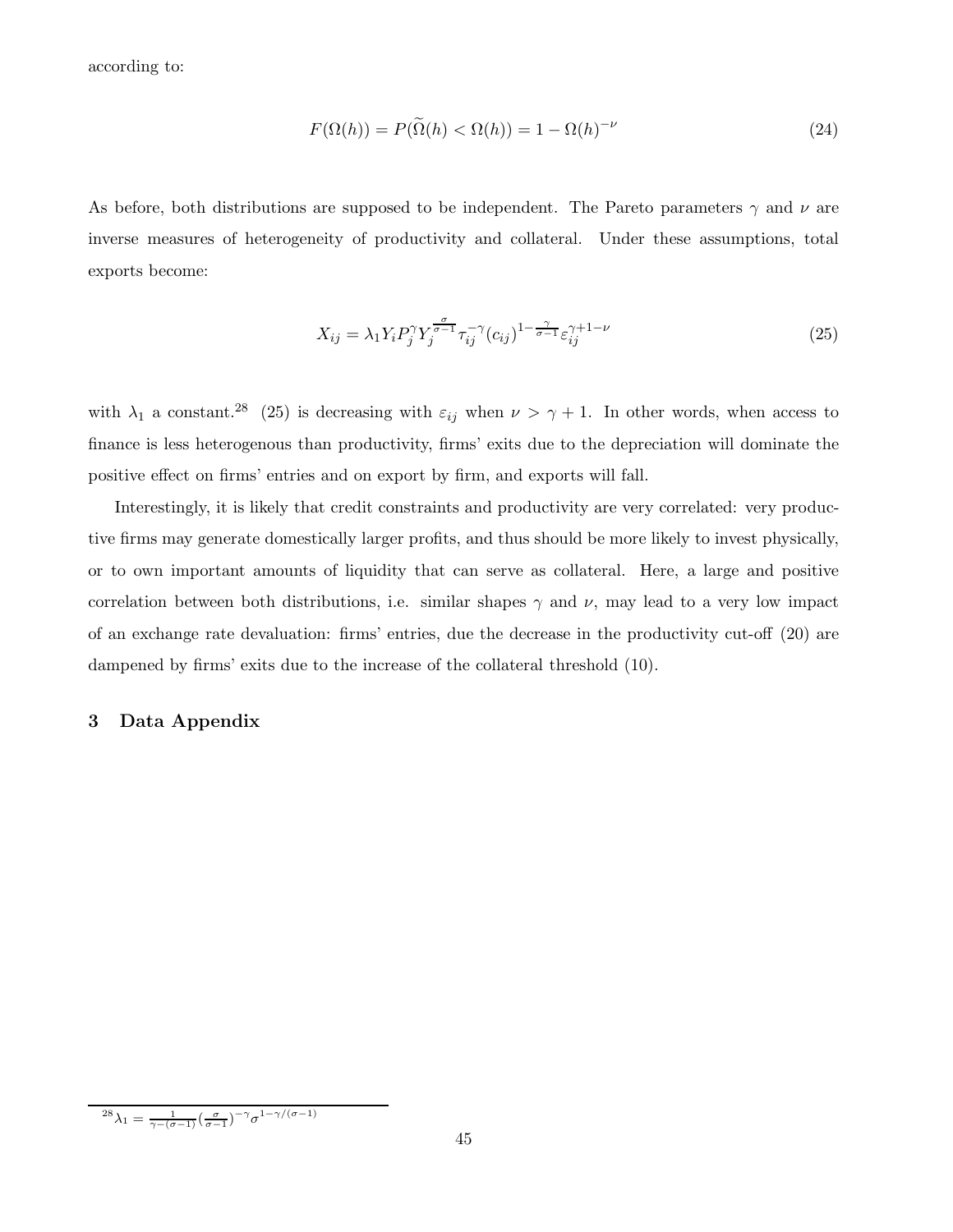according to:

$$F(\Omega(h)) = P(\widetilde{\Omega}(h) < \Omega(h)) = 1 - \Omega(h)^{-\nu} \tag{24}$$

As before, both distributions are supposed to be independent. The Pareto parameters $\gamma$ and $\nu$ are inverse measures of heterogeneity of productivity and collateral. Under these assumptions, total exports become:

$$X_{ij} = \lambda_1 Y_i P_j^{\gamma} Y_j^{\frac{\sigma}{\sigma-1}} \tau_{ij}^{-\gamma} (c_{ij})^{1-\frac{\gamma}{\sigma-1}} \varepsilon_{ij}^{\gamma+1-\nu} \tag{25}$$

with $\lambda_1$ a constant.[28] (25) is decreasing with $\varepsilon_{ij}$ when $\nu > \gamma + 1$. In other words, when access to finance is less heterogenous than productivity, firms' exits due to the depreciation will dominate the positive effect on firms' entries and on export by firm, and exports will fall.

Interestingly, it is likely that credit constraints and productivity are very correlated: very productive firms may generate domestically larger profits, and thus should be more likely to invest physically, or to own important amounts of liquidity that can serve as collateral. Here, a large and positive correlation between both distributions, i.e. similar shapes $\gamma$ and $\nu$, may lead to a very low impact of an exchange rate devaluation: firms' entries, due the decrease in the productivity cut-off (20) are dampened by firms' exits due to the increase of the collateral threshold (10).

## 3 Data Appendix

[28] $\lambda_1 = \frac{1}{\gamma-(\sigma-1)}(\frac{\sigma}{\sigma-1})^{-\gamma}\sigma^{1-\gamma/(\sigma-1)}$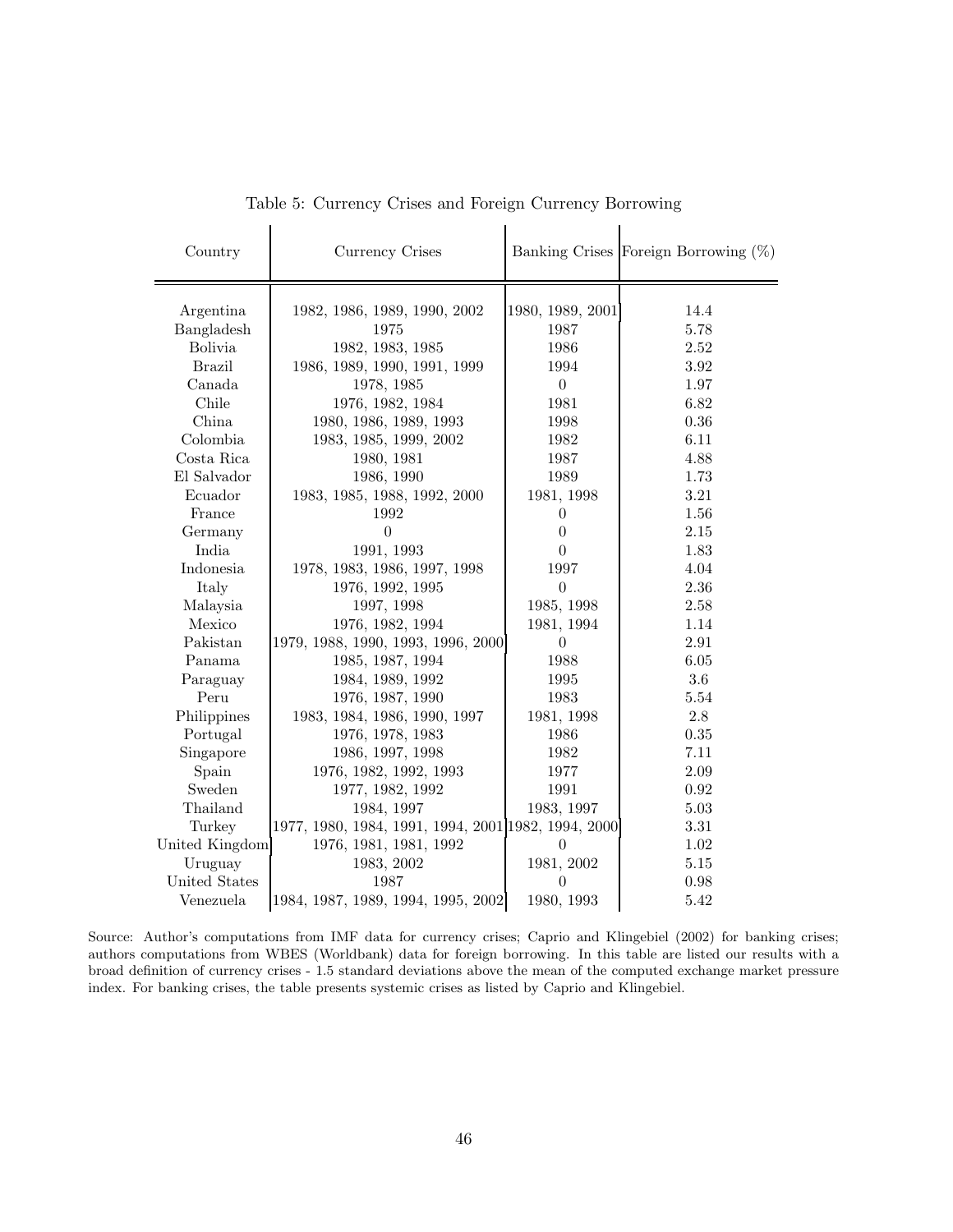Table 5: Currency Crises and Foreign Currency Borrowing

| Country | Currency Crises | Banking Crises | Foreign Borrowing (%) |
|---|---|---|---|
| Argentina | 1982, 1986, 1989, 1990, 2002 | 1980, 1989, 2001 | 14.4 |
| Bangladesh | 1975 | 1987 | 5.78 |
| Bolivia | 1982, 1983, 1985 | 1986 | 2.52 |
| Brazil | 1986, 1989, 1990, 1991, 1999 | 1994 | 3.92 |
| Canada | 1978, 1985 | 0 | 1.97 |
| Chile | 1976, 1982, 1984 | 1981 | 6.82 |
| China | 1980, 1986, 1989, 1993 | 1998 | 0.36 |
| Colombia | 1983, 1985, 1999, 2002 | 1982 | 6.11 |
| Costa Rica | 1980, 1981 | 1987 | 4.88 |
| El Salvador | 1986, 1990 | 1989 | 1.73 |
| Ecuador | 1983, 1985, 1988, 1992, 2000 | 1981, 1998 | 3.21 |
| France | 1992 | 0 | 1.56 |
| Germany | 0 | 0 | 2.15 |
| India | 1991, 1993 | 0 | 1.83 |
| Indonesia | 1978, 1983, 1986, 1997, 1998 | 1997 | 4.04 |
| Italy | 1976, 1992, 1995 | 0 | 2.36 |
| Malaysia | 1997, 1998 | 1985, 1998 | 2.58 |
| Mexico | 1976, 1982, 1994 | 1981, 1994 | 1.14 |
| Pakistan | 1979, 1988, 1990, 1993, 1996, 2000 | 0 | 2.91 |
| Panama | 1985, 1987, 1994 | 1988 | 6.05 |
| Paraguay | 1984, 1989, 1992 | 1995 | 3.6 |
| Peru | 1976, 1987, 1990 | 1983 | 5.54 |
| Philippines | 1983, 1984, 1986, 1990, 1997 | 1981, 1998 | 2.8 |
| Portugal | 1976, 1978, 1983 | 1986 | 0.35 |
| Singapore | 1986, 1997, 1998 | 1982 | 7.11 |
| Spain | 1976, 1982, 1992, 1993 | 1977 | 2.09 |
| Sweden | 1977, 1982, 1992 | 1991 | 0.92 |
| Thailand | 1984, 1997 | 1983, 1997 | 5.03 |
| Turkey | 1977, 1980, 1984, 1991, 1994, 2001 | 1982, 1994, 2000 | 3.31 |
| United Kingdom | 1976, 1981, 1981, 1992 | 0 | 1.02 |
| Uruguay | 1983, 2002 | 1981, 2002 | 5.15 |
| United States | 1987 | 0 | 0.98 |
| Venezuela | 1984, 1987, 1989, 1994, 1995, 2002 | 1980, 1993 | 5.42 |

Source: Author's computations from IMF data for currency crises; Caprio and Klingebiel (2002) for banking crises; authors computations from WBES (Worldbank) data for foreign borrowing. In this table are listed our results with a broad definition of currency crises - 1.5 standard deviations above the mean of the computed exchange market pressure index. For banking crises, the table presents systemic crises as listed by Caprio and Klingebiel.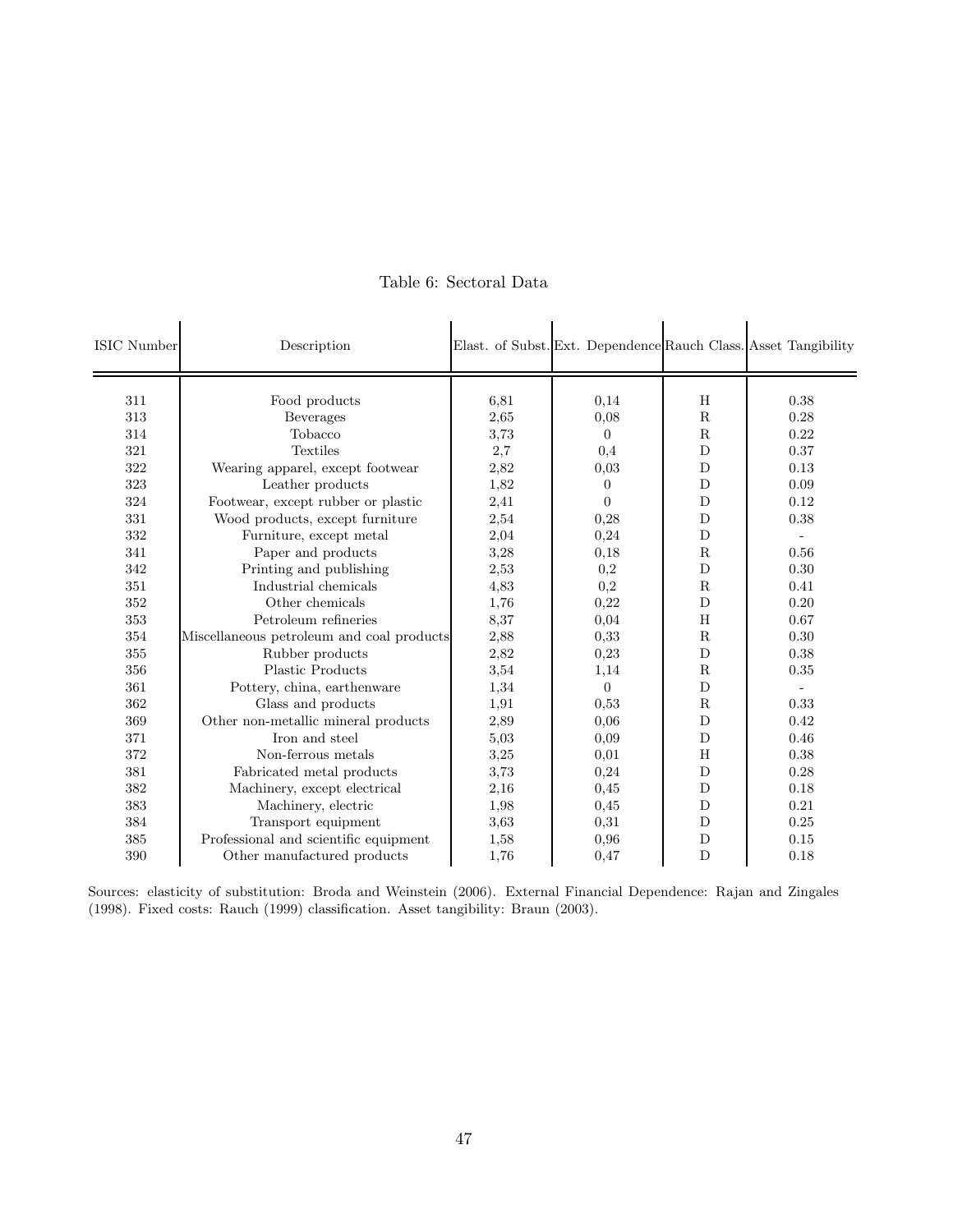Table 6: Sectoral Data

| ISIC Number | Description | Elast. of Subst. | Ext. Dependence | Rauch Class. | Asset Tangibility |
|---|---|---|---|---|---|
| 311 | Food products | 6,81 | 0,14 | H | 0.38 |
| 313 | Beverages | 2,65 | 0,08 | R | 0.28 |
| 314 | Tobacco | 3,73 | 0 | R | 0.22 |
| 321 | Textiles | 2,7 | 0,4 | D | 0.37 |
| 322 | Wearing apparel, except footwear | 2,82 | 0,03 | D | 0.13 |
| 323 | Leather products | 1,82 | 0 | D | 0.09 |
| 324 | Footwear, except rubber or plastic | 2,41 | 0 | D | 0.12 |
| 331 | Wood products, except furniture | 2,54 | 0,28 | D | 0.38 |
| 332 | Furniture, except metal | 2,04 | 0,24 | D | - |
| 341 | Paper and products | 3,28 | 0,18 | R | 0.56 |
| 342 | Printing and publishing | 2,53 | 0,2 | D | 0.30 |
| 351 | Industrial chemicals | 4,83 | 0,2 | R | 0.41 |
| 352 | Other chemicals | 1,76 | 0,22 | D | 0.20 |
| 353 | Petroleum refineries | 8,37 | 0,04 | H | 0.67 |
| 354 | Miscellaneous petroleum and coal products | 2,88 | 0,33 | R | 0.30 |
| 355 | Rubber products | 2,82 | 0,23 | D | 0.38 |
| 356 | Plastic Products | 3,54 | 1,14 | R | 0.35 |
| 361 | Pottery, china, earthenware | 1,34 | 0 | D | - |
| 362 | Glass and products | 1,91 | 0,53 | R | 0.33 |
| 369 | Other non-metallic mineral products | 2,89 | 0,06 | D | 0.42 |
| 371 | Iron and steel | 5,03 | 0,09 | D | 0.46 |
| 372 | Non-ferrous metals | 3,25 | 0,01 | H | 0.38 |
| 381 | Fabricated metal products | 3,73 | 0,24 | D | 0.28 |
| 382 | Machinery, except electrical | 2,16 | 0,45 | D | 0.18 |
| 383 | Machinery, electric | 1,98 | 0,45 | D | 0.21 |
| 384 | Transport equipment | 3,63 | 0,31 | D | 0.25 |
| 385 | Professional and scientific equipment | 1,58 | 0,96 | D | 0.15 |
| 390 | Other manufactured products | 1,76 | 0,47 | D | 0.18 |

Sources: elasticity of substitution: Broda and Weinstein (2006). External Financial Dependence: Rajan and Zingales (1998). Fixed costs: Rauch (1999) classification. Asset tangibility: Braun (2003).